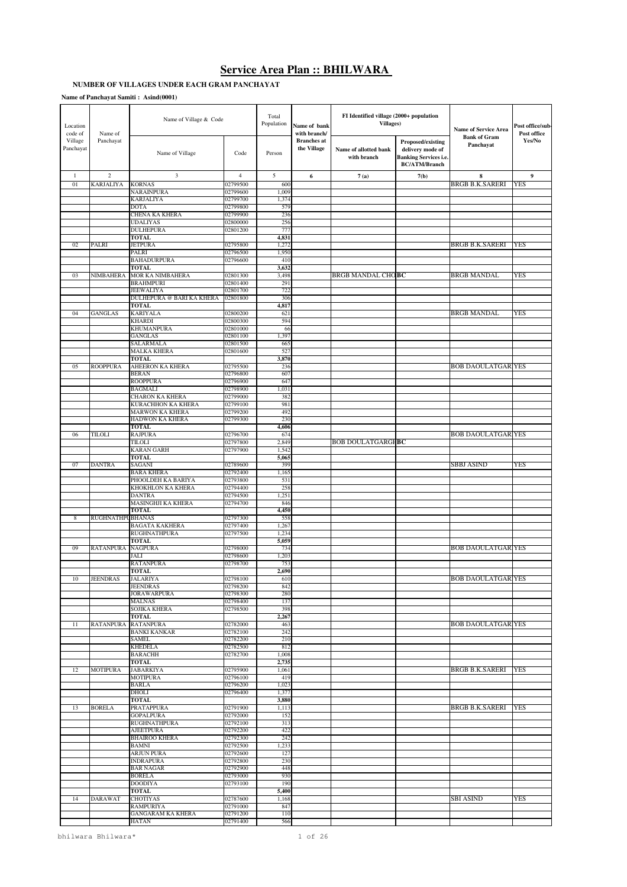# Service Area Plan :: BHILWARA

**NUMBER OF VILLAGES UNDER EACH GRAM PANCHAYAT**

**Name of Panchayat Samiti : Asind(0001)**

| Location code of Village Panchayat | Name of Panchayat | Name of Village & Code | | Total Population | Name of bank with branch/ Branches at the Village | FI Identified village (2000+ population Villages) | | Name of Service Area Bank of Gram Panchayat | Post office/sub-Post office Yes/No |
|---|---|---|---|---|---|---|---|---|---|
| | | Name of Village | Code | Person | | Name of allotted bank with branch | Proposed/existing delivery mode of Banking Services i.e. BC/ATM/Branch | | |
| 1 | 2 | 3 | 4 | 5 | 6 | 7 (a) | 7(b) | 8 | 9 |
| 01 | KARJALIYA | KORNAS | 02799500 | 600 | | | | BRGB B.K.SARERI | YES |
| | | NARAINPURA | 02799600 | 1,009 | | | | | |
| | | KARJALIYA | 02799700 | 1,374 | | | | | |
| | | DOTA | 02799800 | 579 | | | | | |
| | | CHENA KA KHERA | 02799900 | 236 | | | | | |
| | | UDALIYAS | 02800000 | 256 | | | | | |
| | | DULHEPURA | 02801200 | 777 | | | | | |
| | | **TOTAL** | | **4,831** | | | | | |
| 02 | PALRI | JETPURA | 02795800 | 1,272 | | | | BRGB B.K.SARERI | YES |
| | | PALRI | 02796500 | 1,950 | | | | | |
| | | BAHADURPURA | 02796600 | 410 | | | | | |
| | | **TOTAL** | | **3,632** | | | | | |
| 03 | NIMBAHERA | MOR KA NIMBAHERA | 02801300 | 3,498 | | BRGB MANDAL CHO | **BC** | BRGB MANDAL | YES |
| | | BRAHMPURI | 02801400 | 291 | | | | | |
| | | JEEWALIYA | 02801700 | 722 | | | | | |
| | | DULHEPURA @ BARI KA KHERA | 02801800 | 306 | | | | | |
| | | **TOTAL** | | **4,817** | | | | | |
| 04 | GANGLAS | KARIYALA | 02800200 | 621 | | | | BRGB MANDAL | YES |
| | | KHARDI | 02800300 | 594 | | | | | |
| | | KHUMANPURA | 02801000 | 66 | | | | | |
| | | GANGLAS | 02801100 | 1,397 | | | | | |
| | | SALARMALA | 02801500 | 665 | | | | | |
| | | MALKA KHERA | 02801600 | 527 | | | | | |
| | | **TOTAL** | | **3,870** | | | | | |
| 05 | ROOPPURA | AHEERON KA KHERA | 02795500 | 236 | | | | BOB DAOULATGAR | YES |
| | | BERAN | 02796800 | 607 | | | | | |
| | | ROOPPURA | 02796900 | 647 | | | | | |
| | | BAGMALI | 02798900 | 1,031 | | | | | |
| | | CHARON KA KHERA | 02799000 | 382 | | | | | |
| | | KURACHHON KA KHERA | 02799100 | 981 | | | | | |
| | | MARWON KA KHERA | 02799200 | 492 | | | | | |
| | | HADWON KA KHERA | 02799300 | 230 | | | | | |
| | | **TOTAL** | | **4,606** | | | | | |
| 06 | TILOLI | RAJPURA | 02796700 | 674 | | | | BOB DAOULATGAR | YES |
| | | TILOLI | 02797800 | 2,849 | | BOB DOULATGARGH | **BC** | | |
| | | KARAN GARH | 02797900 | 1,542 | | | | | |
| | | **TOTAL** | | **5,065** | | | | | |
| 07 | DANTRA | SAGANI | 02789600 | 399 | | | | SBBJ ASIND | YES |
| | | BARA KHERA | 02792400 | 1,165 | | | | | |
| | | PHOOLDEH KA BARIYA | 02793800 | 531 | | | | | |
| | | KHOKHLON KA KHERA | 02794400 | 258 | | | | | |
| | | DANTRA | 02794500 | 1,251 | | | | | |
| | | MASINGHJI KA KHERA | 02794700 | 846 | | | | | |
| | | **TOTAL** | | **4,450** | | | | | |
| 8 | RUGHNATHPU | BHANAS | 02797300 | 558 | | | | | |
| | | BAGATA KAKHERA | 02797400 | 1,267 | | | | | |
| | | RUGHNATHPURA | 02797500 | 1,234 | | | | | |
| | | **TOTAL** | | **5,059** | | | | | |
| 09 | RATANPURA | NAGPURA | 02798000 | 734 | | | | BOB DAOULATGAR | YES |
| | | JALI | 02798600 | 1,203 | | | | | |
| | | RATANPURA | 02798700 | 753 | | | | | |
| | | **TOTAL** | | **2,690** | | | | | |
| 10 | JEENDRAS | JALARIYA | 02798100 | 610 | | | | BOB DAOULATGAR | YES |
| | | JEENDRAS | 02798200 | 842 | | | | | |
| | | JORAWARPURA | 02798300 | 280 | | | | | |
| | | MALNAS | 02798400 | 137 | | | | | |
| | | SOJIKA KHERA | 02798500 | 398 | | | | | |
| | | **TOTAL** | | **2,267** | | | | | |
| 11 | RATANPURA | RATANPURA | 02782000 | 463 | | | | BOB DAOULATGAR | YES |
| | | BANKI KANKAR | 02782100 | 242 | | | | | |
| | | SAMEL | 02782200 | 210 | | | | | |
| | | KHEDELA | 02782500 | 812 | | | | | |
| | | BARACHH | 02782700 | 1,008 | | | | | |
| | | **TOTAL** | | **2,735** | | | | | |
| 12 | MOTIPURA | JABARKIYA | 02795900 | 1,061 | | | | BRGB B.K.SARERI | YES |
| | | MOTIPURA | 02796100 | 419 | | | | | |
| | | BARLA | 02796200 | 1,023 | | | | | |
| | | DHOLI | 02796400 | 1,377 | | | | | |
| | | **TOTAL** | | **3,880** | | | | | |
| 13 | BORELA | PRATAPPURA | 02791900 | 1,113 | | | | BRGB B.K.SARERI | YES |
| | | GOPALPURA | 02792000 | 152 | | | | | |
| | | RUGHNATHPURA | 02792100 | 313 | | | | | |
| | | AJEETPURA | 02792200 | 422 | | | | | |
| | | BHAIROO KHERA | 02792300 | 242 | | | | | |
| | | BAMNI | 02792500 | 1,233 | | | | | |
| | | ARJUN PURA | 02792600 | 127 | | | | | |
| | | INDRAPURA | 02792800 | 230 | | | | | |
| | | BAR NAGAR | 02792900 | 448 | | | | | |
| | | BORELA | 02793000 | 930 | | | | | |
| | | DOODIYA | 02793100 | 190 | | | | | |
| | | **TOTAL** | | **5,400** | | | | | |
| 14 | DARAWAT | CHOTIYAS | 02787600 | 1,168 | | | | SBI ASIND | YES |
| | | RAMPURIYA | 02791000 | 847 | | | | | |
| | | GANGARAM KA KHERA | 02791200 | 110 | | | | | |
| | | HATAN | 02791400 | 566 | | | | | |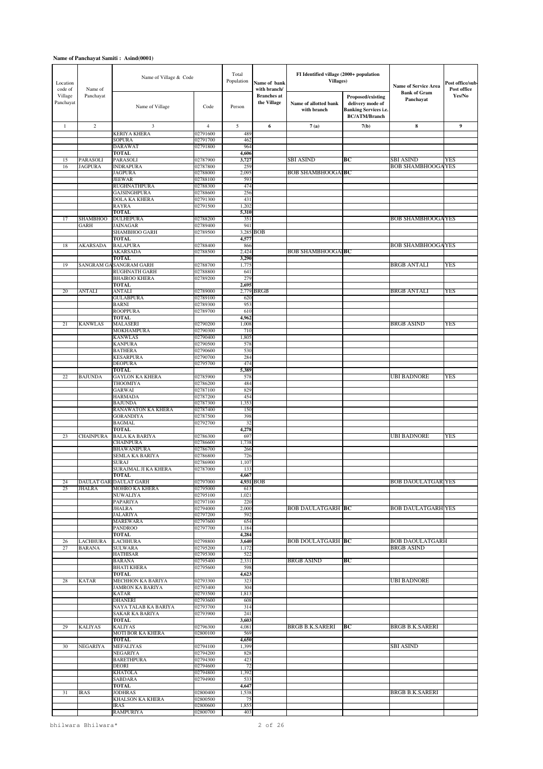**Name of Panchayat Samiti : Asind(0001)**

| Location code of Village Panchayat | Name of Panchayat | Name of Village & Code | | Total Population | Name of bank with branch/ Branches at the Village | FI Identified village (2000+ population Villages) | | Name of Service Area Bank of Gram Panchayat | Post office/sub-Post office Yes/No |
|---|---|---|---|---|---|---|---|---|---|
| | | Name of Village | Code | Person | | Name of allotted bank with branch | Proposed/existing delivery mode of Banking Services i.e. BC/ATM/Branch | | |
| 1 | 2 | 3 | 4 | 5 | 6 | 7(a) | 7(b) | 8 | 9 |
| | | KERIYA KHERA | 02791600 | 489 | | | | | |
| | | SOPURA | 02791700 | 462 | | | | | |
| | | DARAWAT | 02791800 | 964 | | | | | |
| | | **TOTAL** | | **4,606** | | | | | |
| 15 | PARASOLI | PARASOLI | 02787900 | **3,727** | | SBI ASIND | **BC** | SBI ASIND | YES |
| 16 | JAGPURA | INDRAPURA | 02787800 | 259 | | | | BOB SHAMBHOOGA | YES |
| | | JAGPURA | 02788000 | 2,095 | | BOB SHAMBHOOGA | **BC** | | |
| | | JEEWAR | 02788100 | 593 | | | | | |
| | | RUGHNATHPURA | 02788300 | 474 | | | | | |
| | | GAJSINGHPURA | 02788600 | 256 | | | | | |
| | | DOLA KA KHERA | 02791300 | 431 | | | | | |
| | | RAYRA | 02791500 | 1,202 | | | | | |
| | | **TOTAL** | | **5,310** | | | | | |
| 17 | SHAMBHOO GARH | DULHEPURA | 02788200 | 351 | | | | BOB SHAMBHOOGA | YES |
| | | JAINAGAR | 02789400 | 941 | | | | | |
| | | SHAMBHOO GARH | 02789500 | 3,285 | BOB | | | | |
| | | **TOTAL** | | **4,577** | | | | | |
| 18 | AKARSADA | BALAPURA | 02788400 | 866 | | | | BOB SHAMBHOOGA | YES |
| | | AKARSADA | 02788500 | 2,424 | | BOB SHAMBHOOGA | **BC** | | |
| | | **TOTAL** | | **3,290** | | | | | |
| 19 | SANGRAM GA | SANGRAM GARH | 02788700 | 1,775 | | | | BRGB ANTALI | YES |
| | | RUGHNATH GARH | 02788800 | 641 | | | | | |
| | | BHAIROO KHERA | 02789200 | 279 | | | | | |
| | | **TOTAL** | | **2,695** | | | | | |
| 20 | ANTALI | ANTALI | 02789000 | 2,779 | BRGB | | | BRGB ANTALI | YES |
| | | GULABPURA | 02789100 | 620 | | | | | |
| | | BARNI | 02789300 | 953 | | | | | |
| | | ROOPPURA | 02789700 | 610 | | | | | |
| | | **TOTAL** | | **4,962** | | | | | |
| 21 | KANWLAS | MALASERI | 02790200 | 1,008 | | | | BRGB ASIND | YES |
| | | MOKHAMPURA | 02790300 | 710 | | | | | |
| | | KANWLAS | 02790400 | 1,805 | | | | | |
| | | KANPURA | 02790500 | 578 | | | | | |
| | | BATHERA | 02790600 | 530 | | | | | |
| | | KESARPURA | 02790700 | 284 | | | | | |
| | | DEOPURA | 02795700 | 474 | | | | | |
| | | **TOTAL** | | **5,389** | | | | | |
| 22 | BAJUNDA | GAYLON KA KHERA | 02785900 | 578 | | | | UBI BADNORE | YES |
| | | THOOMIYA | 02786200 | 484 | | | | | |
| | | GARWAI | 02787100 | 829 | | | | | |
| | | HARMADA | 02787200 | 454 | | | | | |
| | | BAJUNDA | 02787300 | 1,353 | | | | | |
| | | RANAWATON KA KHERA | 02787400 | 150 | | | | | |
| | | GORANDIYA | 02787500 | 398 | | | | | |
| | | BAGMAL | 02792700 | 32 | | | | | |
| | | **TOTAL** | | **4,278** | | | | | |
| 23 | CHAINPURA | BALA KA BARIYA | 02786300 | 697 | | | | UBI BADNORE | YES |
| | | CHAINPURA | 02786600 | 1,738 | | | | | |
| | | BHAWANIPURA | 02786700 | 266 | | | | | |
| | | SEMLA KA BARIYA | 02786800 | 726 | | | | | |
| | | SURAJ | 02786900 | 1,107 | | | | | |
| | | SURAJMAL JI KA KHERA | 02787000 | 133 | | | | | |
| | | **TOTAL** | | **4,667** | | | | | |
| 24 | DAULAT GAR | DAULAT GARH | 02797000 | **4,931** | BOB | | | BOB DAOULATGAR | YES |
| 25 | JHALRA | MOHRO KA KHERA | 02795000 | 613 | | | | | |
| | | NUWALIYA | 02795100 | 1,021 | | | | | |
| | | PAPARIYA | 02797100 | 220 | | | | | |
| | | JHALRA | 02794000 | 2,000 | | BOB DAULATGARH | **BC** | BOB DAULATGARH | YES |
| | | JALARIYA | 02797200 | 592 | | | | | |
| | | MAREWARA | 02797600 | 654 | | | | | |
| | | PANDROO | 02797700 | 1,184 | | | | | |
| | | **TOTAL** | | **4,284** | | | | | |
| 26 | LACHHURA | LACHHURA | 02798800 | **3,640** | | BOB DOULATGARH | **BC** | BOB DAOULATGARH | |
| 27 | BARANA | SULWARA | 02795200 | 1,172 | | | | BRGB ASIND | |
| | | HATHISAR | 02795300 | 522 | | | | | |
| | | BARANA | 02795400 | 2,331 | | BRGB ASIND | **BC** | | |
| | | BHATI KHERA | 02795600 | 598 | | | | | |
| | | **TOTAL** | | **4,623** | | | | | |
| 28 | KATAR | MECHHON KA BARIYA | 02793300 | 323 | | | | UBI BADNORE | |
| | | JAMRON KA BARIYA | 02793400 | 304 | | | | | |
| | | KATAR | 02793500 | 1,813 | | | | | |
| | | DHANERI | 02793600 | 608 | | | | | |
| | | NAYA TALAB KA BARIYA | 02793700 | 314 | | | | | |
| | | SAKAR KA BARIYA | 02793900 | 241 | | | | | |
| | | **TOTAL** | | **3,603** | | | | | |
| 29 | KALIYAS | KALIYAS | 02796300 | 4,081 | | BRGB B.K.SARERI | **BC** | BRGB B.K.SARERI | |
| | | MOTI BOR KA KHERA | 02800100 | 569 | | | | | |
| | | **TOTAL** | | **4,650** | | | | | |
| 30 | NEGARIYA | MEFALIYAS | 02794100 | 1,399 | | | | SBI ASIND | |
| | | NEGARIYA | 02794200 | 828 | | | | | |
| | | BARETHPURA | 02794300 | 423 | | | | | |
| | | DEORI | 02794600 | 72 | | | | | |
| | | KHATOLA | 02794800 | 1,392 | | | | | |
| | | SABDARA | 02794900 | 533 | | | | | |
| | | **TOTAL** | | **4,647** | | | | | |
| 31 | IRAS | JODHRAS | 02800400 | 1,538 | | | | BRGB B.K.SARERI | |
| | | KHALSON KA KHERA | 02800500 | 75 | | | | | |
| | | IRAS | 02800600 | 1,855 | | | | | |
| | | RAMPURIYA | 02800700 | 403 | | | | | |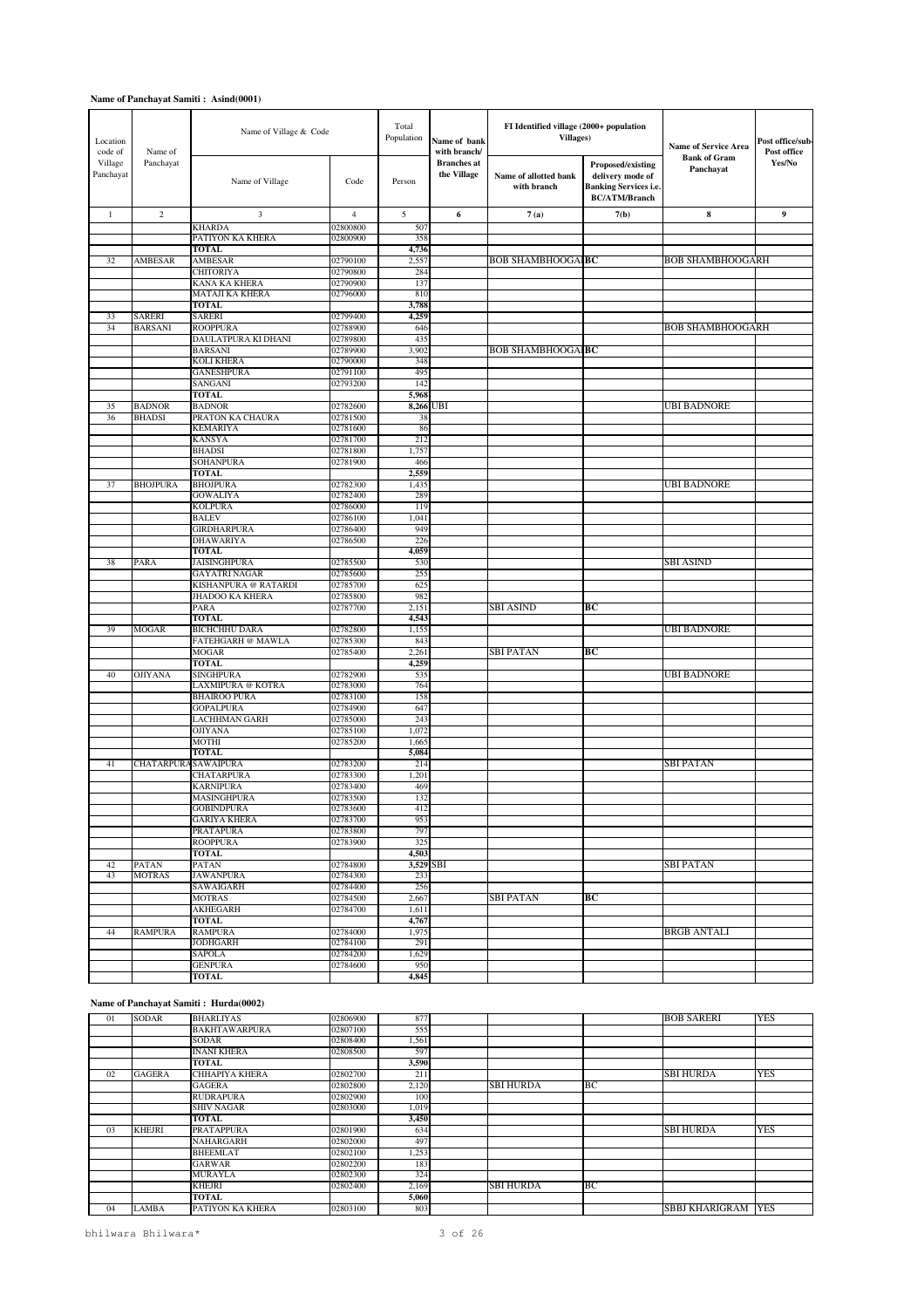**Name of Panchayat Samiti : Asind(0001)**

| Location code of Village Panchayat | Name of Panchayat | Name of Village & Code | | Total Population | Name of bank with branch/ Branches at the Village | FI Identified village (2000+ population Villages) | | Name of Service Area Bank of Gram Panchayat | Post office/sub-Post office Yes/No |
|---|---|---|---|---|---|---|---|---|---|
| | | Name of Village | Code | Person | | Name of allotted bank with branch | Proposed/existing delivery mode of Banking Services i.e. BC/ATM/Branch | | |
| 1 | 2 | 3 | 4 | 5 | 6 | 7 (a) | 7(b) | 8 | 9 |
| | | KHARDA | 02800800 | 507 | | | | | |
| | | PATIYON KA KHERA | 02800900 | 358 | | | | | |
| | | **TOTAL** | | **4,736** | | | | | |
| 32 | AMBESAR | AMBESAR | 02790100 | 2,557 | | BOB SHAMBHOOGAI | BC | BOB SHAMBHOOGARH | |
| | | CHITORIYA | 02790800 | 284 | | | | | |
| | | KANA KA KHERA | 02790900 | 137 | | | | | |
| | | MATAJI KA KHERA | 02796000 | 810 | | | | | |
| | | **TOTAL** | | **3,788** | | | | | |
| 33 | SARERI | SARERI | 02799400 | **4,259** | | | | | |
| 34 | BARSANI | ROOPPURA | 02788900 | 646 | | | | BOB SHAMBHOOGARH | |
| | | DAULATPURA KI DHANI | 02789800 | 435 | | | | | |
| | | BARSANI | 02789900 | 3,902 | | BOB SHAMBHOOGAI | BC | | |
| | | KOLI KHERA | 02790000 | 348 | | | | | |
| | | GANESHPURA | 02791100 | 495 | | | | | |
| | | SANGANI | 02793200 | 142 | | | | | |
| | | **TOTAL** | | **5,968** | | | | | |
| 35 | BADNOR | BADNOR | 02782600 | **8,266** | UBI | | | UBI BADNORE | |
| 36 | BHADSI | PRATON KA CHAURA | 02781500 | 38 | | | | | |
| | | KEMARIYA | 02781600 | 86 | | | | | |
| | | KANSYA | 02781700 | 212 | | | | | |
| | | BHADSI | 02781800 | 1,757 | | | | | |
| | | SOHANPURA | 02781900 | 466 | | | | | |
| | | **TOTAL** | | **2,559** | | | | | |
| 37 | BHOJPURA | BHOJPURA | 02782300 | 1,435 | | | | UBI BADNORE | |
| | | GOWALIYA | 02782400 | 289 | | | | | |
| | | KOLPURA | 02786000 | 119 | | | | | |
| | | BALEV | 02786100 | 1,041 | | | | | |
| | | GIRDHARPURA | 02786400 | 949 | | | | | |
| | | DHAWARIYA | 02786500 | 226 | | | | | |
| | | **TOTAL** | | **4,059** | | | | | |
| 38 | PARA | JAISINGHPURA | 02785500 | 530 | | | | SBI ASIND | |
| | | GAYATRI NAGAR | 02785600 | 255 | | | | | |
| | | KISHANPURA @ RATARDI | 02785700 | 625 | | | | | |
| | | JHADOO KA KHERA | 02785800 | 982 | | | | | |
| | | PARA | 02787700 | 2,151 | | SBI ASIND | BC | | |
| | | **TOTAL** | | **4,543** | | | | | |
| 39 | MOGAR | BICHCHHU DARA | 02782800 | 1,155 | | | | UBI BADNORE | |
| | | FATEHGARH @ MAWLA | 02785300 | 843 | | | | | |
| | | MOGAR | 02785400 | 2,261 | | SBI PATAN | BC | | |
| | | **TOTAL** | | **4,259** | | | | | |
| 40 | OJIYANA | SINGHPURA | 02782900 | 535 | | | | UBI BADNORE | |
| | | LAXMIPURA @ KOTRA | 02783000 | 764 | | | | | |
| | | BHAIROO PURA | 02783100 | 158 | | | | | |
| | | GOPALPURA | 02784900 | 647 | | | | | |
| | | LACHHMAN GARH | 02785000 | 243 | | | | | |
| | | OJIYANA | 02785100 | 1,072 | | | | | |
| | | MOTHI | 02785200 | 1,665 | | | | | |
| | | **TOTAL** | | **5,084** | | | | | |
| 41 | CHATARPURA | SAWAIPURA | 02783200 | 214 | | | | SBI PATAN | |
| | | CHATARPURA | 02783300 | 1,201 | | | | | |
| | | KARNIPURA | 02783400 | 469 | | | | | |
| | | MASINGHPURA | 02783500 | 132 | | | | | |
| | | GOBINDPURA | 02783600 | 412 | | | | | |
| | | GARIYA KHERA | 02783700 | 953 | | | | | |
| | | PRATAPURA | 02783800 | 797 | | | | | |
| | | ROOPPURA | 02783900 | 325 | | | | | |
| | | **TOTAL** | | **4,503** | | | | | |
| 42 | PATAN | PATAN | 02784800 | **3,529** | SBI | | | SBI PATAN | |
| 43 | MOTRAS | JAWANPURA | 02784300 | 233 | | | | | |
| | | SAWAIGARH | 02784400 | 256 | | | | | |
| | | MOTRAS | 02784500 | 2,667 | | SBI PATAN | BC | | |
| | | AKHEGARH | 02784700 | 1,611 | | | | | |
| | | **TOTAL** | | **4,767** | | | | | |
| 44 | RAMPURA | RAMPURA | 02784000 | 1,975 | | | | BRGB ANTALI | |
| | | JODHGARH | 02784100 | 291 | | | | | |
| | | SAPOLA | 02784200 | 1,629 | | | | | |
| | | GENPURA | 02784600 | 950 | | | | | |
| | | **TOTAL** | | **4,845** | | | | | |

**Name of Panchayat Samiti : Hurda(0002)**

| 01 | SODAR | BHARLIYAS | 02806900 | 877 | | | | BOB SARERI | YES |
|---|---|---|---|---|---|---|---|---|---|
| | | BAKHTAWARPURA | 02807100 | 555 | | | | | |
| | | SODAR | 02808400 | 1,561 | | | | | |
| | | INANI KHERA | 02808500 | 597 | | | | | |
| | | **TOTAL** | | **3,590** | | | | | |
| 02 | GAGERA | CHHAPIYA KHERA | 02802700 | 211 | | | | SBI HURDA | YES |
| | | GAGERA | 02802800 | 2,120 | | SBI HURDA | BC | | |
| | | RUDRAPURA | 02802900 | 100 | | | | | |
| | | SHIV NAGAR | 02803000 | 1,019 | | | | | |
| | | **TOTAL** | | **3,450** | | | | | |
| 03 | KHEJRI | PRATAPPURA | 02801900 | 634 | | | | SBI HURDA | YES |
| | | NAHARGARH | 02802000 | 497 | | | | | |
| | | BHEEMLAT | 02802100 | 1,253 | | | | | |
| | | GARWAR | 02802200 | 183 | | | | | |
| | | MURAYLA | 02802300 | 324 | | | | | |
| | | KHEJRI | 02802400 | 2,169 | | SBI HURDA | BC | | |
| | | **TOTAL** | | **5,060** | | | | | |
| 04 | LAMBA | PATIYON KA KHERA | 02803100 | 803 | | | | SBBJ KHARIGRAM | YES |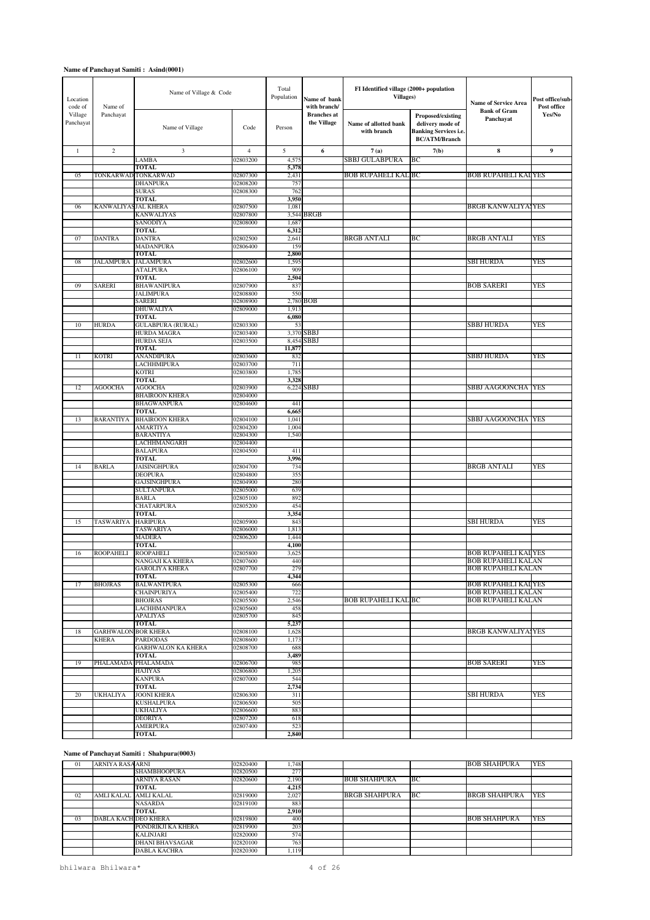**Name of Panchayat Samiti : Asind(0001)**

| Location code of Village Panchayat | Name of Panchayat | Name of Village & Code | | Total Population | Name of bank with branch/ Branches at the Village | FI Identified village (2000+ population Villages) | | Name of Service Area Bank of Gram Panchayat | Post office/sub-Post office Yes/No |
|---|---|---|---|---|---|---|---|---|---|
| | | Name of Village | Code | Person | | Name of allotted bank with branch | Proposed/existing delivery mode of Banking Services i.e. BC/ATM/Branch | | |
| 1 | 2 | 3 | 4 | 5 | 6 | 7 (a) | 7(b) | 8 | 9 |
| | | LAMBA | 02803200 | 4,575 | | SBBJ GULABPURA | BC | | |
| | | **TOTAL** | | **5,378** | | | | | |
| 05 | TONKARWAD | TONKARWAD | 02807300 | 2,431 | | BOB RUPAHELI KAL | BC | BOB RUPAHELI KAL | YES |
| | | DHANPURA | 02808200 | 757 | | | | | |
| | | SURAS | 02808300 | 762 | | | | | |
| | | **TOTAL** | | **3,950** | | | | | |
| 06 | KANWALIYAS | JAL KHERA | 02807500 | 1,081 | | | | BRGB KANWALIYA | YES |
| | | KANWALIYAS | 02807800 | 3,544 | BRGB | | | | |
| | | SANODIYA | 02808000 | 1,687 | | | | | |
| | | **TOTAL** | | **6,312** | | | | | |
| 07 | DANTRA | DANTRA | 02802500 | 2,641 | | BRGB ANTALI | BC | BRGB ANTALI | YES |
| | | MADANPURA | 02806400 | 159 | | | | | |
| | | **TOTAL** | | **2,800** | | | | | |
| 08 | JALAMPURA | JALAMPURA | 02802600 | 1,595 | | | | SBI HURDA | YES |
| | | ATALPURA | 02806100 | 909 | | | | | |
| | | **TOTAL** | | **2,504** | | | | | |
| 09 | SARERI | BHAWANIPURA | 02807900 | 837 | | | | BOB SARERI | YES |
| | | JALIMPURA | 02808800 | 550 | | | | | |
| | | SARERI | 02808900 | 2,780 | BOB | | | | |
| | | DHUWALIYA | 02809000 | 1,913 | | | | | |
| | | **TOTAL** | | **6,080** | | | | | |
| 10 | HURDA | GULABPURA (RURAL) | 02803300 | 53 | | | | SBBJ HURDA | YES |
| | | HURDA MAGRA | 02803400 | 3,370 | SBBJ | | | | |
| | | HURDA SEJA | 02803500 | 8,454 | SBBJ | | | | |
| | | **TOTAL** | | **11,877** | | | | | |
| 11 | KOTRI | ANANDIPURA | 02803600 | 832 | | | | SBBJ HURDA | YES |
| | | LACHHMIPURA | 02803700 | 711 | | | | | |
| | | KOTRI | 02803800 | 1,785 | | | | | |
| | | **TOTAL** | | **3,328** | | | | | |
| 12 | AGOOCHA | AGOOCHA | 02803900 | 6,224 | SBBJ | | | SBBJ AAGOONCHA | YES |
| | | BHAIROON KHERA | 02804000 | | | | | | |
| | | BHAGWANPURA | 02804600 | 441 | | | | | |
| | | **TOTAL** | | **6,665** | | | | | |
| 13 | BARANTIYA | BHAIROON KHERA | 02804100 | 1,041 | | | | SBBJ AAGOONCHA | YES |
| | | AMARTIYA | 02804200 | 1,004 | | | | | |
| | | BARANTIYA | 02804300 | 1,540 | | | | | |
| | | LACHHMANGARH | 02804400 | | | | | | |
| | | BALAPURA | 02804500 | 411 | | | | | |
| | | **TOTAL** | | **3,996** | | | | | |
| 14 | BARLA | JAISINGHPURA | 02804700 | 734 | | | | BRGB ANTALI | YES |
| | | DEOPURA | 02804800 | 355 | | | | | |
| | | GAJSINGHPURA | 02804900 | 280 | | | | | |
| | | SULTANPURA | 02805000 | 639 | | | | | |
| | | BARLA | 02805100 | 892 | | | | | |
| | | CHATARPURA | 02805200 | 454 | | | | | |
| | | **TOTAL** | | **3,354** | | | | | |
| 15 | TASWARIYA | HARIPURA | 02805900 | 843 | | | | SBI HURDA | YES |
| | | TASWARIYA | 02806000 | 1,813 | | | | | |
| | | MADERA | 02806200 | 1,444 | | | | | |
| | | **TOTAL** | | **4,100** | | | | | |
| 16 | ROOPAHELI | ROOPAHELI | 02805800 | 3,625 | | | | BOB RUPAHELI KAL | YES |
| | | NANGAJI KA KHERA | 02807600 | 440 | | | | BOB RUPAHELI KALAN | |
| | | GAROLIYA KHERA | 02807700 | 279 | | | | BOB RUPAHELI KALAN | |
| | | **TOTAL** | | **4,344** | | | | | |
| 17 | BHOJRAS | BALWANTPURA | 02805300 | 666 | | | | BOB RUPAHELI KAL | YES |
| | | CHAINPURIYA | 02805400 | 722 | | | | BOB RUPAHELI KALAN | |
| | | BHOJRAS | 02805500 | 2,546 | | BOB RUPAHELI KAL | BC | BOB RUPAHELI KALAN | |
| | | LACHHMANPURA | 02805600 | 458 | | | | | |
| | | APALIYAS | 02805700 | 845 | | | | | |
| | | **TOTAL** | | **5,237** | | | | | |
| 18 | GARHWALON KHERA | BOR KHERA | 02808100 | 1,628 | | | | BRGB KANWALIYA | YES |
| | | PARDODAS | 02808600 | 1,173 | | | | | |
| | | GARHWALON KA KHERA | 02808700 | 688 | | | | | |
| | | **TOTAL** | | **3,489** | | | | | |
| 19 | PHALAMADA | PHALAMADA | 02806700 | 985 | | | | BOB SARERI | YES |
| | | HAJIYAS | 02806800 | 1,205 | | | | | |
| | | KANPURA | 02807000 | 544 | | | | | |
| | | **TOTAL** | | **2,734** | | | | | |
| 20 | UKHALIYA | JOONI KHERA | 02806300 | 311 | | | | SBI HURDA | YES |
| | | KUSHALPURA | 02806500 | 505 | | | | | |
| | | UKHALIYA | 02806600 | 883 | | | | | |
| | | DEORIYA | 02807200 | 618 | | | | | |
| | | AMERPURA | 02807400 | 523 | | | | | |
| | | **TOTAL** | | **2,840** | | | | | |

**Name of Panchayat Samiti : Shahpura(0003)**

| | | | | | | | | | |
|---|---|---|---|---|---|---|---|---|---|
| 01 | ARNIYA RASA | ARNI | 02820400 | 1,748 | | | | BOB SHAHPURA | YES |
| | | SHAMBHOOPURA | 02820500 | 277 | | | | | |
| | | ARNIYA RASAN | 02820600 | 2,190 | | BOB SHAHPURA | BC | | |
| | | **TOTAL** | | **4,215** | | | | | |
| 02 | AMLI KALAL | AMLI KALAL | 02819000 | 2,027 | | BRGB SHAHPURA | BC | BRGB SHAHPURA | YES |
| | | NASARDA | 02819100 | 883 | | | | | |
| | | **TOTAL** | | **2,910** | | | | | |
| 03 | DABLA KACH | DEO KHERA | 02819800 | 400 | | | | BOB SHAHPURA | YES |
| | | PONDRIKJI KA KHERA | 02819900 | 203 | | | | | |
| | | KALINJARI | 02820000 | 574 | | | | | |
| | | DHANI BHAVSAGAR | 02820100 | 763 | | | | | |
| | | DABLA KACHRA | 02820300 | 1,119 | | | | | |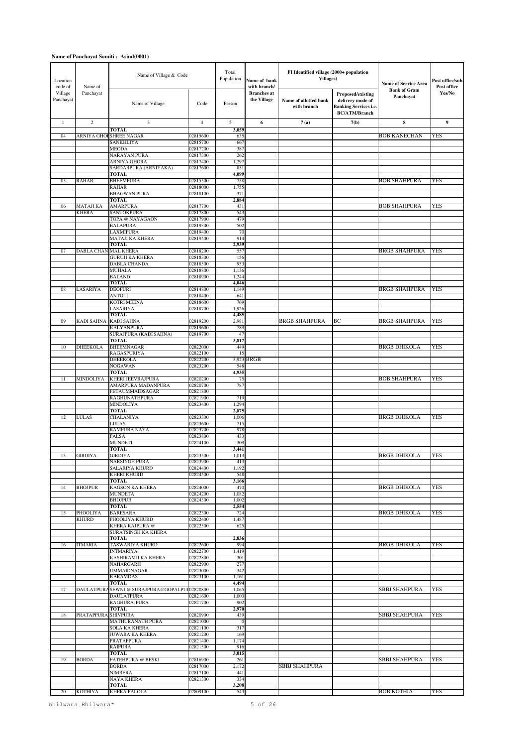**Name of Panchayat Samiti : Asind(0001)**

| Location code of Village Panchayat | Name of Panchayat | Name of Village & Code | | Total Population | Name of bank with branch/ Branches at the Village | FI Identified village (2000+ population Villages) | | Name of Service Area Bank of Gram Panchayat | Post office/sub-Post office Yes/No |
|---|---|---|---|---|---|---|---|---|---|
| | | Name of Village | Code | Person | | Name of allotted bank with branch | Proposed/existing delivery mode of Banking Services i.e. BC/ATM/Branch | | |
| 1 | 2 | 3 | 4 | 5 | 6 | 7 (a) | 7(b) | 8 | 9 |
| | | TOTAL | | 3,059 | | | | | |
| 04 | ARNIYA GHORA | SHREE NAGAR | 02815600 | 635 | | | | BOB KANECHAN | YES |
| | | SANKHLIYA | 02815700 | 667 | | | | | |
| | | MEODA | 02817200 | 387 | | | | | |
| | | NARAYAN PURA | 02817300 | 262 | | | | | |
| | | ARNIYA GHORA | 02817400 | 1,297 | | | | | |
| | | SARDARPURA (ARNIYAKA) | 02817600 | 851 | | | | | |
| | | TOTAL | | 4,099 | | | | | |
| 05 | RAHAR | BHEEMPURA | 02815500 | 758 | | | | BOB SHAHPURA | YES |
| | | RAHAR | 02818000 | 1,755 | | | | | |
| | | BHAGWAN PURA | 02818100 | 371 | | | | | |
| | | TOTAL | | 2,884 | | | | | |
| 06 | MATAJI KA KHERA | AMARPURA | 02817700 | 431 | | | | BOB SHAHPURA | YES |
| | | SANTOKPURA | 02817800 | 543 | | | | | |
| | | TOPA @ NAYAGAON | 02817900 | 479 | | | | | |
| | | BALAPURA | 02819300 | 502 | | | | | |
| | | LAXMIPURA | 02819400 | 70 | | | | | |
| | | MATAJI KA KHERA | 02819500 | 914 | | | | | |
| | | TOTAL | | 2,939 | | | | | |
| 07 | DABLA CHANDA | MAL KHERA | 02818200 | 557 | | | | BRGB SHAHPURA | YES |
| | | GURUJI KA KHERA | 02818300 | 156 | | | | | |
| | | DABLA CHANDA | 02818500 | 953 | | | | | |
| | | MUHALA | 02818800 | 1,136 | | | | | |
| | | BALAND | 02818900 | 1,244 | | | | | |
| | | TOTAL | | 4,046 | | | | | |
| 08 | LASARIYA | DEOPURI | 02814800 | 1,149 | | | | BRGB SHAHPURA | YES |
| | | ANTOLI | 02818400 | 641 | | | | | |
| | | KOTRI MEENA | 02818600 | 769 | | | | | |
| | | LASARIYA | 02818700 | 1,926 | | | | | |
| | | TOTAL | | 4,485 | | | | | |
| 09 | KADI SAHNA | KADI SAHNA | 02819200 | 2,981 | | BRGB SHAHPURA | BC | BRGB SHAHPURA | YES |
| | | KALYANPURA | 02819600 | 789 | | | | | |
| | | SURAJPURA (KADI SAHNA) | 02819700 | 47 | | | | | |
| | | TOTAL | | 3,817 | | | | | |
| 10 | DHEEKOLA | BHEEMNAGAR | 02822000 | 449 | | | | BRGB DHIKOLA | YES |
| | | RAGASPURIYA | 02822100 | 15 | | | | | |
| | | DHEEKOLA | 02822200 | 3,923 | BRGB | | | | |
| | | NOGAWAN | 02823200 | 548 | | | | | |
| | | TOTAL | | 4,935 | | | | | |
| 11 | MINDOLIYA | KHERI JEEVRAJPURA | 02820200 | 75 | | | | BOB SHAHPURA | YES |
| | | AMARPURA MADANPURA | 02820700 | 787 | | | | | |
| | | PETAUMMAIDSAGAR | 02821800 | | | | | | |
| | | RAGHUNATHPURA | 02821900 | 719 | | | | | |
| | | MINDOLIYA | 02823400 | 1,294 | | | | | |
| | | TOTAL | | 2,875 | | | | | |
| 12 | LULAS | CHALANIYA | 02823300 | 1,006 | | | | BRGB DHIKOLA | YES |
| | | LULAS | 02823600 | 715 | | | | | |
| | | RAMPURA NAYA | 02823700 | 978 | | | | | |
| | | PALSA | 02823800 | 433 | | | | | |
| | | MUNDETI | 02824100 | 309 | | | | | |
| | | TOTAL | | 3,441 | | | | | |
| 13 | GIRDIYA | GIRDIYA | 02823500 | 1,013 | | | | BRGB DHIKOLA | YES |
| | | NARSINGH PURA | 02823900 | 413 | | | | | |
| | | SALARIYA KHURD | 02824400 | 1,192 | | | | | |
| | | KHERI KHURD | 02824500 | 548 | | | | | |
| | | TOTAL | | 3,166 | | | | | |
| 14 | BHOJPUR | KAGSON KA KHERA | 02824000 | 470 | | | | BRGB DHIKOLA | YES |
| | | MUNDETA | 02824200 | 1,082 | | | | | |
| | | BHOJPUR | 02824300 | 1,002 | | | | | |
| | | TOTAL | | 2,554 | | | | | |
| 15 | PHOOLIYA KHURD | BARESARA | 02822300 | 724 | | | | BRGB DHIKOLA | YES |
| | | PHOOLIYA KHURD | 02822400 | 1,487 | | | | | |
| | | KHERA RAJPURA @ SURATSINGH KA KHERA | 02822500 | 625 | | | | | |
| | | TOTAL | | 2,836 | | | | | |
| 16 | ITMARIA | TASWARIYA KHURD | 02822600 | 994 | | | | BRGB DHIKOLA | YES |
| | | INTMARIYA | 02822700 | 1,419 | | | | | |
| | | KASHIRAMJI KA KHERA | 02822800 | 301 | | | | | |
| | | NAHARGARH | 02822900 | 277 | | | | | |
| | | UMMAIDNAGAR | 02823000 | 342 | | | | | |
| | | KARAMDAS | 02823100 | 1,161 | | | | | |
| | | TOTAL | | 4,494 | | | | | |
| 17 | DAULATPURA | SEWNI @ SURAJPURA@GOPALPUR | 02820800 | 1,065 | | | | SBBJ SHAHPURA | YES |
| | | DAULATPURA | 02821600 | 1,003 | | | | | |
| | | RAGHURAJPURA | 02821700 | 902 | | | | | |
| | | TOTAL | | 2,970 | | | | | |
| 18 | PRATAPPURA | SHIVPURA | 02820900 | 439 | | | | SBBJ SHAHPURA | YES |
| | | MATHURANATH PURA | 02821000 | 0 | | | | | |
| | | SOLA KA KHERA | 02821100 | 317 | | | | | |
| | | JUWARA KA KHERA | 02821200 | 169 | | | | | |
| | | PRATAPPURA | 02821400 | 1,174 | | | | | |
| | | RAIPURA | 02821500 | 916 | | | | | |
| | | TOTAL | | 3,015 | | | | | |
| 19 | BORDA | FATEHPURA @ BESKI | 02816900 | 261 | | | | SBBJ SHAHPURA | YES |
| | | BORDA | 02817000 | 2,172 | | SBBJ SHAHPURA | | | |
| | | NIMBERA | 02817100 | 441 | | | | | |
| | | NAYA KHERA | 02821300 | 334 | | | | | |
| | | TOTAL | | 3,208 | | | | | |
| 20 | KOTHIYA | KHERA PALOLA | 02809100 | 543 | | | | BOB KOTHIA | YES |

bhilwara Bhilwara*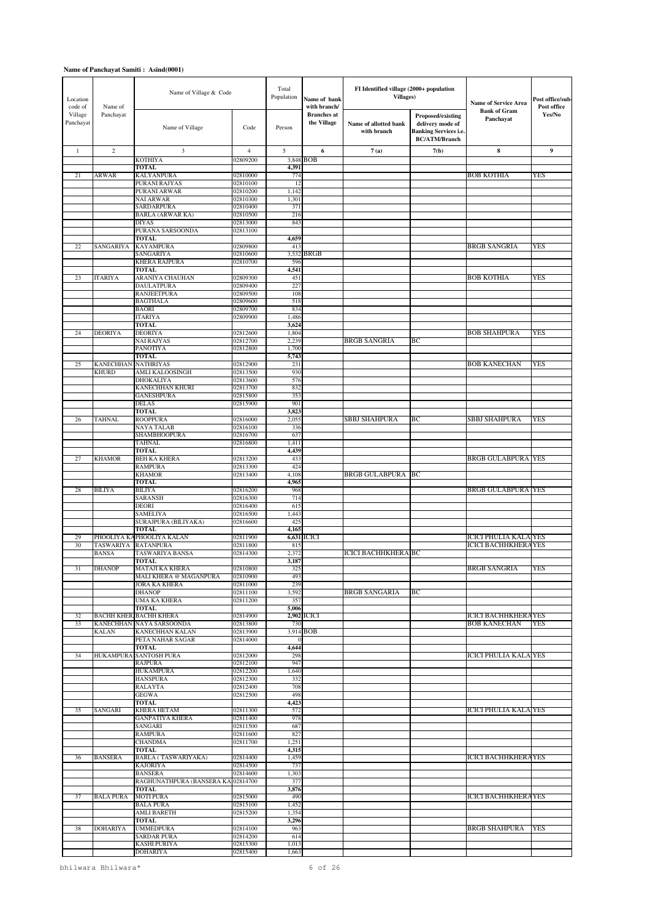**Name of Panchayat Samiti : Asind(0001)**

| Location code of Village Panchayat | Name of Panchayat | Name of Village & Code | | Total Population | Name of bank with branch/ Branches at the Village | FI Identified village (2000+ population Villages) | | Name of Service Area Bank of Gram Panchayat | Post office/sub-Post office Yes/No |
|---|---|---|---|---|---|---|---|---|---|
| | | Name of Village | Code | Person | | Name of allotted bank with branch | Proposed/existing delivery mode of Banking Services i.e. BC/ATM/Branch | | |
| 1 | 2 | 3 | 4 | 5 | 6 | 7(a) | 7(b) | 8 | 9 |
| | | KOTHIYA | 02809200 | 3,848 | BOB | | | | |
| | | TOTAL | | 4,391 | | | | | |
| 21 | ARWAR | KALYANPURA | 02810000 | 774 | | | | BOB KOTHIA | YES |
| | | PURANI RAJYAS | 02810100 | 12 | | | | | |
| | | PURANI ARWAR | 02810200 | 1,142 | | | | | |
| | | NAI ARWAR | 02810300 | 1,301 | | | | | |
| | | SARDARPURA | 02810400 | 371 | | | | | |
| | | BARLA (ARWAR KA) | 02810500 | 216 | | | | | |
| | | DIYAS | 02813000 | 843 | | | | | |
| | | PURANA SARSOONDA | 02813100 | | | | | | |
| | | TOTAL | | 4,659 | | | | | |
| 22 | SANGARIYA | KAYAMPURA | 02809800 | 413 | | | | BRGB SANGRIA | YES |
| | | SANGARIYA | 02810600 | 3,532 | BRGB | | | | |
| | | KHERA RAJPURA | 02810700 | 596 | | | | | |
| | | TOTAL | | 4,541 | | | | | |
| 23 | ITARIYA | ARANIYA CHAUHAN | 02809300 | 451 | | | | BOB KOTHIA | YES |
| | | DAULATPURA | 02809400 | 227 | | | | | |
| | | RANJEETPURA | 02809500 | 108 | | | | | |
| | | BAGTHALA | 02809600 | 518 | | | | | |
| | | BAORI | 02809700 | 834 | | | | | |
| | | ITARIYA | 02809900 | 1,486 | | | | | |
| | | TOTAL | | 3,624 | | | | | |
| 24 | DEORIYA | DEORIYA | 02812600 | 1,804 | | | | BOB SHAHPURA | YES |
| | | NAI RAJYAS | 02812700 | 2,239 | | BRGB SANGRIA | BC | | |
| | | PANOTIYA | 02812800 | 1,700 | | | | | |
| | | TOTAL | | 5,743 | | | | | |
| 25 | KANECHHAN KHURD | NATHRIYAS | 02812900 | 231 | | | | BOB KANECHAN | YES |
| | | AMLI KALOOSINGH | 02813500 | 930 | | | | | |
| | | DHOKALIYA | 02813600 | 576 | | | | | |
| | | KANECHHAN KHURI | 02813700 | 832 | | | | | |
| | | GANESHPURA | 02815800 | 353 | | | | | |
| | | DELAS | 02815900 | 901 | | | | | |
| | | TOTAL | | 3,823 | | | | | |
| 26 | TAHNAL | ROOPPURA | 02816000 | 2,055 | | SBBJ SHAHPURA | BC | SBBJ SHAHPURA | YES |
| | | NAYA TALAB | 02816100 | 336 | | | | | |
| | | SHAMBHOOPURA | 02816700 | 637 | | | | | |
| | | TAHNAL | 02816800 | 1,411 | | | | | |
| | | TOTAL | | 4,439 | | | | | |
| 27 | KHAMOR | BEH KA KHERA | 02813200 | 433 | | | | BRGB GULABPURA | YES |
| | | RAMPURA | 02813300 | 424 | | | | | |
| | | KHAMOR | 02813400 | 4,108 | | BRGB GULABPURA | BC | | |
| | | TOTAL | | 4,965 | | | | | |
| 28 | BILIYA | BILIYA | 02816200 | 968 | | | | BRGB GULABPURA | YES |
| | | SARANSH | 02816300 | 714 | | | | | |
| | | DEORI | 02816400 | 615 | | | | | |
| | | SAMELIYA | 02816500 | 1,443 | | | | | |
| | | SURAJPURA (BILIYAKA) | 02816600 | 425 | | | | | |
| | | TOTAL | | 4,165 | | | | | |
| 29 | PHOOLIYA KA | PHOOLIYA KALAN | 02811900 | 6,631 | ICICI | | | ICICI PHULIA KALA | YES |
| 30 | TASWARIYA BANSA | RATANPURA | 02811800 | 815 | | | | ICICI BACHHKHERA | YES |
| | | TASWARIYA BANSA | 02814300 | 2,372 | | ICICI BACHHKHERA | BC | | |
| | | TOTAL | | 3,187 | | | | | |
| 31 | DHANOP | MATAJI KA KHERA | 02810800 | 325 | | | | BRGB SANGRIA | YES |
| | | MALI KHERA @ MAGANPURA | 02810900 | 493 | | | | | |
| | | JORA KA KHERA | 02811000 | 239 | | | | | |
| | | DHANOP | 02811100 | 3,592 | | BRGB SANGARIA | BC | | |
| | | UMA KA KHERA | 02811200 | 357 | | | | | |
| | | TOTAL | | 5,006 | | | | | |
| 32 | BACHH KHER | BACHH KHERA | 02814900 | 2,902 | ICICI | | | ICICI BACHHKHERA | YES |
| 33 | KANECHHAN KALAN | NAYA SARSOONDA | 02813800 | 730 | | | | BOB KANECHAN | YES |
| | | KANECHHAN KALAN | 02813900 | 3,914 | BOB | | | | |
| | | PETA NAHAR SAGAR | 02814000 | 0 | | | | | |
| | | TOTAL | | 4,644 | | | | | |
| 34 | HUKAMPURA | SANTOSH PURA | 02812000 | 298 | | | | ICICI PHULIA KALA | YES |
| | | RAJPURA | 02812100 | 947 | | | | | |
| | | HUKAMPURA | 02812200 | 1,640 | | | | | |
| | | HANSPURA | 02812300 | 332 | | | | | |
| | | RALAYTA | 02812400 | 708 | | | | | |
| | | GEGWA | 02812500 | 498 | | | | | |
| | | TOTAL | | 4,423 | | | | | |
| 35 | SANGARI | KHERA HETAM | 02811300 | 572 | | | | ICICI PHULIA KALA | YES |
| | | GANPATIYA KHERA | 02811400 | 978 | | | | | |
| | | SANGARI | 02811500 | 687 | | | | | |
| | | RAMPURA | 02811600 | 827 | | | | | |
| | | CHANDMA | 02811700 | 1,251 | | | | | |
| | | TOTAL | | 4,315 | | | | | |
| 36 | BANSERA | BARLA ( TASWARIYAKA) | 02814400 | 1,459 | | | | ICICI BACHHKHERA | YES |
| | | KAJORIYA | 02814500 | 737 | | | | | |
| | | BANSERA | 02814600 | 1,303 | | | | | |
| | | RAGHUNATHPURA (BANSERA KA) | 02814700 | 377 | | | | | |
| | | TOTAL | | 3,876 | | | | | |
| 37 | BALA PURA | MOTI PURA | 02815000 | 490 | | | | ICICI BACHHKHERA | YES |
| | | BALA PURA | 02815100 | 1,452 | | | | | |
| | | AMLI BARETH | 02815200 | 1,354 | | | | | |
| | | TOTAL | | 3,296 | | | | | |
| 38 | DOHARIYA | UMMEDPURA | 02814100 | 963 | | | | BRGB SHAHPURA | YES |
| | | SARDAR PURA | 02814200 | 614 | | | | | |
| | | KASHI PURIYA | 02815300 | 1,013 | | | | | |
| | | DOHARIYA | 02815400 | 1,663 | | | | | |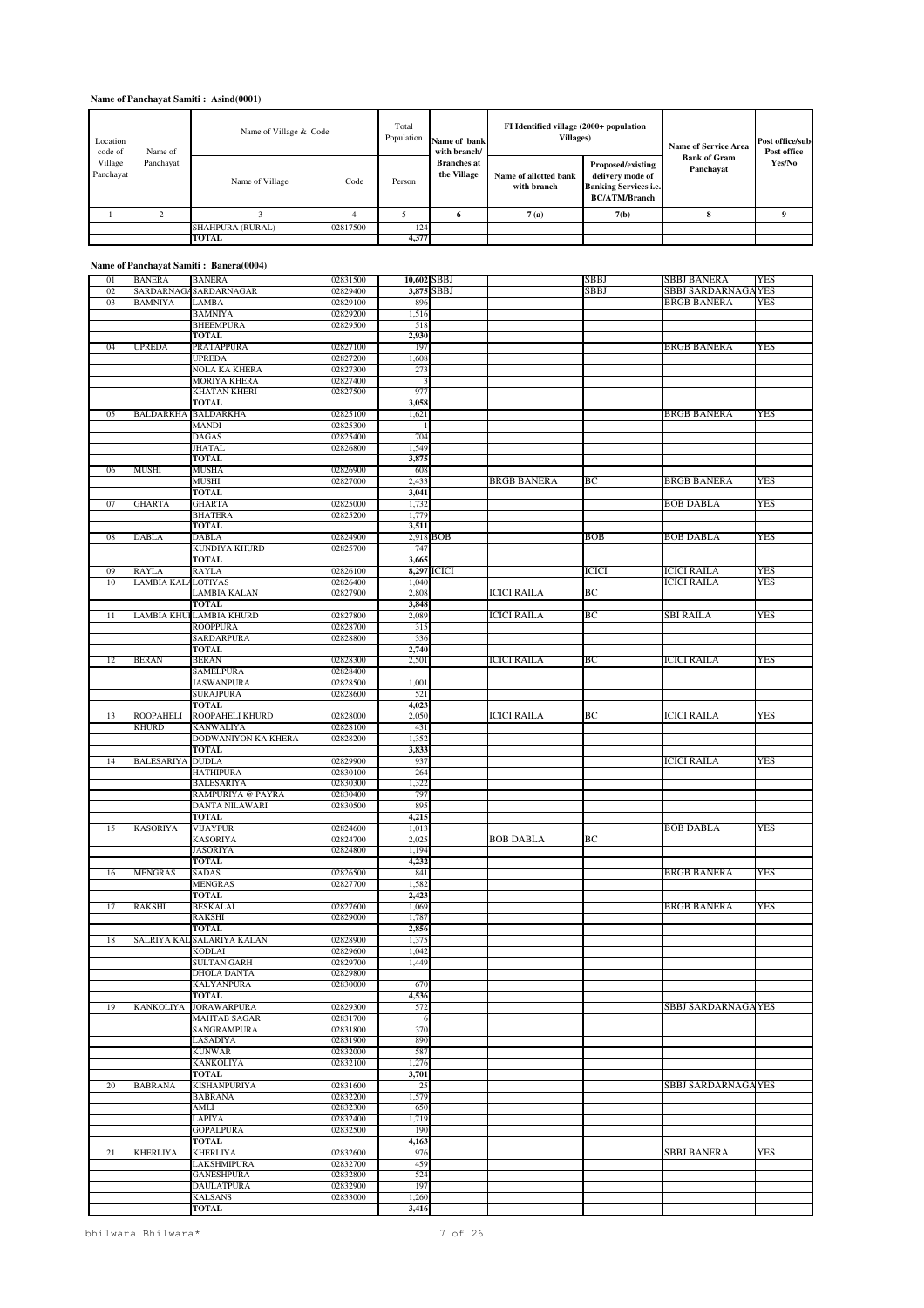**Name of Panchayat Samiti : Asind(0001)**

| Location code of Village Panchayat | Name of Panchayat | Name of Village & Code | | Total Population | Name of bank with branch/ Branches at the Village | FI Identified village (2000+ population Villages) | | Name of Service Area Bank of Gram Panchayat | Post office/sub-Post office Yes/No |
|---|---|---|---|---|---|---|---|---|---|
| | | Name of Village | Code | Person | | Name of allotted bank with branch | Proposed/existing delivery mode of Banking Services i.e. BC/ATM/Branch | | |
| 1 | 2 | 3 | 4 | 5 | 6 | 7 (a) | 7(b) | 8 | 9 |
| | | SHAHPURA (RURAL) | 02817500 | 124 | | | | | |
| | | **TOTAL** | | **4,377** | | | | | |

**Name of Panchayat Samiti : Banera(0004)**

| Location code of Village Panchayat | Name of Panchayat | Name of Village | Code | Person | Name of bank with branch/ Branches at the Village | Name of allotted bank with branch | Proposed/existing delivery mode of Banking Services i.e. BC/ATM/Branch | Name of Service Area Bank of Gram Panchayat | Post office/sub-Post office Yes/No |
|---|---|---|---|---|---|---|---|---|---|
| 01 | BANERA | BANERA | 02831500 | **10,602** | SBBJ | | SBBJ | SBBJ BANERA | YES |
| 02 | SARDARNAGA | SARDARNAGAR | 02829400 | **3,875** | SBBJ | | SBBJ | SBBJ SARDARNAGA | YES |
| 03 | BAMNIYA | LAMBA | 02829100 | 896 | | | | BRGB BANERA | YES |
| | | BAMNIYA | 02829200 | 1,516 | | | | | |
| | | BHEEMPURA | 02829500 | 518 | | | | | |
| | | **TOTAL** | | **2,930** | | | | | |
| 04 | UPREDA | PRATAPPURA | 02827100 | 197 | | | | BRGB BANERA | YES |
| | | UPREDA | 02827200 | 1,608 | | | | | |
| | | NOLA KA KHERA | 02827300 | 273 | | | | | |
| | | MORIYA KHERA | 02827400 | 3 | | | | | |
| | | KHATAN KHERI | 02827500 | 977 | | | | | |
| | | **TOTAL** | | **3,058** | | | | | |
| 05 | BALDARKHA | BALDARKHA | 02825100 | 1,621 | | | | BRGB BANERA | YES |
| | | MANDI | 02825300 | 1 | | | | | |
| | | DAGAS | 02825400 | 704 | | | | | |
| | | JHATAL | 02826800 | 1,549 | | | | | |
| | | **TOTAL** | | **3,875** | | | | | |
| 06 | MUSHI | MUSHA | 02826900 | 608 | | | | BRGB BANERA | YES |
| | | MUSHI | 02827000 | 2,433 | | BRGB BANERA | BC | | |
| | | **TOTAL** | | **3,041** | | | | | |
| 07 | GHARTA | GHARTA | 02825000 | 1,732 | | | | BOB DABLA | YES |
| | | BHATERA | 02825200 | 1,779 | | | | | |
| | | **TOTAL** | | **3,511** | | | | | |
| 08 | DABLA | DABLA | 02824900 | **2,918** | BOB | | BOB | BOB DABLA | YES |
| | | KUNDIYA KHURD | 02825700 | 747 | | | | | |
| | | **TOTAL** | | **3,665** | | | | | |
| 09 | RAYLA | RAYLA | 02826100 | **8,297** | ICICI | | ICICI | ICICI RAILA | YES |
| 10 | LAMBIA KALA | LOTIYAS | 02826400 | 1,040 | | | | ICICI RAILA | YES |
| | | LAMBIA KALAN | 02827900 | 2,808 | | ICICI RAILA | BC | | |
| | | **TOTAL** | | **3,848** | | | | | |
| 11 | LAMBIA KHUI | LAMBIA KHURD | 02827800 | 2,089 | | ICICI RAILA | BC | SBI RAILA | YES |
| | | ROOPPURA | 02828700 | 315 | | | | | |
| | | SARDARPURA | 02828800 | 336 | | | | | |
| | | **TOTAL** | | **2,740** | | | | | |
| 12 | BERAN | BERAN | 02828300 | 2,501 | | ICICI RAILA | BC | ICICI RAILA | YES |
| | | SAMELPURA | 02828400 | | | | | | |
| | | JASWANPURA | 02828500 | 1,001 | | | | | |
| | | SURAJPURA | 02828600 | 521 | | | | | |
| | | **TOTAL** | | **4,023** | | | | | |
| 13 | ROOPAHELI KHURD | ROOPAHELI KHURD | 02828000 | 2,050 | | ICICI RAILA | BC | ICICI RAILA | YES |
| | | KANWALIYA | 02828100 | 431 | | | | | |
| | | DODWANIYON KA KHERA | 02828200 | 1,352 | | | | | |
| | | **TOTAL** | | **3,833** | | | | | |
| 14 | BALESARIYA | DUDLA | 02829900 | 937 | | | | ICICI RAILA | YES |
| | | HATHIPURA | 02830100 | 264 | | | | | |
| | | BALESARIYA | 02830300 | 1,322 | | | | | |
| | | RAMPURIYA @ PAYRA | 02830400 | 797 | | | | | |
| | | DANTA NILAWARI | 02830500 | 895 | | | | | |
| | | **TOTAL** | | **4,215** | | | | | |
| 15 | KASORIYA | VIJAYPUR | 02824600 | 1,013 | | | | BOB DABLA | YES |
| | | KASORIYA | 02824700 | 2,025 | | BOB DABLA | BC | | |
| | | JASORIYA | 02824800 | 1,194 | | | | | |
| | | **TOTAL** | | **4,232** | | | | | |
| 16 | MENGRAS | SADAS | 02826500 | 841 | | | | BRGB BANERA | YES |
| | | MENGRAS | 02827700 | 1,582 | | | | | |
| | | **TOTAL** | | **2,423** | | | | | |
| 17 | RAKSHI | BESKALAI | 02827600 | 1,069 | | | | BRGB BANERA | YES |
| | | RAKSHI | 02829000 | 1,787 | | | | | |
| | | **TOTAL** | | **2,856** | | | | | |
| 18 | SALRIYA KAL | SALARIYA KALAN | 02828900 | 1,375 | | | | | |
| | | KODLAI | 02829600 | 1,042 | | | | | |
| | | SULTAN GARH | 02829700 | 1,449 | | | | | |
| | | DHOLA DANTA | 02829800 | | | | | | |
| | | KALYANPURA | 02830000 | 670 | | | | | |
| | | **TOTAL** | | **4,536** | | | | | |
| 19 | KANKOLIYA | JORAWARPURA | 02829300 | 572 | | | | SBBJ SARDARNAGA | YES |
| | | MAHTAB SAGAR | 02831700 | 6 | | | | | |
| | | SANGRAMPURA | 02831800 | 370 | | | | | |
| | | LASADIYA | 02831900 | 890 | | | | | |
| | | KUNWAR | 02832000 | 587 | | | | | |
| | | KANKOLIYA | 02832100 | 1,276 | | | | | |
| | | **TOTAL** | | **3,701** | | | | | |
| 20 | BABRANA | KISHANPURIYA | 02831600 | 25 | | | | SBBJ SARDARNAGA | YES |
| | | BABRANA | 02832200 | 1,579 | | | | | |
| | | AMLI | 02832300 | 650 | | | | | |
| | | LAPIYA | 02832400 | 1,719 | | | | | |
| | | GOPALPURA | 02832500 | 190 | | | | | |
| | | **TOTAL** | | **4,163** | | | | | |
| 21 | KHERLIYA | KHERLIYA | 02832600 | 976 | | | | SBBJ BANERA | YES |
| | | LAKSHMIPURA | 02832700 | 459 | | | | | |
| | | GANESHPURA | 02832800 | 524 | | | | | |
| | | DAULATPURA | 02832900 | 197 | | | | | |
| | | KALSANS | 02833000 | 1,260 | | | | | |
| | | **TOTAL** | | **3,416** | | | | | |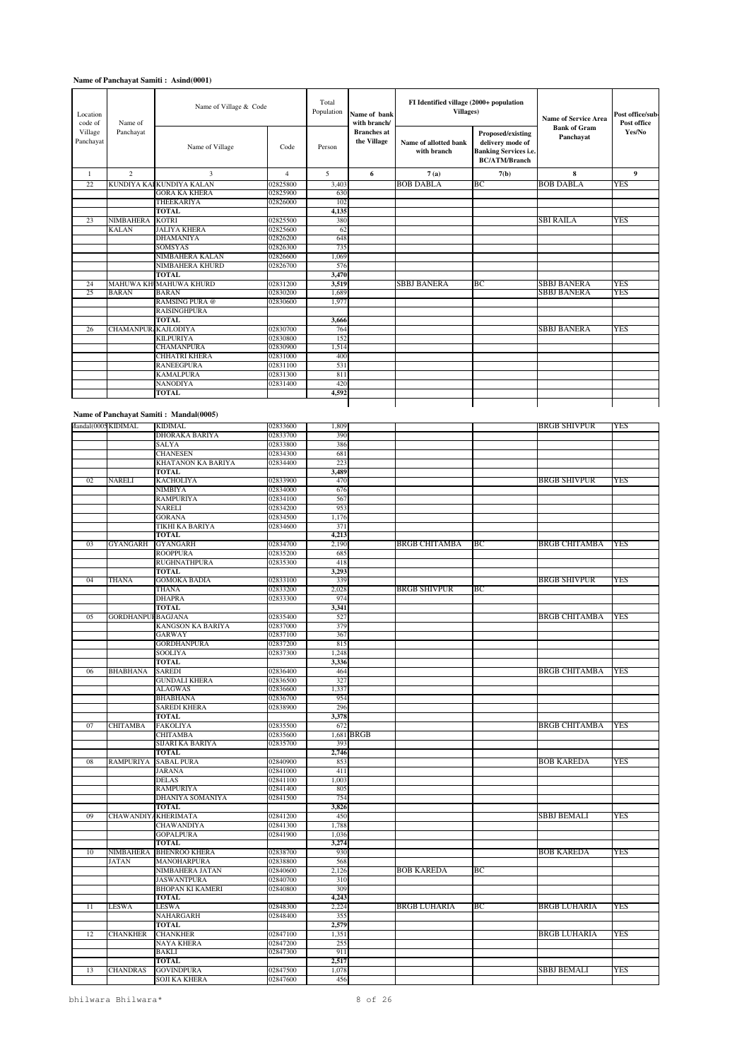**Name of Panchayat Samiti : Asind(0001)**

| Location code of Village Panchayat | Name of Panchayat | Name of Village & Code | | Total Population | Name of bank with branch/ Branches at the Village | FI Identified village (2000+ population Villages) | | Name of Service Area Bank of Gram Panchayat | Post office/sub-Post office Yes/No |
|---|---|---|---|---|---|---|---|---|---|
| | | Name of Village | Code | Person | | Name of allotted bank with branch | Proposed/existing delivery mode of Banking Services i.e. BC/ATM/Branch | | |
| 1 | 2 | 3 | 4 | 5 | 6 | 7 (a) | 7(b) | 8 | 9 |
| 22 | KUNDIYA KAI | KUNDIYA KALAN | 02825800 | 3,403 | | BOB DABLA | BC | BOB DABLA | YES |
| | | GORA KA KHERA | 02825900 | 630 | | | | | |
| | | THEEKARIYA | 02826000 | 102 | | | | | |
| | | **TOTAL** | | **4,135** | | | | | |
| 23 | NIMBAHERA KALAN | KOTRI | 02825500 | 380 | | | | SBI RAILA | YES |
| | | JALIYA KHERA | 02825600 | 62 | | | | | |
| | | DHAMANIYA | 02826200 | 648 | | | | | |
| | | SOMSYAS | 02826300 | 735 | | | | | |
| | | NIMBAHERA KALAN | 02826600 | 1,069 | | | | | |
| | | NIMBAHERA KHURD | 02826700 | 576 | | | | | |
| | | **TOTAL** | | **3,470** | | | | | |
| 24 | MAHUWA KH | MAHUWA KHURD | 02831200 | 3,519 | | SBBJ BANERA | BC | SBBJ BANERA | YES |
| 25 | BARAN | BARAN | 02830200 | 1,689 | | | | SBBJ BANERA | YES |
| | | RAMSING PURA @ RAISINGHPURA | 02830600 | 1,977 | | | | | |
| | | **TOTAL** | | **3,666** | | | | | |
| 26 | CHAMANPUR | KAJLODIYA | 02830700 | 764 | | | | SBBJ BANERA | YES |
| | | KILPURIYA | 02830800 | 152 | | | | | |
| | | CHAMANPURA | 02830900 | 1,514 | | | | | |
| | | CHHATRI KHERA | 02831000 | 400 | | | | | |
| | | RANEEGPURA | 02831100 | 531 | | | | | |
| | | KAMALPURA | 02831300 | 811 | | | | | |
| | | NANODIYA | 02831400 | 420 | | | | | |
| | | **TOTAL** | | **4,592** | | | | | |

**Name of Panchayat Samiti : Mandal(0005)**

| Location code of Village Panchayat | Name of Panchayat | Name of Village | Code | Person | Name of bank with branch/ Branches at the Village | Name of allotted bank with branch | Proposed/existing delivery mode | Name of Service Area Bank of Gram Panchayat | Post office/sub-Post office Yes/No |
|---|---|---|---|---|---|---|---|---|---|
| Mandal(0005) | KIDIMAL | KIDIMAL | 02833600 | 1,809 | | | | BRGB SHIVPUR | YES |
| | | DHORAKA BARIYA | 02833700 | 390 | | | | | |
| | | SALYA | 02833800 | 386 | | | | | |
| | | CHANESEN | 02834300 | 681 | | | | | |
| | | KHATANON KA BARIYA | 02834400 | 223 | | | | | |
| | | **TOTAL** | | **3,489** | | | | | |
| 02 | NARELI | KACHOLIYA | 02833900 | 470 | | | | BRGB SHIVPUR | YES |
| | | NIMBIYA | 02834000 | 676 | | | | | |
| | | RAMPURIYA | 02834100 | 567 | | | | | |
| | | NARELI | 02834200 | 953 | | | | | |
| | | GORANA | 02834500 | 1,176 | | | | | |
| | | TIKHI KA BARIYA | 02834600 | 371 | | | | | |
| | | **TOTAL** | | **4,213** | | | | | |
| 03 | GYANGARH | GYANGARH | 02834700 | 2,190 | | BRGB CHITAMBA | BC | BRGB CHITAMBA | YES |
| | | ROOPPURA | 02835200 | 685 | | | | | |
| | | RUGHNATHPURA | 02835300 | 418 | | | | | |
| | | **TOTAL** | | **3,293** | | | | | |
| 04 | THANA | GOMOKA BADIA | 02833100 | 339 | | | | BRGB SHIVPUR | YES |
| | | THANA | 02833200 | 2,028 | | BRGB SHIVPUR | BC | | |
| | | DHAPRA | 02833300 | 974 | | | | | |
| | | **TOTAL** | | **3,341** | | | | | |
| 05 | GORDHANPUR | BAGJANA | 02835400 | 527 | | | | BRGB CHITAMBA | YES |
| | | KANGSON KA BARIYA | 02837000 | 379 | | | | | |
| | | GARWAY | 02837100 | 367 | | | | | |
| | | GORDHANPURA | 02837200 | 815 | | | | | |
| | | SOOLIYA | 02837300 | 1,248 | | | | | |
| | | **TOTAL** | | **3,336** | | | | | |
| 06 | BHABHANA | SAREDI | 02836400 | 464 | | | | BRGB CHITAMBA | YES |
| | | GUNDALI KHERA | 02836500 | 327 | | | | | |
| | | ALAGWAS | 02836600 | 1,337 | | | | | |
| | | BHABHANA | 02836700 | 954 | | | | | |
| | | SAREDI KHERA | 02838900 | 296 | | | | | |
| | | **TOTAL** | | **3,378** | | | | | |
| 07 | CHITAMBA | FAKOLIYA | 02835500 | 672 | | | | BRGB CHITAMBA | YES |
| | | CHITAMBA | 02835600 | 1,681 | BRGB | | | | |
| | | SIJARI KA BARIYA | 02835700 | 393 | | | | | |
| | | **TOTAL** | | **2,746** | | | | | |
| 08 | RAMPURIYA | SABAL PURA | 02840900 | 853 | | | | BOB KAREDA | YES |
| | | JARANA | 02841000 | 411 | | | | | |
| | | DELAS | 02841100 | 1,003 | | | | | |
| | | RAMPURIYA | 02841400 | 805 | | | | | |
| | | DHANIYA SOMANIYA | 02841500 | 754 | | | | | |
| | | **TOTAL** | | **3,826** | | | | | |
| 09 | CHAWANDIYA | KHERIMATA | 02841200 | 450 | | | | SBBJ BEMALI | YES |
| | | CHAWANDIYA | 02841300 | 1,788 | | | | | |
| | | GOPALPURA | 02841900 | 1,036 | | | | | |
| | | **TOTAL** | | **3,274** | | | | | |
| 10 | NIMBAHERA JATAN | BHENROO KHERA | 02838700 | 930 | | | | BOB KAREDA | YES |
| | | MANOHARPURA | 02838800 | 568 | | | | | |
| | | NIMBAHERA JATAN | 02840600 | 2,126 | | BOB KAREDA | BC | | |
| | | JASWANTPURA | 02840700 | 310 | | | | | |
| | | BHOPAN KI KAMERI | 02840800 | 309 | | | | | |
| | | **TOTAL** | | **4,243** | | | | | |
| 11 | LESWA | LESWA | 02848300 | 2,224 | | BRGB LUHARIA | BC | BRGB LUHARIA | YES |
| | | NAHARGARH | 02848400 | 355 | | | | | |
| | | **TOTAL** | | **2,579** | | | | | |
| 12 | CHANKHER | CHANKHER | 02847100 | 1,351 | | | | BRGB LUHARIA | YES |
| | | NAYA KHERA | 02847200 | 255 | | | | | |
| | | BAKLI | 02847300 | 911 | | | | | |
| | | **TOTAL** | | **2,517** | | | | | |
| 13 | CHANDRAS | GOVINDPURA | 02847500 | 1,078 | | | | SBBJ BEMALI | YES |
| | | SOJI KA KHERA | 02847600 | 456 | | | | | |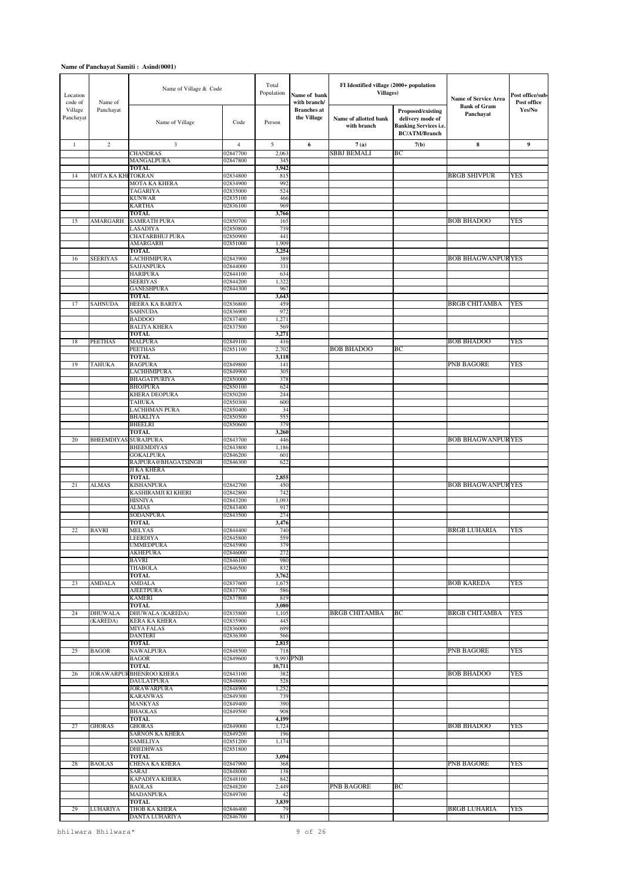**Name of Panchayat Samiti : Asind(0001)**

| Location code of Village Panchayat | Name of Panchayat | Name of Village & Code | | Total Population | Name of bank with branch/ Branches at the Village | FI Identified village (2000+ population Villages) | | Name of Service Area Bank of Gram Panchayat | Post office/sub-Post office Yes/No |
|---|---|---|---|---|---|---|---|---|---|
| | | Name of Village | Code | Person | | Name of allotted bank with branch | Proposed/existing delivery mode of Banking Services i.e. BC/ATM/Branch | | |
| 1 | 2 | 3 | 4 | 5 | 6 | 7 (a) | 7(b) | 8 | 9 |
| | | CHANDRAS | 02847700 | 2,063 | | SBBJ BEMALI | BC | | |
| | | MANGALPURA | 02847800 | 345 | | | | | |
| | | **TOTAL** | | **3,942** | | | | | |
| 14 | MOTA KA KHI | TOKRAN | 02834800 | 815 | | | | BRGB SHIVPUR | YES |
| | | MOTA KA KHERA | 02834900 | 992 | | | | | |
| | | TAGARIYA | 02835000 | 524 | | | | | |
| | | KUNWAR | 02835100 | 466 | | | | | |
| | | KARTHA | 02836100 | 969 | | | | | |
| | | **TOTAL** | | **3,766** | | | | | |
| 15 | AMARGARH | SAMRATH PURA | 02850700 | 165 | | | | BOB BHADOO | YES |
| | | LASADIYA | 02850800 | 739 | | | | | |
| | | CHATARBHUJ PURA | 02850900 | 441 | | | | | |
| | | AMARGARH | 02851000 | 1,909 | | | | | |
| | | **TOTAL** | | **3,254** | | | | | |
| 16 | SEERIYAS | LACHHMIPURA | 02843900 | 389 | | | | BOB BHAGWANPUR | YES |
| | | SAJJANPURA | 02844000 | 331 | | | | | |
| | | HARIPURA | 02844100 | 634 | | | | | |
| | | SEERIYAS | 02844200 | 1,322 | | | | | |
| | | GANESHPURA | 02844300 | 967 | | | | | |
| | | **TOTAL** | | **3,643** | | | | | |
| 17 | SAHNUDA | HEERA KA BARIYA | 02836800 | 459 | | | | BRGB CHITAMBA | YES |
| | | SAHNUDA | 02836900 | 972 | | | | | |
| | | BADDOO | 02837400 | 1,271 | | | | | |
| | | BALIYA KHERA | 02837500 | 569 | | | | | |
| | | **TOTAL** | | **3,271** | | | | | |
| 18 | PEETHAS | MALPURA | 02849100 | 416 | | | | BOB BHADOO | YES |
| | | PEETHAS | 02851100 | 2,702 | | BOB BHADOO | BC | | |
| | | **TOTAL** | | **3,118** | | | | | |
| 19 | TAHUKA | BAGPURA | 02849800 | 141 | | | | PNB BAGORE | YES |
| | | LACHHMIPURA | 02849900 | 305 | | | | | |
| | | BHAGATPURIYA | 02850000 | 378 | | | | | |
| | | BHOJPURA | 02850100 | 624 | | | | | |
| | | KHERA DEOPURA | 02850200 | 244 | | | | | |
| | | TAHUKA | 02850300 | 600 | | | | | |
| | | LACHHMAN PURA | 02850400 | 34 | | | | | |
| | | BHAKLIYA | 02850500 | 555 | | | | | |
| | | BHEELRI | 02850600 | 379 | | | | | |
| | | **TOTAL** | | **3,260** | | | | | |
| 20 | BHEEMDIYAS | SURAJPURA | 02843700 | 446 | | | | BOB BHAGWANPUR | YES |
| | | BHEEMDIYAS | 02843800 | 1,186 | | | | | |
| | | GOKALPURA | 02846200 | 601 | | | | | |
| | | RAJPURA@BHAGATSINGH JI KA KHERA | 02846300 | 622 | | | | | |
| | | **TOTAL** | | **2,855** | | | | | |
| 21 | ALMAS | KISHANPURA | 02842700 | 450 | | | | BOB BHAGWANPUR | YES |
| | | KASHIRAMJI KI KHERI | 02842800 | 742 | | | | | |
| | | HISNIYA | 02843200 | 1,093 | | | | | |
| | | ALMAS | 02843400 | 917 | | | | | |
| | | SODANPURA | 02843500 | 274 | | | | | |
| | | **TOTAL** | | **3,476** | | | | | |
| 22 | BAVRI | MELYAS | 02844400 | 740 | | | | BRGB LUHARIA | YES |
| | | LEERDIYA | 02845800 | 559 | | | | | |
| | | UMMEDPURA | 02845900 | 379 | | | | | |
| | | AKHEPURA | 02846000 | 272 | | | | | |
| | | BAVRI | 02846100 | 980 | | | | | |
| | | THABOLA | 02846500 | 832 | | | | | |
| | | **TOTAL** | | **3,762** | | | | | |
| 23 | AMDALA | AMDALA | 02837600 | 1,675 | | | | BOB KAREDA | YES |
| | | AJEETPURA | 02837700 | 586 | | | | | |
| | | KAMERI | 02837800 | 819 | | | | | |
| | | **TOTAL** | | **3,080** | | | | | |
| 24 | DHUWALA (KAREDA) | DHUWALA (KAREDA) | 02835800 | 1,105 | | BRGB CHITAMBA | BC | BRGB CHITAMBA | YES |
| | | KERA KA KHERA | 02835900 | 445 | | | | | |
| | | MIYA FALAS | 02836000 | 699 | | | | | |
| | | DANTERI | 02836300 | 566 | | | | | |
| | | **TOTAL** | | **2,815** | | | | | |
| 25 | BAGOR | NAWALPURA | 02848500 | 718 | | | | PNB BAGORE | YES |
| | | BAGOR | 02849600 | 9,993 | PNB | | | | |
| | | **TOTAL** | | **10,711** | | | | | |
| 26 | JORAWARPUR | BHENROO KHERA | 02843100 | 382 | | | | BOB BHADOO | YES |
| | | DAULATPURA | 02848600 | 528 | | | | | |
| | | JORAWARPURA | 02848900 | 1,252 | | | | | |
| | | KARANWAS | 02849300 | 739 | | | | | |
| | | MANKYAS | 02849400 | 390 | | | | | |
| | | BHAOLAS | 02849500 | 908 | | | | | |
| | | **TOTAL** | | **4,199** | | | | | |
| 27 | GHORAS | GHORAS | 02849000 | 1,724 | | | | BOB BHADOO | YES |
| | | SARNON KA KHERA | 02849200 | 196 | | | | | |
| | | SAMELIYA | 02851200 | 1,174 | | | | | |
| | | DHEDHWAS | 02851800 | | | | | | |
| | | **TOTAL** | | **3,094** | | | | | |
| 28 | BAOLAS | CHENA KA KHERA | 02847900 | 368 | | | | PNB BAGORE | YES |
| | | SARAI | 02848000 | 138 | | | | | |
| | | KAPADIYA KHERA | 02848100 | 842 | | | | | |
| | | BAOLAS | 02848200 | 2,449 | | PNB BAGORE | BC | | |
| | | MADANPURA | 02849700 | 42 | | | | | |
| | | **TOTAL** | | **3,839** | | | | | |
| 29 | LUHARIYA | THOB KA KHERA | 02846400 | 79 | | | | BRGB LUHARIA | YES |
| | | DANTA LUHARIYA | 02846700 | 813 | | | | | |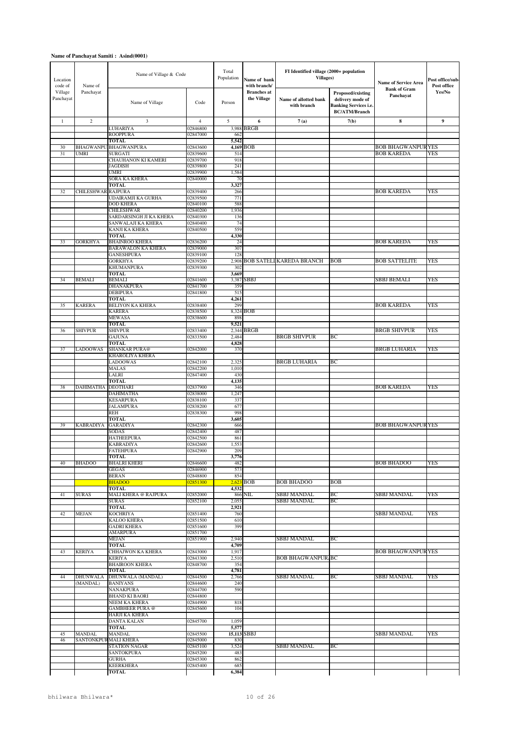**Name of Panchayat Samiti : Asind(0001)**

| Location code of Village Panchayat | Name of Panchayat | Name of Village & Code | | Total Population | Name of bank with branch/ Branches at the Village | FI Identified village (2000+ population Villages) | | Name of Service Area Bank of Gram Panchayat | Post office/sub-Post office Yes/No |
|---|---|---|---|---|---|---|---|---|---|
| | | Name of Village | Code | Person | | Name of allotted bank with branch | Proposed/existing delivery mode of Banking Services i.e. BC/ATM/Branch | | |
| 1 | 2 | 3 | 4 | 5 | 6 | 7 (a) | 7(b) | 8 | 9 |
| | | LUHARIYA | 02846800 | 3,988 | BRGB | | | | |
| | | ROOPPURA | 02847000 | 662 | | | | | |
| | | **TOTAL** | | **5,542** | | | | | |
| 30 | BHAGWANPU | BHAGWANPURA | 02843600 | 4,169 | BOB | | | BOB BHAGWANPUR | YES |
| 31 | UMRI | SURGATI | 02839600 | 514 | | | | BOB KAREDA | YES |
| | | CHAUHANON KI KAMERI | 02839700 | 918 | | | | | |
| | | JAGDISH | 02839800 | 241 | | | | | |
| | | UMRI | 02839900 | 1,584 | | | | | |
| | | SORA KA KHERA | 02840000 | 70 | | | | | |
| | | **TOTAL** | | **3,327** | | | | | |
| 32 | CHILESHWAR | RAJPURA | 02839400 | 266 | | | | BOB KAREDA | YES |
| | | UDAIRAMJI KA GURHA | 02839500 | 771 | | | | | |
| | | DOD KHERA | 02840100 | 588 | | | | | |
| | | CHILESHWAR | 02840200 | 1,936 | | | | | |
| | | SARDARSINGH JI KA KHERA | 02840300 | 136 | | | | | |
| | | SANWALAJI KA KHERA | 02840400 | 74 | | | | | |
| | | KANJI KA KHERA | 02840500 | 559 | | | | | |
| | | **TOTAL** | | **4,330** | | | | | |
| 33 | GORKHYA | BHAINROO KHERA | 02836200 | 24 | | | | BOB KAREDA | YES |
| | | BARAWALON KA KHERA | 02839000 | 307 | | | | | |
| | | GANESHPURA | 02839100 | 128 | | | | | |
| | | GORKHYA | 02839200 | 2,908 | BOB SATELI | KAREDA BRANCH | BOB | BOB SATTELITE | YES |
| | | KHUMANPURA | 02839300 | 302 | | | | | |
| | | **TOTAL** | | **3,669** | | | | | |
| 34 | BEMALI | BEMALI | 02841600 | 3,387 | SBBJ | | | SBBJ BEMALI | YES |
| | | DHANAKPURA | 02841700 | 359 | | | | | |
| | | DEBIPURA | 02841800 | 515 | | | | | |
| | | **TOTAL** | | **4,261** | | | | | |
| 35 | KARERA | BELIYON KA KHERA | 02838400 | 299 | | | | BOB KAREDA | YES |
| | | KARERA | 02838500 | 8,324 | BOB | | | | |
| | | MEWASA | 02838600 | 898 | | | | | |
| | | **TOTAL** | | **9,521** | | | | | |
| 36 | SHIVPUR | SHIVPUR | 02833400 | 2,344 | BRGB | | | BRGB SHIVPUR | YES |
| | | GAJUNA | 02833500 | 2,484 | | BRGB SHIVPUR | BC | | |
| | | **TOTAL** | | **4,828** | | | | | |
| 37 | LADOOWAS | SHANKAR PURA@ KHAROLIYA KHERA | 02842000 | 370 | | | | BRGB LUHARIA | YES |
| | | LADOOWAS | 02842100 | 2,325 | | BRGB LUHARIA | BC | | |
| | | MALAS | 02842200 | 1,010 | | | | | |
| | | LALRI | 02847400 | 430 | | | | | |
| | | **TOTAL** | | **4,135** | | | | | |
| 38 | DAHIMATHA | DEOTHARI | 02837900 | 346 | | | | BOB KAREDA | YES |
| | | DAHIMATHA | 02838000 | 1,247 | | | | | |
| | | KESARPURA | 02838100 | 337 | | | | | |
| | | JALAMPURA | 02838200 | 677 | | | | | |
| | | REH | 02838300 | 998 | | | | | |
| | | **TOTAL** | | **3,605** | | | | | |
| 39 | KABRADIYA | GARADIYA | 02842300 | 666 | | | | BOB BHAGWANPUR | YES |
| | | SODAS | 02842400 | 487 | | | | | |
| | | HATHEEPURA | 02842500 | 861 | | | | | |
| | | KABRADIYA | 02842600 | 1,553 | | | | | |
| | | FATEHPURA | 02842900 | 209 | | | | | |
| | | **TOTAL** | | **3,776** | | | | | |
| 40 | BHADOO | BHALRI KHERI | 02846600 | 482 | | | | BOB BHADOO | YES |
| | | GEGAS | 02846900 | 573 | | | | | |
| | | BERAN | 02848800 | 854 | | | | | |
| | | BHADOO | 02851300 | 2,623 | BOB | BOB BHADOO | BOB | | |
| | | **TOTAL** | | **4,532** | | | | | |
| 41 | SURAS | MALI KHERA @ RAJPURA | 02852000 | 866 | NIL | SBBJ MANDAL | BC | SBBJ MANDAL | YES |
| | | SURAS | 02852100 | 2,055 | | SBBJ MANDAL | BC | | |
| | | **TOTAL** | | **2,921** | | | | | |
| 42 | MEJAN | KOCHRIYA | 02851400 | 760 | | | | SBBJ MANDAL | YES |
| | | KALOO KHERA | 02851500 | 610 | | | | | |
| | | GADRI KHERA | 02851600 | 399 | | | | | |
| | | AMARPURA | 02851700 | | | | | | |
| | | MEJAN | 02851900 | 2,940 | | SBBJ MANDAL | BC | | |
| | | **TOTAL** | | **4,709** | | | | | |
| 43 | KERIYA | CHHAJWON KA KHERA | 02843000 | 1,917 | | | | BOB BHAGWANPUR | YES |
| | | KERIYA | 02843300 | 2,510 | | BOB BHAGWANPUR | BC | | |
| | | BHAIROON KHERA | 02848700 | 354 | | | | | |
| | | **TOTAL** | | **4,781** | | | | | |
| 44 | DHUNWALA (MANDAL) | DHUNWALA (MANDAL) | 02844500 | 2,766 | | SBBJ MANDAL | BC | SBBJ MANDAL | YES |
| | | BANIYANS | 02844600 | 240 | | | | | |
| | | NANAKPURA | 02844700 | 590 | | | | | |
| | | BHAND KI BAORI | 02844800 | | | | | | |
| | | NEEM KA KHERA | 02844900 | 818 | | | | | |
| | | GAMBHEER PURA @ HARJI KA KHERA | 02845600 | 104 | | | | | |
| | | DANTA KALAN | 02845700 | 1,059 | | | | | |
| | | **TOTAL** | | **5,577** | | | | | |
| 45 | MANDAL | MANDAL | 02845500 | 15,113 | SBBJ | | | SBBJ MANDAL | YES |
| 46 | SANTONKPUR | MALI KHERA | 02845000 | 830 | | | | | |
| | | STATION NAGAR | 02845100 | 3,524 | | SBBJ MANDAL | BC | | |
| | | SANTOKPURA | 02845200 | 483 | | | | | |
| | | GURHA | 02845300 | 862 | | | | | |
| | | KEERKHERA | 02845400 | 685 | | | | | |
| | | **TOTAL** | | **6,384** | | | | | |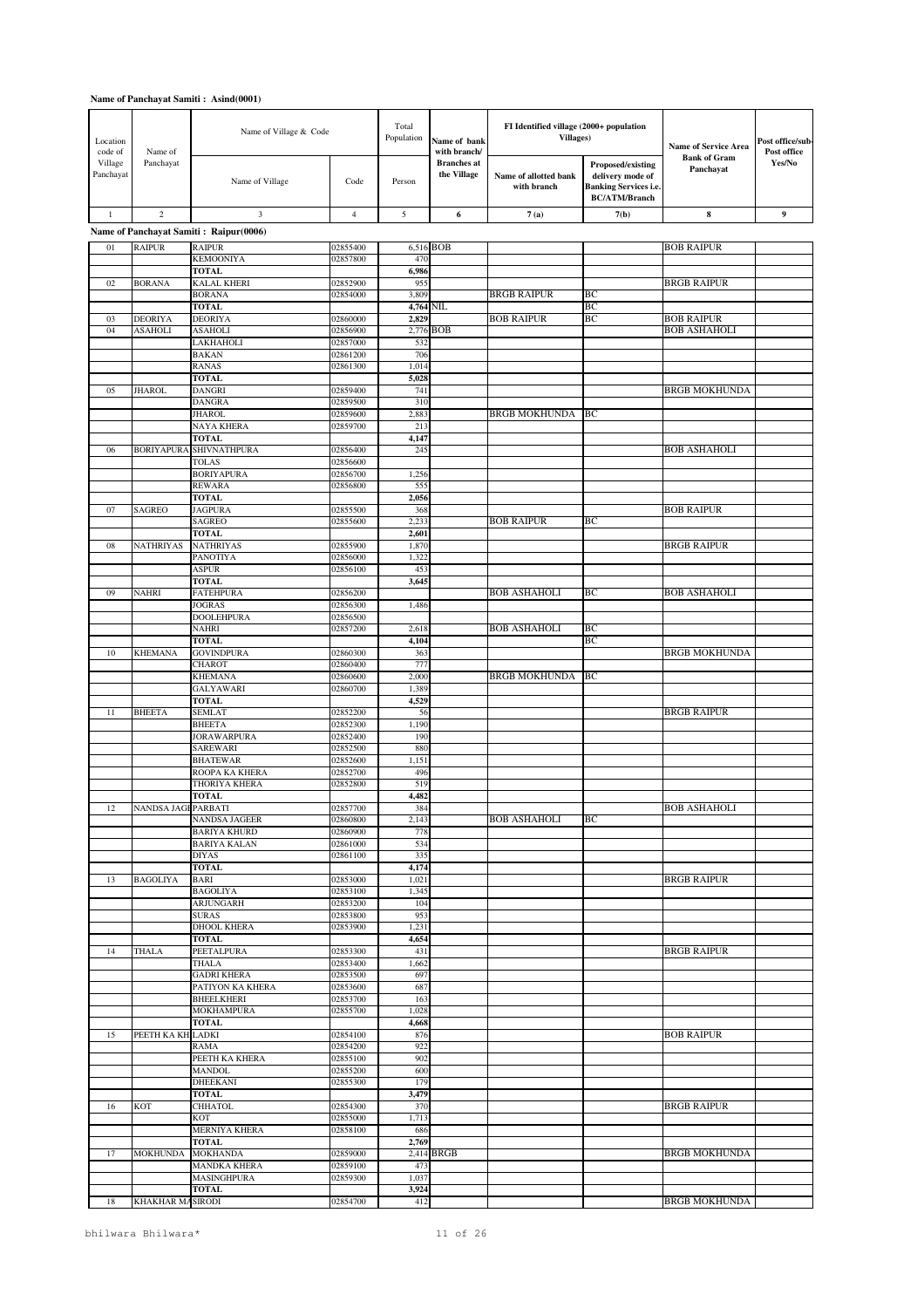**Name of Panchayat Samiti : Asind(0001)**

| Location code of Village Panchayat | Name of Panchayat | Name of Village & Code | | Total Population | Name of bank with branch/ Branches at the Village | FI Identified village (2000+ population Villages) | | Name of Service Area Bank of Gram Panchayat | Post office/sub-Post office Yes/No |
|---|---|---|---|---|---|---|---|---|---|
| | | Name of Village | Code | Person | | Name of allotted bank with branch | Proposed/existing delivery mode of Banking Services i.e. BC/ATM/Branch | | |
| 1 | 2 | 3 | 4 | 5 | 6 | 7 (a) | 7(b) | 8 | 9 |
| | | **Name of Panchayat Samiti : Raipur(0006)** | | | | | | | |
| 01 | RAIPUR | RAIPUR | 02855400 | 6,516 | BOB | | | BOB RAIPUR | |
| | | KEMOONIYA | 02857800 | 470 | | | | | |
| | | TOTAL | | 6,986 | | | | | |
| 02 | BORANA | KALAL KHERI | 02852900 | 955 | | | | BRGB RAIPUR | |
| | | BORANA | 02854000 | 3,809 | | BRGB RAIPUR | BC | | |
| | | TOTAL | | 4,764 | NIL | | BC | | |
| 03 | DEORIYA | DEORIYA | 02860000 | 2,829 | | BOB RAIPUR | BC | BOB RAIPUR | |
| 04 | ASAHOLI | ASAHOLI | 02856900 | 2,776 | BOB | | | BOB ASHAHOLI | |
| | | LAKHAHOLI | 02857000 | 532 | | | | | |
| | | BAKAN | 02861200 | 706 | | | | | |
| | | RANAS | 02861300 | 1,014 | | | | | |
| | | TOTAL | | 5,028 | | | | | |
| 05 | JHAROL | DANGRI | 02859400 | 741 | | | | BRGB MOKHUNDA | |
| | | DANGRA | 02859500 | 310 | | | | | |
| | | JHAROL | 02859600 | 2,883 | | BRGB MOKHUNDA | BC | | |
| | | NAYA KHERA | 02859700 | 213 | | | | | |
| | | TOTAL | | 4,147 | | | | | |
| 06 | BORIYAPURA | SHIVNATHPURA | 02856400 | 245 | | | | BOB ASHAHOLI | |
| | | TOLAS | 02856600 | | | | | | |
| | | BORIYAPURA | 02856700 | 1,256 | | | | | |
| | | REWARA | 02856800 | 555 | | | | | |
| | | TOTAL | | 2,056 | | | | | |
| 07 | SAGREO | JAGPURA | 02855500 | 368 | | | | BOB RAIPUR | |
| | | SAGREO | 02855600 | 2,233 | | BOB RAIPUR | BC | | |
| | | TOTAL | | 2,601 | | | | | |
| 08 | NATHRIYAS | NATHRIYAS | 02855900 | 1,870 | | | | BRGB RAIPUR | |
| | | PANOTIYA | 02856000 | 1,322 | | | | | |
| | | ASPUR | 02856100 | 453 | | | | | |
| | | TOTAL | | 3,645 | | | | | |
| 09 | NAHRI | FATEHPURA | 02856200 | | | BOB ASHAHOLI | BC | BOB ASHAHOLI | |
| | | JOGRAS | 02856300 | 1,486 | | | | | |
| | | DOOLEHPURA | 02856500 | | | | | | |
| | | NAHRI | 02857200 | 2,618 | | BOB ASHAHOLI | BC | | |
| | | TOTAL | | 4,104 | | | BC | | |
| 10 | KHEMANA | GOVINDPURA | 02860300 | 363 | | | | BRGB MOKHUNDA | |
| | | CHAROT | 02860400 | 777 | | | | | |
| | | KHEMANA | 02860600 | 2,000 | | BRGB MOKHUNDA | BC | | |
| | | GALYAWARI | 02860700 | 1,389 | | | | | |
| | | TOTAL | | 4,529 | | | | | |
| 11 | BHEETA | SEMLAT | 02852200 | 56 | | | | BRGB RAIPUR | |
| | | BHEETA | 02852300 | 1,190 | | | | | |
| | | JORAWARPURA | 02852400 | 190 | | | | | |
| | | SAREWARI | 02852500 | 880 | | | | | |
| | | BHATEWAR | 02852600 | 1,151 | | | | | |
| | | ROOPA KA KHERA | 02852700 | 496 | | | | | |
| | | THORIYA KHERA | 02852800 | 519 | | | | | |
| | | TOTAL | | 4,482 | | | | | |
| 12 | NANDSA JAGI | PARBATI | 02857700 | 384 | | | | BOB ASHAHOLI | |
| | | NANDSA JAGEER | 02860800 | 2,143 | | BOB ASHAHOLI | BC | | |
| | | BARIYA KHURD | 02860900 | 778 | | | | | |
| | | BARIYA KALAN | 02861000 | 534 | | | | | |
| | | DIYAS | 02861100 | 335 | | | | | |
| | | TOTAL | | 4,174 | | | | | |
| 13 | BAGOLIYA | BARI | 02853000 | 1,021 | | | | BRGB RAIPUR | |
| | | BAGOLIYA | 02853100 | 1,345 | | | | | |
| | | ARJUNGARH | 02853200 | 104 | | | | | |
| | | SURAS | 02853800 | 953 | | | | | |
| | | DHOOL KHERA | 02853900 | 1,231 | | | | | |
| | | TOTAL | | 4,654 | | | | | |
| 14 | THALA | PEETALPURA | 02853300 | 431 | | | | BRGB RAIPUR | |
| | | THALA | 02853400 | 1,662 | | | | | |
| | | GADRI KHERA | 02853500 | 697 | | | | | |
| | | PATIYON KA KHERA | 02853600 | 687 | | | | | |
| | | BHEELKHERI | 02853700 | 163 | | | | | |
| | | MOKHAMPURA | 02855700 | 1,028 | | | | | |
| | | TOTAL | | 4,668 | | | | | |
| 15 | PEETH KA KH | LADKI | 02854100 | 876 | | | | BOB RAIPUR | |
| | | RAMA | 02854200 | 922 | | | | | |
| | | PEETH KA KHERA | 02855100 | 902 | | | | | |
| | | MANDOL | 02855200 | 600 | | | | | |
| | | DHEEKANI | 02855300 | 179 | | | | | |
| | | TOTAL | | 3,479 | | | | | |
| 16 | KOT | CHHATOL | 02854300 | 370 | | | | BRGB RAIPUR | |
| | | KOT | 02855000 | 1,713 | | | | | |
| | | MERNIYA KHERA | 02858100 | 686 | | | | | |
| | | TOTAL | | 2,769 | | | | | |
| 17 | MOKHUNDA | MOKHANDA | 02859000 | 2,414 | BRGB | | | BRGB MOKHUNDA | |
| | | MANDKA KHERA | 02859100 | 473 | | | | | |
| | | MASINGHPURA | 02859300 | 1,037 | | | | | |
| | | TOTAL | | 3,924 | | | | | |
| 18 | KHAKHAR MA | SIRODI | 02854700 | 412 | | | | BRGB MOKHUNDA | |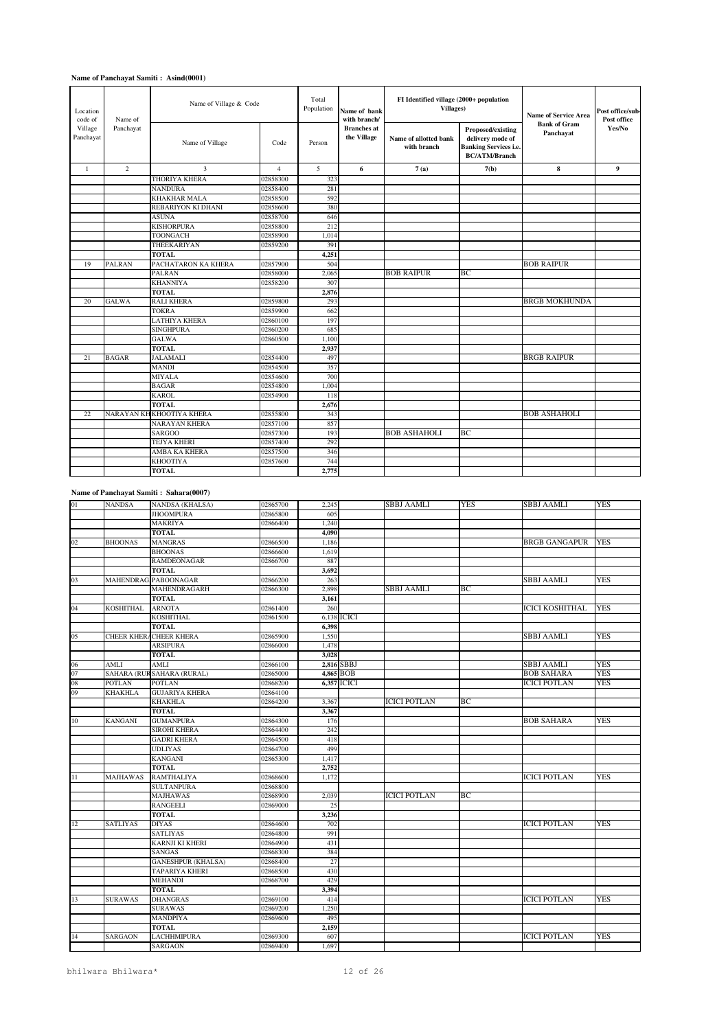**Name of Panchayat Samiti : Asind(0001)**

| Location code of Village Panchayat | Name of Panchayat | Name of Village & Code | | Total Population | Name of bank with branch/ Branches at the Village | FI Identified village (2000+ population Villages) | | Name of Service Area Bank of Gram Panchayat | Post office/sub-Post office Yes/No |
|---|---|---|---|---|---|---|---|---|---|
| | | Name of Village | Code | Person | | Name of allotted bank with branch | Proposed/existing delivery mode of Banking Services i.e. BC/ATM/Branch | | |
| 1 | 2 | 3 | 4 | 5 | 6 | 7(a) | 7(b) | 8 | 9 |
| | | THORIYA KHERA | 02858300 | 323 | | | | | |
| | | NANDURA | 02858400 | 281 | | | | | |
| | | KHAKHAR MALA | 02858500 | 592 | | | | | |
| | | REBARIYON KI DHANI | 02858600 | 380 | | | | | |
| | | ASUNA | 02858700 | 646 | | | | | |
| | | KISHORPURA | 02858800 | 212 | | | | | |
| | | TOONGACH | 02858900 | 1,014 | | | | | |
| | | THEEKARIYAN | 02859200 | 391 | | | | | |
| | | **TOTAL** | | **4,251** | | | | | |
| 19 | PALRAN | PACHATARON KA KHERA | 02857900 | 504 | | | | BOB RAIPUR | |
| | | PALRAN | 02858000 | 2,065 | | BOB RAIPUR | BC | | |
| | | KHANNIYA | 02858200 | 307 | | | | | |
| | | **TOTAL** | | **2,876** | | | | | |
| 20 | GALWA | RALI KHERA | 02859800 | 293 | | | | BRGB MOKHUNDA | |
| | | TOKRA | 02859900 | 662 | | | | | |
| | | LATHIYA KHERA | 02860100 | 197 | | | | | |
| | | SINGHPURA | 02860200 | 685 | | | | | |
| | | GALWA | 02860500 | 1,100 | | | | | |
| | | **TOTAL** | | **2,937** | | | | | |
| 21 | BAGAR | JALAMALI | 02854400 | 497 | | | | BRGB RAIPUR | |
| | | MANDI | 02854500 | 357 | | | | | |
| | | MIYALA | 02854600 | 700 | | | | | |
| | | BAGAR | 02854800 | 1,004 | | | | | |
| | | KAROL | 02854900 | 118 | | | | | |
| | | **TOTAL** | | **2,676** | | | | | |
| 22 | NARAYAN KH | KHOOTIYA KHERA | 02855800 | 343 | | | | BOB ASHAHOLI | |
| | | NARAYAN KHERA | 02857100 | 857 | | | | | |
| | | SARGOO | 02857300 | 193 | | BOB ASHAHOLI | BC | | |
| | | TEJYA KHERI | 02857400 | 292 | | | | | |
| | | AMBA KA KHERA | 02857500 | 346 | | | | | |
| | | KHOOTIYA | 02857600 | 744 | | | | | |
| | | **TOTAL** | | **2,775** | | | | | |

**Name of Panchayat Samiti : Sahara(0007)**

| Location code of Village Panchayat | Name of Panchayat | Name of Village | Code | Person | Name of bank with branch/ Branches at the Village | Name of allotted bank with branch | Proposed/existing delivery mode of Banking Services i.e. BC/ATM/Branch | Name of Service Area Bank of Gram Panchayat | Post office/sub-Post office Yes/No |
|---|---|---|---|---|---|---|---|---|---|
| 01 | NANDSA | NANDSA (KHALSA) | 02865700 | 2,245 | | SBBJ AAMLI | YES | SBBJ AAMLI | YES |
| | | JHOOMPURA | 02865800 | 605 | | | | | |
| | | MAKRIYA | 02866400 | 1,240 | | | | | |
| | | **TOTAL** | | **4,090** | | | | | |
| 02 | BHOONAS | MANGRAS | 02866500 | 1,186 | | | | BRGB GANGAPUR | YES |
| | | BHOONAS | 02866600 | 1,619 | | | | | |
| | | RAMDEONAGAR | 02866700 | 887 | | | | | |
| | | **TOTAL** | | **3,692** | | | | | |
| 03 | MAHENDRAG | PABOONAGAR | 02866200 | 263 | | | | SBBJ AAMLI | YES |
| | | MAHENDRAGARH | 02866300 | 2,898 | | SBBJ AAMLI | BC | | |
| | | **TOTAL** | | **3,161** | | | | | |
| 04 | KOSHITHAL | ARNOTA | 02861400 | 260 | | | | ICICI KOSHITHAL | YES |
| | | KOSHITHAL | 02861500 | 6,138 | ICICI | | | | |
| | | **TOTAL** | | **6,398** | | | | | |
| 05 | CHEER KHER | CHEER KHERA | 02865900 | 1,550 | | | | SBBJ AAMLI | YES |
| | | ARSIPURA | 02866000 | 1,478 | | | | | |
| | | **TOTAL** | | **3,028** | | | | | |
| 06 | AMLI | AMLI | 02866100 | **2,816** | SBBJ | | | SBBJ AAMLI | YES |
| 07 | SAHARA (RUR | SAHARA (RURAL) | 02865000 | **4,865** | BOB | | | BOB SAHARA | YES |
| 08 | POTLAN | POTLAN | 02868200 | **6,357** | ICICI | | | ICICI POTLAN | YES |
| 09 | KHAKHLA | GUJARIYA KHERA | 02864100 | | | | | | |
| | | KHAKHLA | 02864200 | 3,367 | | ICICI POTLAN | BC | | |
| | | **TOTAL** | | **3,367** | | | | | |
| 10 | KANGANI | GUMANPURA | 02864300 | 176 | | | | BOB SAHARA | YES |
| | | SIROHI KHERA | 02864400 | 242 | | | | | |
| | | GADRI KHERA | 02864500 | 418 | | | | | |
| | | UDLIYAS | 02864700 | 499 | | | | | |
| | | KANGANI | 02865300 | 1,417 | | | | | |
| | | **TOTAL** | | **2,752** | | | | | |
| 11 | MAJHAWAS | RAMTHALIYA | 02868600 | 1,172 | | | | ICICI POTLAN | YES |
| | | SULTANPURA | 02868800 | | | | | | |
| | | MAJHAWAS | 02868900 | 2,039 | | ICICI POTLAN | BC | | |
| | | RANGEELI | 02869000 | 25 | | | | | |
| | | **TOTAL** | | **3,236** | | | | | |
| 12 | SATLIYAS | DIYAS | 02864600 | 702 | | | | ICICI POTLAN | YES |
| | | SATLIYAS | 02864800 | 991 | | | | | |
| | | KARNJI KI KHERI | 02864900 | 431 | | | | | |
| | | SANGAS | 02868300 | 384 | | | | | |
| | | GANESHPUR (KHALSA) | 02868400 | 27 | | | | | |
| | | TAPARIYA KHERI | 02868500 | 430 | | | | | |
| | | MEHANDI | 02868700 | 429 | | | | | |
| | | **TOTAL** | | **3,394** | | | | | |
| 13 | SURAWAS | DHANGRAS | 02869100 | 414 | | | | ICICI POTLAN | YES |
| | | SURAWAS | 02869200 | 1,250 | | | | | |
| | | MANDPIYA | 02869600 | 495 | | | | | |
| | | **TOTAL** | | **2,159** | | | | | |
| 14 | SARGAON | LACHHMIPURA | 02869300 | 607 | | | | ICICI POTLAN | YES |
| | | SARGAON | 02869400 | 1,697 | | | | | |

bhilwara Bhilwara*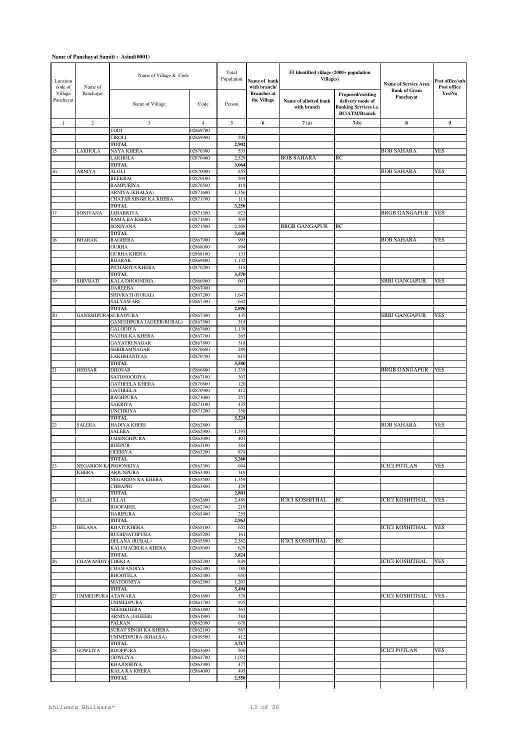**Name of Panchayat Samiti : Asind(0001)**

| Location code of Village Panchayat | Name of Panchayat | Name of Village & Code | | Total Population | Name of bank with branch/ Branches at the Village | FI Identified village (2000+ population Villages) | | Name of Service Area Bank of Gram Panchayat | Post office/sub-Post office Yes/No |
|---|---|---|---|---|---|---|---|---|---|
| | | Name of Village | Code | Person | | Name of allotted bank with branch | Proposed/existing delivery mode of Banking Services i.e. BC/ATM/Branch | | |
| 1 | 2 | 3 | 4 | 5 | 6 | 7(a) | 7(b) | 8 | 9 |
| | | TODI | 02869700 | | | | | | |
| | | TIROLI | 02869900 | 598 | | | | | |
| | | **TOTAL** | | **2,902** | | | | | |
| 15 | LAKHOLA | NAYA KHERA | 02870300 | 535 | | | | BOB SAHARA | YES |
| | | LAKHOLA | 02870400 | 2,529 | | BOB SAHARA | BC | | |
| | | **TOTAL** | | **3,064** | | | | | |
| 16 | ARNIYA | ALOLI | 02870000 | 855 | | | | BOB SAHARA | YES |
| | | BEEKRAI | 02870100 | 509 | | | | | |
| | | RAMPURIYA | 02870500 | 419 | | | | | |
| | | ARNIYA (KHALSA) | 02871600 | 1,356 | | | | | |
| | | CHATAR SINGH KA KHERA | 02871700 | 111 | | | | | |
| | | **TOTAL** | | **3,250** | | | | | |
| 17 | SONIYANA | JABARKIYA | 02871300 | 923 | | | | BRGB GANGAPUR | YES |
| | | RAMA KA KHERA | 02871400 | 509 | | | | | |
| | | SONIYANA | 02871500 | 2,208 | | BRGB GANGAPUR | BC | | |
| | | **TOTAL** | | **3,640** | | | | | |
| 18 | BHARAK | BAGHERA | 02867900 | 993 | | | | BOB SAHARA | YES |
| | | GURHA | 02868000 | 994 | | | | | |
| | | GURHA KHERA | 02868100 | 133 | | | | | |
| | | BHARAK | 02869800 | 1,132 | | | | | |
| | | PICHARIYA KHERA | 02870200 | 318 | | | | | |
| | | **TOTAL** | | **3,570** | | | | | |
| 19 | SHIVRATI | KALA DHOONDHA | 02866900 | 607 | | | | SBBJ GANGAPUR | YES |
| | | DAREEBA | 02867000 | | | | | | |
| | | SHIVRATI (RURAL) | 02867200 | 1,647 | | | | | |
| | | SALYAWARI | 02867300 | 642 | | | | | |
| | | **TOTAL** | | **2,896** | | | | | |
| 20 | GANESHPURA | SURAJPURA | 02867400 | 435 | | | | SBBJ GANGAPUR | YES |
| | | GANESHPURA JAGEER(RURAL) | 02867500 | 315 | | | | | |
| | | GALODIYA | 02867600 | 1,139 | | | | | |
| | | NATHJI KA KHERA | 02867700 | 265 | | | | | |
| | | GAYATRI NAGAR | 02867800 | 318 | | | | | |
| | | SHRIRAMNAGAR | 02870600 | 289 | | | | | |
| | | LAKHMANIYAS | 02870700 | 819 | | | | | |
| | | **TOTAL** | | **3,580** | | | | | |
| 21 | DHOSAR | DHOSAR | 02866800 | 1,335 | | | | BRGB GANGAPUR | YES |
| | | SATDHOODIYA | 02867100 | 307 | | | | | |
| | | GATHEELA KHERA | 02870800 | 120 | | | | | |
| | | GATHEELA | 02870900 | 412 | | | | | |
| | | BAGHPURA | 02871000 | 257 | | | | | |
| | | SAKRIYA | 02871100 | 435 | | | | | |
| | | UNCHKIYA | 02871200 | 358 | | | | | |
| | | **TOTAL** | | **3,224** | | | | | |
| 22 | SALERA | HADIYA KHERI | 02862800 | | | | | BOB SAHARA | YES |
| | | SALERA | 02862900 | 1,595 | | | | | |
| | | JAISINGHPURA | 02863000 | 407 | | | | | |
| | | BIJEPUR | 02863100 | 384 | | | | | |
| | | GEERIYA | 02863200 | 874 | | | | | |
| | | **TOTAL** | | **3,260** | | | | | |
| 23 | NEGARION KA KHERA | PHOONKIYA | 02863300 | 694 | | | | ICICI POTLAN | YES |
| | | ARJUNPURA | 02863400 | 319 | | | | | |
| | | NEGARION KA KHERA | 02863500 | 1,359 | | | | | |
| | | CHHAPRI | 02863800 | 429 | | | | | |
| | | **TOTAL** | | **2,801** | | | | | |
| 24 | ULLAI | ULLAI | 02862600 | 2,489 | | ICICI KOSHITHAL | BC | ICICI KOSHITHAL | YES |
| | | ROOPAREL | 02862700 | 219 | | | | | |
| | | HARIPURA | 02865400 | 255 | | | | | |
| | | **TOTAL** | | **2,963** | | | | | |
| 25 | DELANA | KHATI KHERA | 02865100 | 652 | | | | ICICI KOSHITHAL | YES |
| | | RUGHNATHPURA | 02865200 | 161 | | | | | |
| | | DELANA (RURAL) | 02865500 | 2,382 | | ICICI KOSHITHAL | BC | | |
| | | KALI MAGRI KA KHERA | 02865600 | 629 | | | | | |
| | | **TOTAL** | | **3,824** | | | | | |
| 26 | CHAWANDIYA | THEKLA | 02862200 | 849 | | | | ICICI KOSHITHAL | YES |
| | | CHAWANDIYA | 02862300 | 788 | | | | | |
| | | BHOOTELA | 02862400 | 650 | | | | | |
| | | MATOONIYA | 02862500 | 1,207 | | | | | |
| | | **TOTAL** | | **3,494** | | | | | |
| 27 | UMMEDPURA | ATAWARA | 02861600 | 378 | | | | ICICI KOSHITHAL | YES |
| | | UMMEDPURA | 02861700 | 935 | | | | | |
| | | NEEMKHERA | 02861800 | 363 | | | | | |
| | | ARNIYA (JAGEER) | 02861900 | 384 | | | | | |
| | | PALRAN | 02862000 | 678 | | | | | |
| | | SURAT SINGH KA KHERA | 02862100 | 567 | | | | | |
| | | UMMEDPURA (KHALSA) | 02869500 | 412 | | | | | |
| | | **TOTAL** | | **3,717** | | | | | |
| 28 | GOWLIYA | ROOPPURA | 02863600 | 506 | | | | ICICI POTLAN | YES |
| | | GOWLIYA | 02863700 | 1,072 | | | | | |
| | | KHAJOORIYA | 02863900 | 477 | | | | | |
| | | KALA KA KHERA | 02864000 | 495 | | | | | |
| | | **TOTAL** | | **2,550** | | | | | |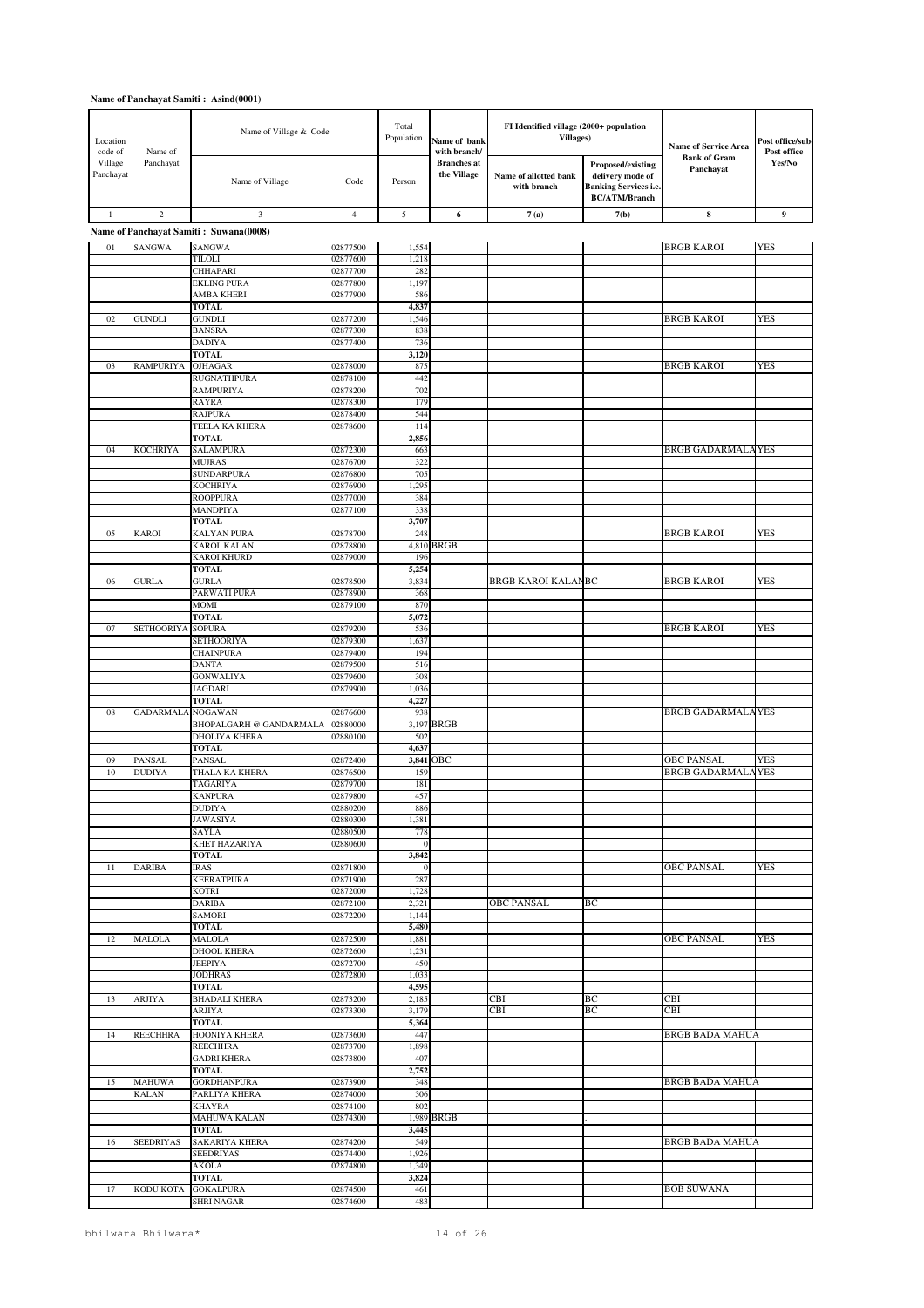**Name of Panchayat Samiti : Asind(0001)**

| Location code of Village Panchayat | Name of Panchayat | Name of Village & Code | | Total Population | Name of bank with branch/ Branches at the Village | FI Identified village (2000+ population Villages) | | Name of Service Area Bank of Gram Panchayat | Post office/sub-Post office Yes/No |
|---|---|---|---|---|---|---|---|---|---|
| | | Name of Village | Code | Person | | Name of allotted bank with branch | Proposed/existing delivery mode of Banking Services i.e. BC/ATM/Branch | | |
| 1 | 2 | 3 | 4 | 5 | 6 | 7 (a) | 7(b) | 8 | 9 |
| | | **Name of Panchayat Samiti : Suwana(0008)** | | | | | | | |
| 01 | SANGWA | SANGWA | 02877500 | 1,554 | | | | BRGB KAROI | YES |
| | | TILOLI | 02877600 | 1,218 | | | | | |
| | | CHHAPARI | 02877700 | 282 | | | | | |
| | | EKLING PURA | 02877800 | 1,197 | | | | | |
| | | AMBA KHERI | 02877900 | 586 | | | | | |
| | | **TOTAL** | | **4,837** | | | | | |
| 02 | GUNDLI | GUNDLI | 02877200 | 1,546 | | | | BRGB KAROI | YES |
| | | BANSRA | 02877300 | 838 | | | | | |
| | | DADIYA | 02877400 | 736 | | | | | |
| | | **TOTAL** | | **3,120** | | | | | |
| 03 | RAMPURIYA | OJHAGAR | 02878000 | 875 | | | | BRGB KAROI | YES |
| | | RUGNATHPURA | 02878100 | 442 | | | | | |
| | | RAMPURIYA | 02878200 | 702 | | | | | |
| | | RAYRA | 02878300 | 179 | | | | | |
| | | RAJPURA | 02878400 | 544 | | | | | |
| | | TEELA KA KHERA | 02878600 | 114 | | | | | |
| | | **TOTAL** | | **2,856** | | | | | |
| 04 | KOCHRIYA | SALAMPURA | 02872300 | 663 | | | | BRGB GADARMALA | YES |
| | | MUJRAS | 02876700 | 322 | | | | | |
| | | SUNDARPURA | 02876800 | 705 | | | | | |
| | | KOCHRIYA | 02876900 | 1,295 | | | | | |
| | | ROOPPURA | 02877000 | 384 | | | | | |
| | | MANDPIYA | 02877100 | 338 | | | | | |
| | | **TOTAL** | | **3,707** | | | | | |
| 05 | KAROI | KALYAN PURA | 02878700 | 248 | | | | BRGB KAROI | YES |
| | | KAROI KALAN | 02878800 | 4,810 | BRGB | | | | |
| | | KAROI KHURD | 02879000 | 196 | | | | | |
| | | **TOTAL** | | **5,254** | | | | | |
| 06 | GURLA | GURLA | 02878500 | 3,834 | | BRGB KAROI KALAN | BC | BRGB KAROI | YES |
| | | PARWATI PURA | 02878900 | 368 | | | | | |
| | | MOMI | 02879100 | 870 | | | | | |
| | | **TOTAL** | | **5,072** | | | | | |
| 07 | SETHOORIYA | SOPURA | 02879200 | 536 | | | | BRGB KAROI | YES |
| | | SETHOORIYA | 02879300 | 1,637 | | | | | |
| | | CHAINPURA | 02879400 | 194 | | | | | |
| | | DANTA | 02879500 | 516 | | | | | |
| | | GONWALIYA | 02879600 | 308 | | | | | |
| | | JAGDARI | 02879900 | 1,036 | | | | | |
| | | **TOTAL** | | **4,227** | | | | | |
| 08 | GADARMALA | NOGAWAN | 02876600 | 938 | | | | BRGB GADARMALA | YES |
| | | BHOPALGARH @ GANDARMALA | 02880000 | 3,197 | BRGB | | | | |
| | | DHOLIYA KHERA | 02880100 | 502 | | | | | |
| | | **TOTAL** | | **4,637** | | | | | |
| 09 | PANSAL | PANSAL | 02872400 | **3,841** | OBC | | | OBC PANSAL | YES |
| 10 | DUDIYA | THALA KA KHERA | 02876500 | 159 | | | | BRGB GADARMALA | YES |
| | | TAGARIYA | 02879700 | 181 | | | | | |
| | | KANPURA | 02879800 | 457 | | | | | |
| | | DUDIYA | 02880200 | 886 | | | | | |
| | | JAWASIYA | 02880300 | 1,381 | | | | | |
| | | SAYLA | 02880500 | 778 | | | | | |
| | | KHET HAZARIYA | 02880600 | 0 | | | | | |
| | | **TOTAL** | | **3,842** | | | | | |
| 11 | DARIBA | IRAS | 02871800 | 0 | | | | OBC PANSAL | YES |
| | | KEERATPURA | 02871900 | 287 | | | | | |
| | | KOTRI | 02872000 | 1,728 | | | | | |
| | | DARIBA | 02872100 | 2,321 | | OBC PANSAL | BC | | |
| | | SAMORI | 02872200 | 1,144 | | | | | |
| | | **TOTAL** | | **5,480** | | | | | |
| 12 | MALOLA | MALOLA | 02872500 | 1,881 | | | | OBC PANSAL | YES |
| | | DHOOL KHERA | 02872600 | 1,231 | | | | | |
| | | JEEPIYA | 02872700 | 450 | | | | | |
| | | JODHRAS | 02872800 | 1,033 | | | | | |
| | | **TOTAL** | | **4,595** | | | | | |
| 13 | ARJIYA | BHADALI KHERA | 02873200 | 2,185 | | CBI | BC | CBI | |
| | | ARJIYA | 02873300 | 3,179 | | CBI | BC | CBI | |
| | | **TOTAL** | | **5,364** | | | | | |
| 14 | REECHHRA | HOONIYA KHERA | 02873600 | 447 | | | | BRGB BADA MAHUA | |
| | | REECHHRA | 02873700 | 1,898 | | | | | |
| | | GADRI KHERA | 02873800 | 407 | | | | | |
| | | **TOTAL** | | **2,752** | | | | | |
| 15 | MAHUWA KALAN | GORDHANPURA | 02873900 | 348 | | | | BRGB BADA MAHUA | |
| | | PARLIYA KHERA | 02874000 | 306 | | | | | |
| | | KHAYRA | 02874100 | 802 | | | | | |
| | | MAHUWA KALAN | 02874300 | 1,989 | BRGB | | . | | |
| | | **TOTAL** | | **3,445** | | | | | |
| 16 | SEEDRIYAS | SAKARIYA KHERA | 02874200 | 549 | | | | BRGB BADA MAHUA | |
| | | SEEDRIYAS | 02874400 | 1,926 | | | | | |
| | | AKOLA | 02874800 | 1,349 | | | | | |
| | | **TOTAL** | | **3,824** | | | | | |
| 17 | KODU KOTA | GOKALPURA | 02874500 | 461 | | | | BOB SUWANA | |
| | | SHRI NAGAR | 02874600 | 483 | | | | | |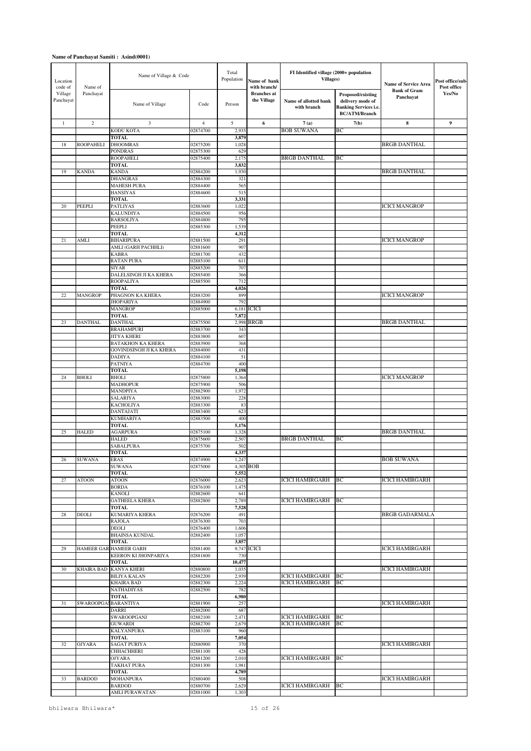**Name of Panchayat Samiti : Asind(0001)**

| Location code of Village Panchayat | Name of Panchayat | Name of Village & Code | | Total Population | Name of bank with branch/ Branches at the Village | FI Identified village (2000+ population Villages) | | Name of Service Area Bank of Gram Panchayat | Post office/sub-Post office Yes/No |
|---|---|---|---|---|---|---|---|---|---|
| | | Name of Village | Code | Person | | Name of allotted bank with branch | Proposed/existing delivery mode of Banking Services i.e. BC/ATM/Branch | | |
| 1 | 2 | 3 | 4 | 5 | 6 | 7 (a) | 7(b) | 8 | 9 |
| | | KODU KOTA | 02874700 | 2,935 | | BOB SUWANA | BC | | |
| | | TOTAL | | 3,879 | | | | | |
| 18 | ROOPAHELI | DHOOMRAS | 02875200 | 1,028 | | | | BRGB DANTHAL | |
| | | PONDRAS | 02875300 | 629 | | | | | |
| | | ROOPAHELI | 02875400 | 2,175 | | BRGB DANTHAL | BC | | |
| | | TOTAL | | 3,832 | | | | | |
| 19 | KANDA | KANDA | 02884200 | 1,930 | | | | BRGB DANTHAL | |
| | | DHANGRAS | 02884300 | 321 | | | | | |
| | | MAHESH PURA | 02884400 | 565 | | | | | |
| | | HANSIYAS | 02884600 | 515 | | | | | |
| | | TOTAL | | 3,331 | | | | | |
| 20 | PEEPLI | PATLIYAS | 02883600 | 1,022 | | | | ICICI MANGROP | |
| | | KALUNDIYA | 02884500 | 956 | | | | | |
| | | BARSOLIYA | 02884800 | 795 | | | | | |
| | | PEEPLI | 02885300 | 1,539 | | | | | |
| | | TOTAL | | 4,312 | | | | | |
| 21 | AMLI | BIHARIPURA | 02881500 | 291 | | | | ICICI MANGROP | |
| | | AMLI (GARH PACHHLI) | 02881600 | 907 | | | | | |
| | | KABRA | 02881700 | 432 | | | | | |
| | | RATAN PURA | 02885100 | 611 | | | | | |
| | | SIYAR | 02885200 | 707 | | | | | |
| | | DALELSINGH JI KA KHERA | 02885400 | 366 | | | | | |
| | | ROOPALIYA | 02885500 | 712 | | | | | |
| | | TOTAL | | 4,026 | | | | | |
| 22 | MANGROP | PHAGNON KA KHERA | 02883200 | 899 | | | | ICICI MANGROP | |
| | | JHOPARIYA | 02884900 | 792 | | | | | |
| | | MANGROP | 02885000 | 6,181 | ICICI | | | | |
| | | TOTAL | | 7,872 | | | | | |
| 23 | DANTHAL | DANTHAL | 02875500 | 2,998 | BRGB | | | BRGB DANTHAL | |
| | | BRAHAMPURI | 02883700 | 343 | | | | | |
| | | JITYA KHERI | 02883800 | 607 | | | | | |
| | | BATAKHON KA KHERA | 02883900 | 368 | | | | | |
| | | GOVINDSINGH JI KA KHERA | 02884000 | 431 | | | | | |
| | | DADIYA | 02884100 | 51 | | | | | |
| | | PATNIYA | 02884700 | 400 | | | | | |
| | | TOTAL | | 5,198 | | | | | |
| 24 | BHOLI | BHOLI | 02875800 | 1,364 | | | | ICICI MANGROP | |
| | | MADHOPUR | 02875900 | 506 | | | | | |
| | | MANDPIYA | 02882900 | 1,972 | | | | | |
| | | SALARIYA | 02883000 | 228 | | | | | |
| | | KACHOLIYA | 02883300 | 83 | | | | | |
| | | DANTAJATI | 02883400 | 623 | | | | | |
| | | KUMHARIYA | 02883500 | 400 | | | | | |
| | | TOTAL | | 5,176 | | | | | |
| 25 | HALED | AGARPURA | 02875100 | 1,328 | | | | BRGB DANTHAL | |
| | | HALED | 02875600 | 2,507 | | BRGB DANTHAL | BC | | |
| | | SABALPURA | 02875700 | 502 | | | | | |
| | | TOTAL | | 4,337 | | | | | |
| 26 | SUWANA | ERAS | 02874900 | 1,247 | | | | BOB SUWANA | |
| | | SUWANA | 02875000 | 4,305 | BOB | | | | |
| | | TOTAL | | 5,552 | | | | | |
| 27 | ATOON | ATOON | 02876000 | 2,623 | | ICICI HAMIRGARH | BC | ICICI HAMIRGARH | |
| | | BORDA | 02876100 | 1,475 | | | | | |
| | | KANOLI | 02882600 | 641 | | | | | |
| | | GATHEELA KHERA | 02882800 | 2,789 | | ICICI HAMIRGARH | BC | | |
| | | TOTAL | | 7,528 | | | | | |
| 28 | DEOLI | KUMARIYA KHERA | 02876200 | 491 | | | | BRGB GADARMALA | |
| | | RAJOLA | 02876300 | 703 | | | | | |
| | | DEOLI | 02876400 | 1,606 | | | | | |
| | | BHAINSA KUNDAL | 02882400 | 1,057 | | | | | |
| | | TOTAL | | 3,857 | | | | | |
| 29 | HAMEER GAR | HAMEER GARH | 02881400 | 9,747 | ICICI | | | ICICI HAMIRGARH | |
| | | KEERON KI JHONPARIYA | 02881800 | 730 | | | | | |
| | | TOTAL | | 10,477 | | | | | |
| 30 | KHAIRA BAD | KANYA KHERI | 02880800 | 1,035 | | | | ICICI HAMIRGARH | |
| | | BILIYA KALAN | 02882200 | 2,939 | | ICICI HAMIRGARH | BC | | |
| | | KHAIRA BAD | 02882300 | 2,224 | | ICICI HAMIRGARH | BC | | |
| | | NATHADIYAS | 02882500 | 782 | | | | | |
| | | TOTAL | | 6,980 | | | | | |
| 31 | SWAROOPGAN | BARANTIYA | 02881900 | 257 | | | | ICICI HAMIRGARH | |
| | | DARRI | 02882000 | 687 | | | | | |
| | | SWAROOPGANJ | 02882100 | 2,471 | | ICICI HAMIRGARH | BC | | |
| | | GUWARDI | 02882700 | 2,679 | | ICICI HAMIRGARH | BC | | |
| | | KALYANPURA | 02883100 | 960 | | | | | |
| | | TOTAL | | 7,054 | | | | | |
| 32 | OJYARA | SAGAT PURIYA | 02880900 | 370 | | | | ICICI HAMIRGARH | |
| | | CHHACHHERI | 02881100 | 428 | | | | | |
| | | OJYARA | 02881200 | 2,010 | | ICICI HAMIRGARH | BC | | |
| | | TAKHAT PURA | 02881300 | 1,981 | | | | | |
| | | TOTAL | | 4,789 | | | | | |
| 33 | BARDOD | MOHANPURA | 02880400 | 508 | | | | ICICI HAMIRGARH | |
| | | BARDOD | 02880700 | 2,629 | | ICICI HAMIRGARH | BC | | |
| | | AMLI PURAWATAN | 02881000 | 1,303 | | | | | |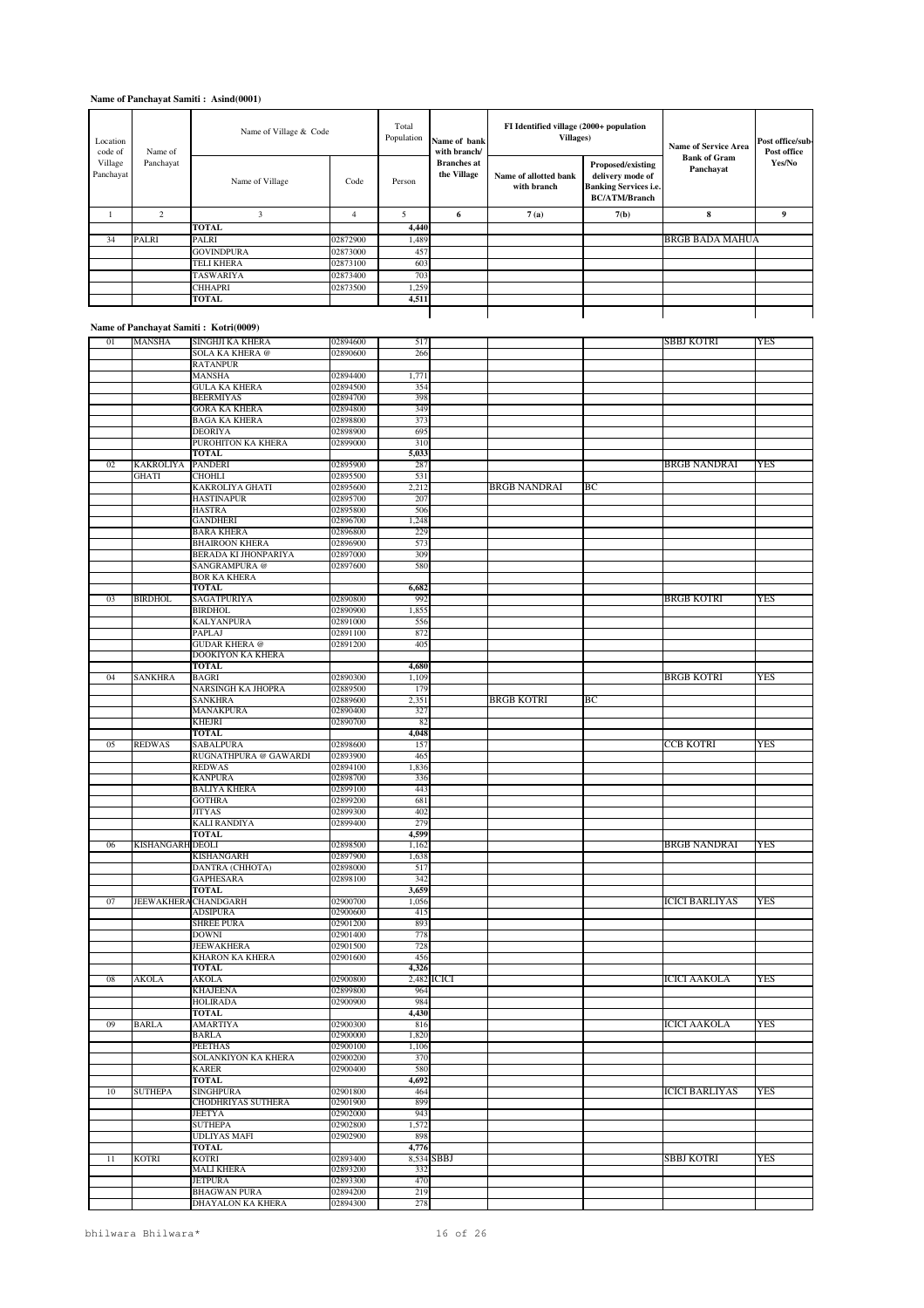**Name of Panchayat Samiti : Asind(0001)**

| Location code of Village Panchayat | Name of Panchayat | Name of Village & Code | | Total Population | Name of bank with branch/ Branches at the Village | FI Identified village (2000+ population Villages) | | Name of Service Area Bank of Gram Panchayat | Post office/sub-Post office Yes/No |
|---|---|---|---|---|---|---|---|---|---|
| | | Name of Village | Code | Person | | Name of allotted bank with branch | Proposed/existing delivery mode of Banking Services i.e. BC/ATM/Branch | | |
| 1 | 2 | 3 | 4 | 5 | 6 | 7 (a) | 7(b) | 8 | 9 |
| | | TOTAL | | 4,440 | | | | | |
| 34 | PALRI | PALRI | 02872900 | 1,489 | | | | BRGB BADA MAHUA | |
| | | GOVINDPURA | 02873000 | 457 | | | | | |
| | | TELI KHERA | 02873100 | 603 | | | | | |
| | | TASWARIYA | 02873400 | 703 | | | | | |
| | | CHHAPRI | 02873500 | 1,259 | | | | | |
| | | TOTAL | | 4,511 | | | | | |

**Name of Panchayat Samiti : Kotri(0009)**

| | | | | | | | | | |
|---|---|---|---|---|---|---|---|---|---|
| 01 | MANSHA | SINGHJI KA KHERA | 02894600 | 517 | | | | SBBJ KOTRI | YES |
| | | SOLA KA KHERA @ RATANPUR | 02890600 | 266 | | | | | |
| | | MANSHA | 02894400 | 1,771 | | | | | |
| | | GULA KA KHERA | 02894500 | 354 | | | | | |
| | | BEERMIYAS | 02894700 | 398 | | | | | |
| | | GORA KA KHERA | 02894800 | 349 | | | | | |
| | | BAGA KA KHERA | 02898800 | 373 | | | | | |
| | | DEORIYA | 02898900 | 695 | | | | | |
| | | PUROHITON KA KHERA | 02899000 | 310 | | | | | |
| | | TOTAL | | 5,033 | | | | | |
| 02 | KAKROLIYA GHATI | PANDERI | 02895900 | 287 | | | | BRGB NANDRAI | YES |
| | | CHOHLI | 02895500 | 531 | | | | | |
| | | KAKROLIYA GHATI | 02895600 | 2,212 | | BRGB NANDRAI | BC | | |
| | | HASTINAPUR | 02895700 | 207 | | | | | |
| | | HASTRA | 02895800 | 506 | | | | | |
| | | GANDHERI | 02896700 | 1,248 | | | | | |
| | | BARA KHERA | 02896800 | 229 | | | | | |
| | | BHAIROON KHERA | 02896900 | 573 | | | | | |
| | | BERADA KI JHONPARIYA | 02897000 | 309 | | | | | |
| | | SANGRAMPURA @ BOR KA KHERA | 02897600 | 580 | | | | | |
| | | TOTAL | | 6,682 | | | | | |
| 03 | BIRDHOL | SAGATPURIYA | 02890800 | 992 | | | | BRGB KOTRI | YES |
| | | BIRDHOL | 02890900 | 1,855 | | | | | |
| | | KALYANPURA | 02891000 | 556 | | | | | |
| | | PAPLAJ | 02891100 | 872 | | | | | |
| | | GUDAR KHERA @ DOOKIYON KA KHERA | 02891200 | 405 | | | | | |
| | | TOTAL | | 4,680 | | | | | |
| 04 | SANKHRA | BAGRI | 02890300 | 1,109 | | | | BRGB KOTRI | YES |
| | | NARSINGH KA JHOPRA | 02889500 | 179 | | | | | |
| | | SANKHRA | 02889600 | 2,351 | | BRGB KOTRI | BC | | |
| | | MANAKPURA | 02890400 | 327 | | | | | |
| | | KHEJRI | 02890700 | 82 | | | | | |
| | | TOTAL | | 4,048 | | | | | |
| 05 | REDWAS | SABALPURA | 02898600 | 157 | | | | CCB KOTRI | YES |
| | | RUGNATHPURA @ GAWARDI | 02893900 | 465 | | | | | |
| | | REDWAS | 02894100 | 1,836 | | | | | |
| | | KANPURA | 02898700 | 336 | | | | | |
| | | BALIYA KHERA | 02899100 | 443 | | | | | |
| | | GOTHRA | 02899200 | 681 | | | | | |
| | | JITYAS | 02899300 | 402 | | | | | |
| | | KALI RANDIYA | 02899400 | 279 | | | | | |
| | | TOTAL | | 4,599 | | | | | |
| 06 | KISHANGARH | DEOLI | 02898500 | 1,162 | | | | BRGB NANDRAI | YES |
| | | KISHANGARH | 02897900 | 1,638 | | | | | |
| | | DANTRA (CHHOTA) | 02898000 | 517 | | | | | |
| | | GAPHESARA | 02898100 | 342 | | | | | |
| | | TOTAL | | 3,659 | | | | | |
| 07 | JEEWAKHERA | CHANDGARH | 02900700 | 1,056 | | | | ICICI BARLIYAS | YES |
| | | ADSIPURA | 02900600 | 415 | | | | | |
| | | SHREE PURA | 02901200 | 893 | | | | | |
| | | DOWNI | 02901400 | 778 | | | | | |
| | | JEEWAKHERA | 02901500 | 728 | | | | | |
| | | KHARON KA KHERA | 02901600 | 456 | | | | | |
| | | TOTAL | | 4,326 | | | | | |
| 08 | AKOLA | AKOLA | 02900800 | 2,482 | ICICI | | | ICICI AAKOLA | YES |
| | | KHAJEENA | 02899800 | 964 | | | | | |
| | | HOLIRADA | 02900900 | 984 | | | | | |
| | | TOTAL | | 4,430 | | | | | |
| 09 | BARLA | AMARTIYA | 02900300 | 816 | | | | ICICI AAKOLA | YES |
| | | BARLA | 02900000 | 1,820 | | | | | |
| | | PEETHAS | 02900100 | 1,106 | | | | | |
| | | SOLANKIYON KA KHERA | 02900200 | 370 | | | | | |
| | | KARER | 02900400 | 580 | | | | | |
| | | TOTAL | | 4,692 | | | | | |
| 10 | SUTHEPA | SINGHPURA | 02901800 | 464 | | | | ICICI BARLIYAS | YES |
| | | CHODHRIYAS SUTHERA | 02901900 | 899 | | | | | |
| | | JEETYA | 02902000 | 943 | | | | | |
| | | SUTHEPA | 02902800 | 1,572 | | | | | |
| | | UDLIYAS MAFI | 02902900 | 898 | | | | | |
| | | TOTAL | | 4,776 | | | | | |
| 11 | KOTRI | KOTRI | 02893400 | 8,534 | SBBJ | | | SBBJ KOTRI | YES |
| | | MALI KHERA | 02893200 | 332 | | | | | |
| | | JETPURA | 02893300 | 470 | | | | | |
| | | BHAGWAN PURA | 02894200 | 219 | | | | | |
| | | DHAYALON KA KHERA | 02894300 | 278 | | | | | |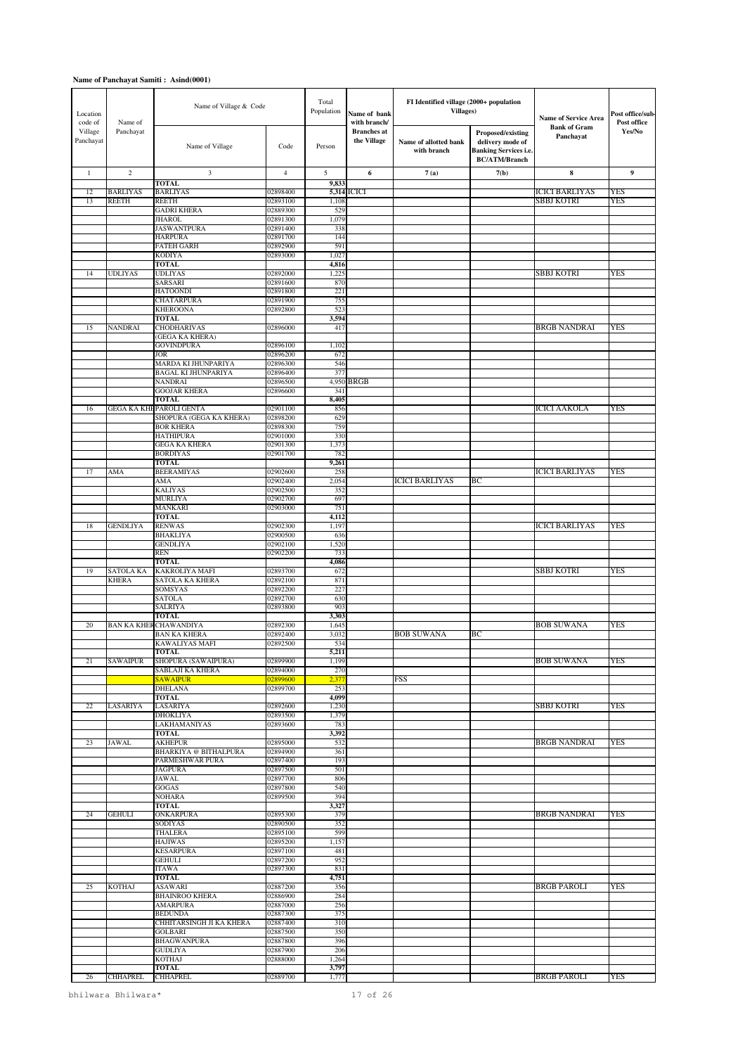**Name of Panchayat Samiti : Asind(0001)**

| Location code of Village Panchayat | Name of Panchayat | Name of Village & Code | | Total Population | Name of bank with branch/ Branches at the Village | FI Identified village (2000+ population Villages) | | Name of Service Area Bank of Gram Panchayat | Post office/sub-Post office Yes/No |
|---|---|---|---|---|---|---|---|---|---|
| | | Name of Village | Code | Person | | Name of allotted bank with branch | Proposed/existing delivery mode of Banking Services i.e. BC/ATM/Branch | | |
| 1 | 2 | 3 | 4 | 5 | 6 | 7 (a) | 7(b) | 8 | 9 |
| | | **TOTAL** | | **9,833** | | | | | |
| 12 | BARLIYAS | BARLIYAS | 02898400 | **5,314** | ICICI | | | ICICI BARLIYAS | YES |
| 13 | REETH | REETH | 02893100 | 1,108 | | | | SBBJ KOTRI | YES |
| | | GADRI KHERA | 02889300 | 529 | | | | | |
| | | JHAROL | 02891300 | 1,079 | | | | | |
| | | JASWANTPURA | 02891400 | 338 | | | | | |
| | | HARPURA | 02891700 | 144 | | | | | |
| | | FATEH GARH | 02892900 | 591 | | | | | |
| | | KODIYA | 02893000 | 1,027 | | | | | |
| | | **TOTAL** | | **4,816** | | | | | |
| 14 | UDLIYAS | UDLIYAS | 02892000 | 1,225 | | | | SBBJ KOTRI | YES |
| | | SARSARI | 02891600 | 870 | | | | | |
| | | HATOONDI | 02891800 | 221 | | | | | |
| | | CHATARPURA | 02891900 | 755 | | | | | |
| | | KHEROONA | 02892800 | 523 | | | | | |
| | | **TOTAL** | | **3,594** | | | | | |
| 15 | NANDRAI | CHODHARIVAS (GEGA KA KHERA) | 02896000 | 417 | | | | BRGB NANDRAI | YES |
| | | GOVINDPURA | 02896100 | 1,102 | | | | | |
| | | JOR | 02896200 | 672 | | | | | |
| | | MARDA KI JHUNPARIYA | 02896300 | 546 | | | | | |
| | | BAGAL KI JHUNPARIYA | 02896400 | 377 | | | | | |
| | | NANDRAI | 02896500 | 4,950 | BRGB | | | | |
| | | GOOJAR KHERA | 02896600 | 341 | | | | | |
| | | **TOTAL** | | **8,405** | | | | | |
| 16 | GEGA KA KHE | PAROLI GENTA | 02901100 | 856 | | | | ICICI AAKOLA | YES |
| | | SHOPURA (GEGA KA KHERA) | 02898200 | 629 | | | | | |
| | | BOR KHERA | 02898300 | 759 | | | | | |
| | | HATHIPURA | 02901000 | 330 | | | | | |
| | | GEGA KA KHERA | 02901300 | 1,373 | | | | | |
| | | BORDIYAS | 02901700 | 782 | | | | | |
| | | **TOTAL** | | **9,261** | | | | | |
| 17 | AMA | BEERAMIYAS | 02902600 | 258 | | | | ICICI BARLIYAS | YES |
| | | AMA | 02902400 | 2,054 | | ICICI BARLIYAS | BC | | |
| | | KALIYAS | 02902500 | 352 | | | | | |
| | | MURLIYA | 02902700 | 697 | | | | | |
| | | MANKARI | 02903000 | 751 | | | | | |
| | | **TOTAL** | | **4,112** | | | | | |
| 18 | GENDLIYA | RENWAS | 02902300 | 1,197 | | | | ICICI BARLIYAS | YES |
| | | BHAKLIYA | 02900500 | 636 | | | | | |
| | | GENDLIYA | 02902100 | 1,520 | | | | | |
| | | REN | 02902200 | 733 | | | | | |
| | | **TOTAL** | | **4,086** | | | | | |
| 19 | SATOLA KA KHERA | KAKROLIYA MAFI | 02893700 | 672 | | | | SBBJ KOTRI | YES |
| | | SATOLA KA KHERA | 02892100 | 871 | | | | | |
| | | SOMSYAS | 02892200 | 227 | | | | | |
| | | SATOLA | 02892700 | 630 | | | | | |
| | | SALRIYA | 02893800 | 903 | | | | | |
| | | **TOTAL** | | **3,303** | | | | | |
| 20 | BAN KA KHER | CHAWANDIYA | 02892300 | 1,645 | | | | BOB SUWANA | YES |
| | | BAN KA KHERA | 02892400 | 3,032 | | BOB SUWANA | BC | | |
| | | KAWALIYAS MAFI | 02892500 | 534 | | | | | |
| | | **TOTAL** | | **5,211** | | | | | |
| 21 | SAWAIPUR | SHOPURA (SAWAIPURA) | 02899900 | 1,199 | | | | BOB SUWANA | YES |
| | | SABLAJI KA KHERA | 02894000 | 270 | | | | | |
| | | SAWAIPUR | 02899600 | 2,377 | | FSS | | | |
| | | DHELANA | 02899700 | 253 | | | | | |
| | | **TOTAL** | | **4,099** | | | | | |
| 22 | LASARIYA | LASARIYA | 02892600 | 1,230 | | | | SBBJ KOTRI | YES |
| | | DHOKLIYA | 02893500 | 1,379 | | | | | |
| | | LAKHAMANIYAS | 02893600 | 783 | | | | | |
| | | **TOTAL** | | **3,392** | | | | | |
| 23 | JAWAL | AKHEPUR | 02895000 | 532 | | | | BRGB NANDRAI | YES |
| | | BHARKIYA @ BITHALPURA | 02894900 | 361 | | | | | |
| | | PARMESHWAR PURA | 02897400 | 193 | | | | | |
| | | JAGPURA | 02897500 | 501 | | | | | |
| | | JAWAL | 02897700 | 806 | | | | | |
| | | GOGAS | 02897800 | 540 | | | | | |
| | | NOHARA | 02899500 | 394 | | | | | |
| | | **TOTAL** | | **3,327** | | | | | |
| 24 | GEHULI | ONKARPURA | 02895300 | 379 | | | | BRGB NANDRAI | YES |
| | | SODIYAS | 02890500 | 352 | | | | | |
| | | THALERA | 02895100 | 599 | | | | | |
| | | HAJIWAS | 02895200 | 1,157 | | | | | |
| | | KESARPURA | 02897100 | 481 | | | | | |
| | | GEHULI | 02897200 | 952 | | | | | |
| | | ITAWA | 02897300 | 831 | | | | | |
| | | **TOTAL** | | **4,751** | | | | | |
| 25 | KOTHAJ | ASAWARI | 02887200 | 356 | | | | BRGB PAROLI | YES |
| | | BHAINROO KHERA | 02886900 | 284 | | | | | |
| | | AMARPURA | 02887000 | 256 | | | | | |
| | | BEDUNDA | 02887300 | 375 | | | | | |
| | | CHHITARSINGH JI KA KHERA | 02887400 | 310 | | | | | |
| | | GOLBARI | 02887500 | 350 | | | | | |
| | | BHAGWANPURA | 02887800 | 396 | | | | | |
| | | GUDLIYA | 02887900 | 206 | | | | | |
| | | KOTHAJ | 02888000 | 1,264 | | | | | |
| | | **TOTAL** | | **3,797** | | | | | |
| 26 | CHHAPREL | CHHAPREL | 02889700 | 1,777 | | | | BRGB PAROLI | YES |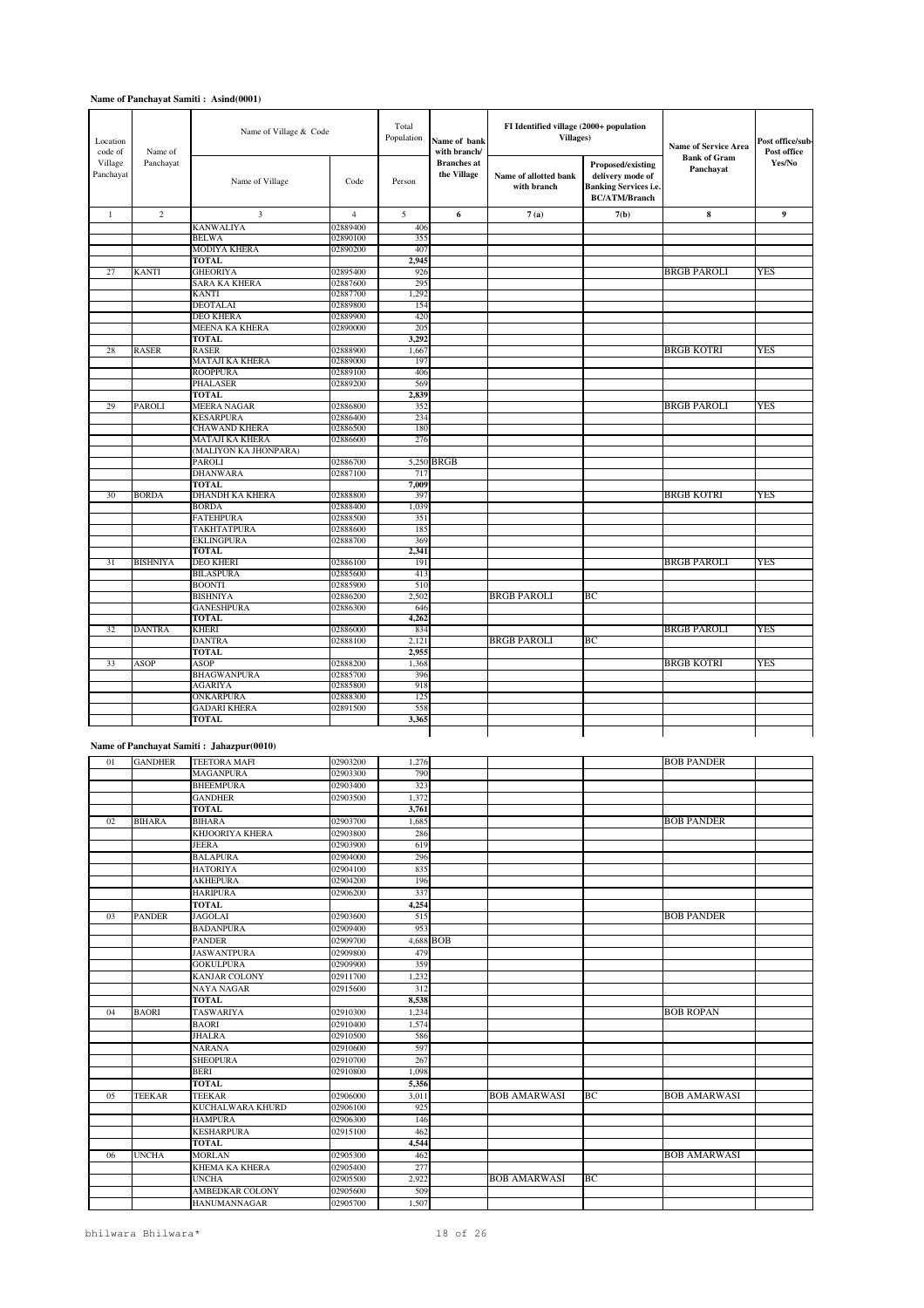**Name of Panchayat Samiti : Asind(0001)**

| Location code of Village Panchayat | Name of Panchayat | Name of Village & Code | | Total Population | Name of bank with branch/ Branches at the Village | FI Identified village (2000+ population Villages) | | Name of Service Area Bank of Gram Panchayat | Post office/sub-Post office Yes/No |
|---|---|---|---|---|---|---|---|---|---|
| | | Name of Village | Code | Person | | Name of allotted bank with branch | Proposed/existing delivery mode of Banking Services i.e. BC/ATM/Branch | | |
| 1 | 2 | 3 | 4 | 5 | 6 | 7 (a) | 7(b) | 8 | 9 |
| | | KANWALIYA | 02889400 | 406 | | | | | |
| | | BELWA | 02890100 | 355 | | | | | |
| | | MODIYA KHERA | 02890200 | 407 | | | | | |
| | | TOTAL | | 2,945 | | | | | |
| 27 | KANTI | GHEORIYA | 02895400 | 926 | | | | BRGB PAROLI | YES |
| | | SARA KA KHERA | 02887600 | 295 | | | | | |
| | | KANTI | 02887700 | 1,292 | | | | | |
| | | DEOTALAI | 02889800 | 154 | | | | | |
| | | DEO KHERA | 02889900 | 420 | | | | | |
| | | MEENA KA KHERA | 02890000 | 205 | | | | | |
| | | TOTAL | | 3,292 | | | | | |
| 28 | RASER | RASER | 02888900 | 1,667 | | | | BRGB KOTRI | YES |
| | | MATAJI KA KHERA | 02889000 | 197 | | | | | |
| | | ROOPPURA | 02889100 | 406 | | | | | |
| | | PHALASER | 02889200 | 569 | | | | | |
| | | TOTAL | | 2,839 | | | | | |
| 29 | PAROLI | MEERA NAGAR | 02886800 | 352 | | | | BRGB PAROLI | YES |
| | | KESARPURA | 02886400 | 234 | | | | | |
| | | CHAWAND KHERA | 02886500 | 180 | | | | | |
| | | MATAJI KA KHERA | 02886600 | 276 | | | | | |
| | | (MALIYON KA JHONPARA) | | | | | | | |
| | | PAROLI | 02886700 | 5,250 | BRGB | | | | |
| | | DHANWARA | 02887100 | 717 | | | | | |
| | | TOTAL | | 7,009 | | | | | |
| 30 | BORDA | DHANDH KA KHERA | 02888800 | 397 | | | | BRGB KOTRI | YES |
| | | BORDA | 02888400 | 1,039 | | | | | |
| | | FATEHPURA | 02888500 | 351 | | | | | |
| | | TAKHTATPURA | 02888600 | 185 | | | | | |
| | | EKLINGPURA | 02888700 | 369 | | | | | |
| | | TOTAL | | 2,341 | | | | | |
| 31 | BISHNIYA | DEO KHERI | 02886100 | 191 | | | | BRGB PAROLI | YES |
| | | BILASPURA | 02885600 | 413 | | | | | |
| | | BOONTI | 02885900 | 510 | | | | | |
| | | BISHNIYA | 02886200 | 2,502 | | BRGB PAROLI | BC | | |
| | | GANESHPURA | 02886300 | 646 | | | | | |
| | | TOTAL | | 4,262 | | | | | |
| 32 | DANTRA | KHERI | 02886000 | 834 | | | | BRGB PAROLI | YES |
| | | DANTRA | 02888100 | 2,121 | | BRGB PAROLI | BC | | |
| | | TOTAL | | 2,955 | | | | | |
| 33 | ASOP | ASOP | 02888200 | 1,368 | | | | BRGB KOTRI | YES |
| | | BHAGWANPURA | 02885700 | 396 | | | | | |
| | | AGARIYA | 02885800 | 918 | | | | | |
| | | ONKARPURA | 02888300 | 125 | | | | | |
| | | GADARI KHERA | 02891500 | 558 | | | | | |
| | | TOTAL | | 3,365 | | | | | |

**Name of Panchayat Samiti : Jahazpur(0010)**

| | | | | | | | | | |
|---|---|---|---|---|---|---|---|---|---|
| 01 | GANDHER | TEETORA MAFI | 02903200 | 1,276 | | | | BOB PANDER | |
| | | MAGANPURA | 02903300 | 790 | | | | | |
| | | BHEEMPURA | 02903400 | 323 | | | | | |
| | | GANDHER | 02903500 | 1,372 | | | | | |
| | | TOTAL | | 3,761 | | | | | |
| 02 | BIHARA | BIHARA | 02903700 | 1,685 | | | | BOB PANDER | |
| | | KHJOORIYA KHERA | 02903800 | 286 | | | | | |
| | | JEERA | 02903900 | 619 | | | | | |
| | | BALAPURA | 02904000 | 296 | | | | | |
| | | HATORIYA | 02904100 | 835 | | | | | |
| | | AKHEPURA | 02904200 | 196 | | | | | |
| | | HARIPURA | 02906200 | 337 | | | | | |
| | | TOTAL | | 4,254 | | | | | |
| 03 | PANDER | JAGOLAI | 02903600 | 515 | | | | BOB PANDER | |
| | | BADANPURA | 02909400 | 953 | | | | | |
| | | PANDER | 02909700 | 4,688 | BOB | | | | |
| | | JASWANTPURA | 02909800 | 479 | | | | | |
| | | GOKULPURA | 02909900 | 359 | | | | | |
| | | KANJAR COLONY | 02911700 | 1,232 | | | | | |
| | | NAYA NAGAR | 02915600 | 312 | | | | | |
| | | TOTAL | | 8,538 | | | | | |
| 04 | BAORI | TASWARIYA | 02910300 | 1,234 | | | | BOB ROPAN | |
| | | BAORI | 02910400 | 1,574 | | | | | |
| | | JHALRA | 02910500 | 586 | | | | | |
| | | NARANA | 02910600 | 597 | | | | | |
| | | SHEOPURA | 02910700 | 267 | | | | | |
| | | BERI | 02910800 | 1,098 | | | | | |
| | | TOTAL | | 5,356 | | | | | |
| 05 | TEEKAR | TEEKAR | 02906000 | 3,011 | | BOB AMARWASI | BC | BOB AMARWASI | |
| | | KUCHALWARA KHURD | 02906100 | 925 | | | | | |
| | | HAMPURA | 02906300 | 146 | | | | | |
| | | KESHARPURA | 02915100 | 462 | | | | | |
| | | TOTAL | | 4,544 | | | | | |
| 06 | UNCHA | MORLAN | 02905300 | 462 | | | | BOB AMARWASI | |
| | | KHEMA KA KHERA | 02905400 | 277 | | | | | |
| | | UNCHA | 02905500 | 2,922 | | BOB AMARWASI | BC | | |
| | | AMBEDKAR COLONY | 02905600 | 509 | | | | | |
| | | HANUMANNAGAR | 02905700 | 1,507 | | | | | |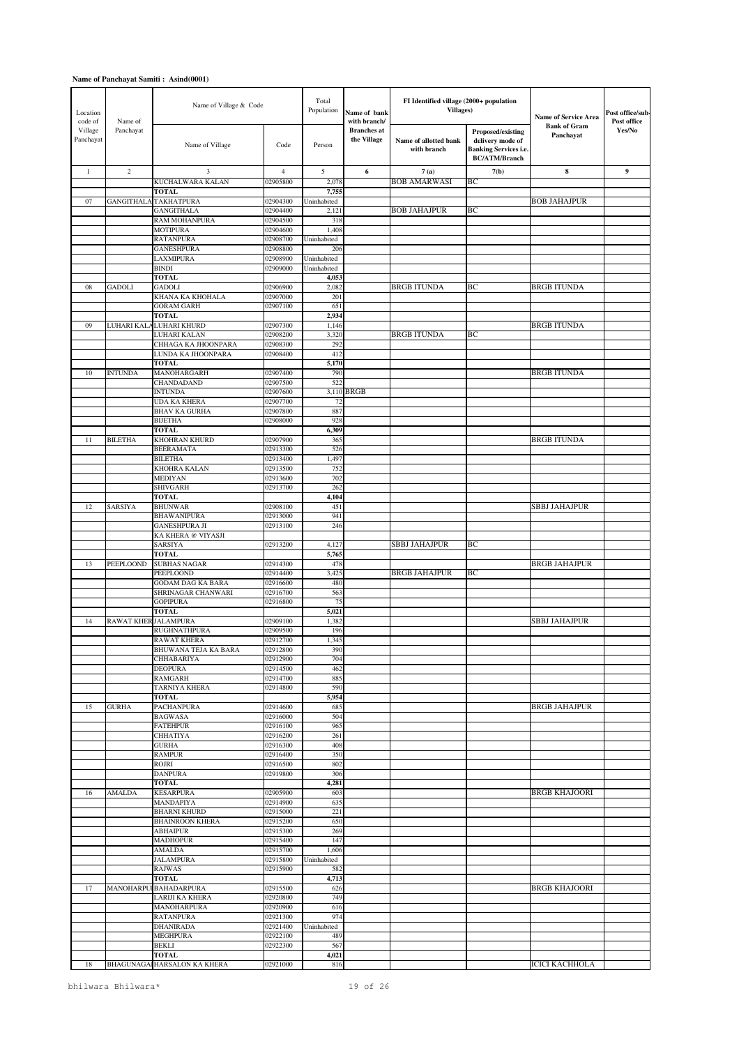**Name of Panchayat Samiti : Asind(0001)**

| Location code of Village Panchayat | Name of Panchayat | Name of Village & Code | | Total Population | Name of bank with branch/ Branches at the Village | FI Identified village (2000+ population Villages) | | Name of Service Area Bank of Gram Panchayat | Post office/sub-Post office Yes/No |
|---|---|---|---|---|---|---|---|---|---|
| | | Name of Village | Code | Person | | Name of allotted bank with branch | Proposed/existing delivery mode of Banking Services i.e. BC/ATM/Branch | | |
| 1 | 2 | 3 | 4 | 5 | 6 | 7 (a) | 7(b) | 8 | 9 |
| | | KUCHALWARA KALAN | 02905800 | 2,078 | | BOB AMARWASI | BC | | |
| | | TOTAL | | 7,755 | | | | | |
| 07 | GANGITHALA | TAKHATPURA | 02904300 | Uninhabited | | | | BOB JAHAJPUR | |
| | | GANGITHALA | 02904400 | 2,121 | | BOB JAHAJPUR | BC | | |
| | | RAM MOHANPURA | 02904500 | 318 | | | | | |
| | | MOTIPURA | 02904600 | 1,408 | | | | | |
| | | RATANPURA | 02908700 | Uninhabited | | | | | |
| | | GANESHPURA | 02908800 | 206 | | | | | |
| | | LAXMIPURA | 02908900 | Uninhabited | | | | | |
| | | BINDI | 02909000 | Uninhabited | | | | | |
| | | TOTAL | | 4,053 | | | | | |
| 08 | GADOLI | GADOLI | 02906900 | 2,082 | | BRGB ITUNDA | BC | BRGB ITUNDA | |
| | | KHANA KA KHOHALA | 02907000 | 201 | | | | | |
| | | GORAM GARH | 02907100 | 651 | | | | | |
| | | TOTAL | | 2,934 | | | | | |
| 09 | LUHARI KALA | LUHARI KHURD | 02907300 | 1,146 | | | | BRGB ITUNDA | |
| | | LUHARI KALAN | 02908200 | 3,320 | | BRGB ITUNDA | BC | | |
| | | CHHAGA KA JHOONPARA | 02908300 | 292 | | | | | |
| | | LUNDA KA JHOONPARA | 02908400 | 412 | | | | | |
| | | TOTAL | | 5,170 | | | | | |
| 10 | INTUNDA | MANOHARGARH | 02907400 | 790 | | | | BRGB ITUNDA | |
| | | CHANDADAND | 02907500 | 522 | | | | | |
| | | INTUNDA | 02907600 | 3,110 | BRGB | | | | |
| | | UDA KA KHERA | 02907700 | 72 | | | | | |
| | | BHAV KA GURHA | 02907800 | 887 | | | | | |
| | | BIJETHA | 02908000 | 928 | | | | | |
| | | TOTAL | | 6,309 | | | | | |
| 11 | BILETHA | KHOHRAN KHURD | 02907900 | 365 | | | | BRGB ITUNDA | |
| | | BEERAMATA | 02913300 | 526 | | | | | |
| | | BILETHA | 02913400 | 1,497 | | | | | |
| | | KHOHRA KALAN | 02913500 | 752 | | | | | |
| | | MEDIYAN | 02913600 | 702 | | | | | |
| | | SHIVGARH | 02913700 | 262 | | | | | |
| | | TOTAL | | 4,104 | | | | | |
| 12 | SARSIYA | BHUNWAR | 02908100 | 451 | | | | SBBJ JAHAJPUR | |
| | | BHAWANIPURA | 02913000 | 941 | | | | | |
| | | GANESHPURA JI | 02913100 | 246 | | | | | |
| | | KA KHERA @ VIYASJI | | | | | | | |
| | | SARSIYA | 02913200 | 4,127 | | SBBJ JAHAJPUR | BC | | |
| | | TOTAL | | 5,765 | | | | | |
| 13 | PEEPLOOND | SUBHAS NAGAR | 02914300 | 478 | | | | BRGB JAHAJPUR | |
| | | PEEPLOOND | 02914400 | 3,425 | | BRGB JAHAJPUR | BC | | |
| | | GODAM DAG KA BARA | 02916600 | 480 | | | | | |
| | | SHRINAGAR CHANWARI | 02916700 | 563 | | | | | |
| | | GOPIPURA | 02916800 | 75 | | | | | |
| | | TOTAL | | 5,021 | | | | | |
| 14 | RAWAT KHER | JALAMPURA | 02909100 | 1,382 | | | | SBBJ JAHAJPUR | |
| | | RUGHNATHPURA | 02909500 | 196 | | | | | |
| | | RAWAT KHERA | 02912700 | 1,345 | | | | | |
| | | BHUWANA TEJA KA BARA | 02912800 | 390 | | | | | |
| | | CHHABARIYA | 02912900 | 704 | | | | | |
| | | DEOPURA | 02914500 | 462 | | | | | |
| | | RAMGARH | 02914700 | 885 | | | | | |
| | | TARNIYA KHERA | 02914800 | 590 | | | | | |
| | | TOTAL | | 5,954 | | | | | |
| 15 | GURHA | PACHANPURA | 02914600 | 685 | | | | BRGB JAHAJPUR | |
| | | BAGWASA | 02916000 | 504 | | | | | |
| | | FATEHPUR | 02916100 | 965 | | | | | |
| | | CHHATIYA | 02916200 | 261 | | | | | |
| | | GURHA | 02916300 | 408 | | | | | |
| | | RAMPUR | 02916400 | 350 | | | | | |
| | | ROJRI | 02916500 | 802 | | | | | |
| | | DANPURA | 02919800 | 306 | | | | | |
| | | TOTAL | | 4,281 | | | | | |
| 16 | AMALDA | KESARPURA | 02905900 | 603 | | | | BRGB KHAJOORI | |
| | | MANDAPIYA | 02914900 | 635 | | | | | |
| | | BHARNI KHURD | 02915000 | 221 | | | | | |
| | | BHAINROON KHERA | 02915200 | 650 | | | | | |
| | | ABHAIPUR | 02915300 | 269 | | | | | |
| | | MADHOPUR | 02915400 | 147 | | | | | |
| | | AMALDA | 02915700 | 1,606 | | | | | |
| | | JALAMPURA | 02915800 | Uninhabited | | | | | |
| | | RAJWAS | 02915900 | 582 | | | | | |
| | | TOTAL | | 4,713 | | | | | |
| 17 | MANOHARPU | BAHADARPURA | 02915500 | 626 | | | | BRGB KHAJOORI | |
| | | LARIJI KA KHERA | 02920800 | 749 | | | | | |
| | | MANOHARPURA | 02920900 | 616 | | | | | |
| | | RATANPURA | 02921300 | 974 | | | | | |
| | | DHANIRADA | 02921400 | Uninhabited | | | | | |
| | | MEGHPURA | 02922100 | 489 | | | | | |
| | | BEKLI | 02922300 | 567 | | | | | |
| | | TOTAL | | 4,021 | | | | | |
| 18 | BHAGUNAGA | HARSALON KA KHERA | 02921000 | 816 | | | | ICICI KACHHOLA | |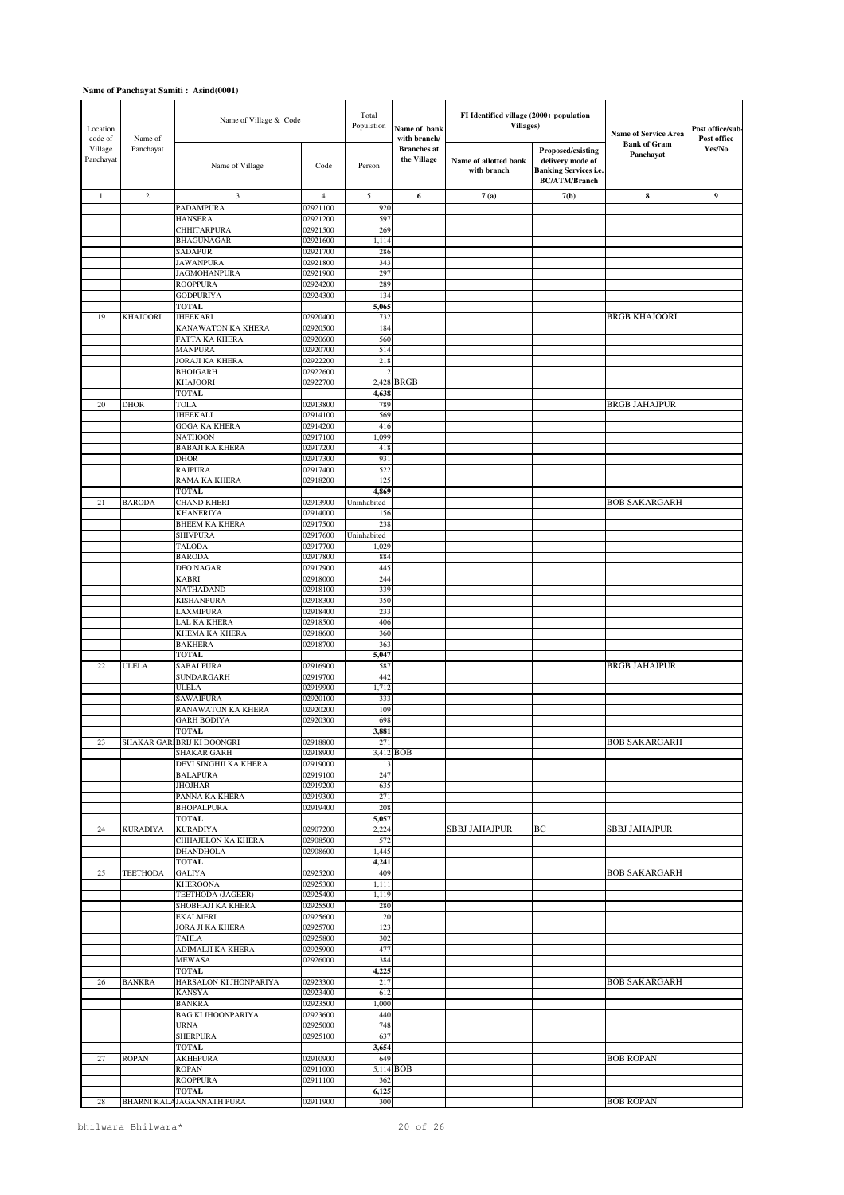**Name of Panchayat Samiti : Asind(0001)**

| Location code of Village Panchayat | Name of Panchayat | Name of Village & Code | | Total Population | Name of bank with branch/ Branches at the Village | FI Identified village (2000+ population Villages) | | Name of Service Area Bank of Gram Panchayat | Post office/sub-Post office Yes/No |
|---|---|---|---|---|---|---|---|---|---|
| | | Name of Village | Code | Person | | Name of allotted bank with branch | Proposed/existing delivery mode of Banking Services i.e. BC/ATM/Branch | | |
| 1 | 2 | 3 | 4 | 5 | 6 | 7 (a) | 7(b) | 8 | 9 |
| | | PADAMPURA | 02921100 | 920 | | | | | |
| | | HANSERA | 02921200 | 597 | | | | | |
| | | CHHITARPURA | 02921500 | 269 | | | | | |
| | | BHAGUNAGAR | 02921600 | 1,114 | | | | | |
| | | SADAPUR | 02921700 | 286 | | | | | |
| | | JAWANPURA | 02921800 | 343 | | | | | |
| | | JAGMOHANPURA | 02921900 | 297 | | | | | |
| | | ROOPPURA | 02924200 | 289 | | | | | |
| | | GODPURIYA | 02924300 | 134 | | | | | |
| | | **TOTAL** | | **5,065** | | | | | |
| 19 | KHAJOORI | JHEEKARI | 02920400 | 732 | | | | BRGB KHAJOORI | |
| | | KANAWATON KA KHERA | 02920500 | 184 | | | | | |
| | | FATTA KA KHERA | 02920600 | 560 | | | | | |
| | | MANPURA | 02920700 | 514 | | | | | |
| | | JORAJI KA KHERA | 02922200 | 218 | | | | | |
| | | BHOJGARH | 02922600 | 2 | | | | | |
| | | KHAJOORI | 02922700 | 2,428 | BRGB | | | | |
| | | **TOTAL** | | **4,638** | | | | | |
| 20 | DHOR | TOLA | 02913800 | 789 | | | | BRGB JAHAJPUR | |
| | | JHEEKALI | 02914100 | 569 | | | | | |
| | | GOGA KA KHERA | 02914200 | 416 | | | | | |
| | | NATHOON | 02917100 | 1,099 | | | | | |
| | | BABAJI KA KHERA | 02917200 | 418 | | | | | |
| | | DHOR | 02917300 | 931 | | | | | |
| | | RAJPURA | 02917400 | 522 | | | | | |
| | | RAMA KA KHERA | 02918200 | 125 | | | | | |
| | | **TOTAL** | | **4,869** | | | | | |
| 21 | BARODA | CHAND KHERI | 02913900 | Uninhabited | | | | BOB SAKARGARH | |
| | | KHANERIYA | 02914000 | 156 | | | | | |
| | | BHEEM KA KHERA | 02917500 | 238 | | | | | |
| | | SHIVPURA | 02917600 | Uninhabited | | | | | |
| | | TALODA | 02917700 | 1,029 | | | | | |
| | | BARODA | 02917800 | 884 | | | | | |
| | | DEO NAGAR | 02917900 | 445 | | | | | |
| | | KABRI | 02918000 | 244 | | | | | |
| | | NATHADAND | 02918100 | 339 | | | | | |
| | | KISHANPURA | 02918300 | 350 | | | | | |
| | | LAXMIPURA | 02918400 | 233 | | | | | |
| | | LAL KA KHERA | 02918500 | 406 | | | | | |
| | | KHEMA KA KHERA | 02918600 | 360 | | | | | |
| | | BAKHERA | 02918700 | 363 | | | | | |
| | | **TOTAL** | | **5,047** | | | | | |
| 22 | ULELA | SABALPURA | 02916900 | 587 | | | | BRGB JAHAJPUR | |
| | | SUNDARGARH | 02919700 | 442 | | | | | |
| | | ULELA | 02919900 | 1,712 | | | | | |
| | | SAWAIPURA | 02920100 | 333 | | | | | |
| | | RANAWATON KA KHERA | 02920200 | 109 | | | | | |
| | | GARH BODIYA | 02920300 | 698 | | | | | |
| | | **TOTAL** | | **3,881** | | | | | |
| 23 | SHAKAR GARH | BRIJ KI DOONGRI | 02918800 | 271 | | | | BOB SAKARGARH | |
| | | SHAKAR GARH | 02918900 | 3,412 | BOB | | | | |
| | | DEVI SINGHJI KA KHERA | 02919000 | 13 | | | | | |
| | | BALAPURA | 02919100 | 247 | | | | | |
| | | JHOJHAR | 02919200 | 635 | | | | | |
| | | PANNA KA KHERA | 02919300 | 271 | | | | | |
| | | BHOPALPURA | 02919400 | 208 | | | | | |
| | | **TOTAL** | | **5,057** | | | | | |
| 24 | KURADIYA | KURADIYA | 02907200 | 2,224 | | SBBJ JAHAJPUR | BC | SBBJ JAHAJPUR | |
| | | CHHAJELON KA KHERA | 02908500 | 572 | | | | | |
| | | DHANDHOLA | 02908600 | 1,445 | | | | | |
| | | **TOTAL** | | **4,241** | | | | | |
| 25 | TEETHODA | GALIYA | 02925200 | 409 | | | | BOB SAKARGARH | |
| | | KHEROONA | 02925300 | 1,111 | | | | | |
| | | TEETHODA (JAGEER) | 02925400 | 1,119 | | | | | |
| | | SHOBHAJI KA KHERA | 02925500 | 280 | | | | | |
| | | EKALMERI | 02925600 | 20 | | | | | |
| | | JORA JI KA KHERA | 02925700 | 123 | | | | | |
| | | TAHLA | 02925800 | 302 | | | | | |
| | | ADIMALJI KA KHERA | 02925900 | 477 | | | | | |
| | | MEWASA | 02926000 | 384 | | | | | |
| | | **TOTAL** | | **4,225** | | | | | |
| 26 | BANKRA | HARSALON KI JHONPARIYA | 02923300 | 217 | | | | BOB SAKARGARH | |
| | | KANSYA | 02923400 | 612 | | | | | |
| | | BANKRA | 02923500 | 1,000 | | | | | |
| | | BAG KI JHOONPARIYA | 02923600 | 440 | | | | | |
| | | URNA | 02925000 | 748 | | | | | |
| | | SHERPURA | 02925100 | 637 | | | | | |
| | | **TOTAL** | | **3,654** | | | | | |
| 27 | ROPAN | AKHEPURA | 02910900 | 649 | | | | BOB ROPAN | |
| | | ROPAN | 02911000 | 5,114 | BOB | | | | |
| | | ROOPPURA | 02911100 | 362 | | | | | |
| | | **TOTAL** | | **6,125** | | | | | |
| 28 | BHARNI KALA | JAGANNATH PURA | 02911900 | 300 | | | | BOB ROPAN | |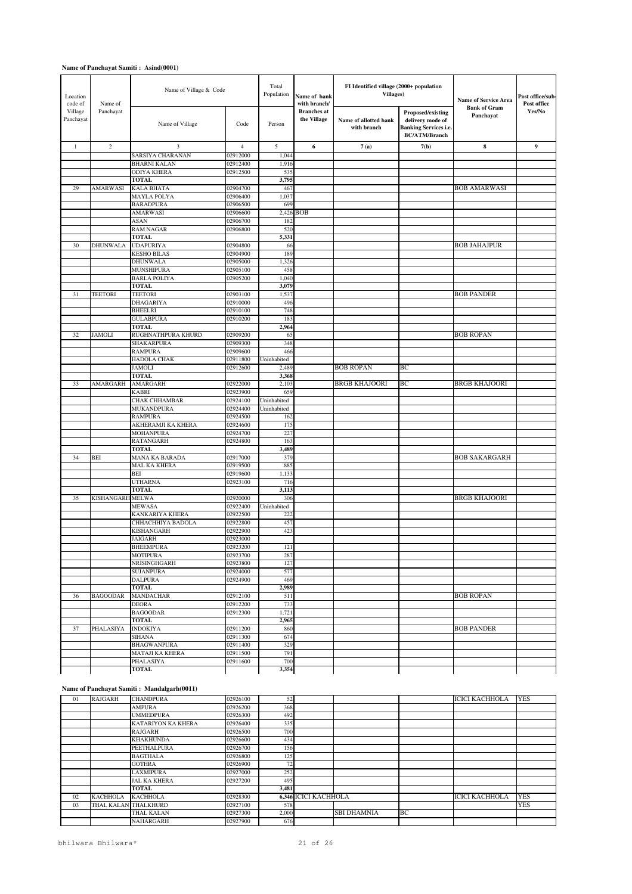**Name of Panchayat Samiti : Asind(0001)**

| Location code of Village Panchayat | Name of Panchayat | Name of Village & Code | | Total Population | Name of bank with branch/ Branches at the Village | FI Identified village (2000+ population Villages) | | Name of Service Area Bank of Gram Panchayat | Post office/sub-Post office Yes/No |
|---|---|---|---|---|---|---|---|---|---|
| | | Name of Village | Code | Person | | Name of allotted bank with branch | Proposed/existing delivery mode of Banking Services i.e. BC/ATM/Branch | | |
| 1 | 2 | 3 | 4 | 5 | 6 | 7 (a) | 7(b) | 8 | 9 |
| | | SARSIYA CHARANAN | 02912000 | 1,044 | | | | | |
| | | BHARNI KALAN | 02912400 | 1,916 | | | | | |
| | | ODIYA KHERA | 02912500 | 535 | | | | | |
| | | **TOTAL** | | **3,795** | | | | | |
| 29 | AMARWASI | KALA BHATA | 02904700 | 467 | | | | BOB AMARWASI | |
| | | MAYLA POLYA | 02906400 | 1,037 | | | | | |
| | | BARADPURA | 02906500 | 699 | | | | | |
| | | AMARWASI | 02906600 | 2,426 | BOB | | | | |
| | | ASAN | 02906700 | 182 | | | | | |
| | | RAM NAGAR | 02906800 | 520 | | | | | |
| | | **TOTAL** | | **5,331** | | | | | |
| 30 | DHUNWALA | UDAPURIYA | 02904800 | 66 | | | | BOB JAHAJPUR | |
| | | KESHO BILAS | 02904900 | 189 | | | | | |
| | | DHUNWALA | 02905000 | 1,326 | | | | | |
| | | MUNSHIPURA | 02905100 | 458 | | | | | |
| | | BARLA POLIYA | 02905200 | 1,040 | | | | | |
| | | **TOTAL** | | **3,079** | | | | | |
| 31 | TEETORI | TEETORI | 02903100 | 1,537 | | | | BOB PANDER | |
| | | DHAGARIYA | 02910000 | 496 | | | | | |
| | | BHEELRI | 02910100 | 748 | | | | | |
| | | GULABPURA | 02910200 | 183 | | | | | |
| | | **TOTAL** | | **2,964** | | | | | |
| 32 | JAMOLI | RUGHNATHPURA KHURD | 02909200 | 65 | | | | BOB ROPAN | |
| | | SHAKARPURA | 02909300 | 348 | | | | | |
| | | RAMPURA | 02909600 | 466 | | | | | |
| | | HADOLA CHAK | 02911800 | Uninhabited | | | | | |
| | | JAMOLI | 02912600 | 2,489 | | BOB ROPAN | BC | | |
| | | **TOTAL** | | **3,368** | | | | | |
| 33 | AMARGARH | AMARGARH | 02922000 | 2,103 | | BRGB KHAJOORI | BC | BRGB KHAJOORI | |
| | | KABRI | 02923900 | 659 | | | | | |
| | | CHAK CHHAMBAR | 02924100 | Uninhabited | | | | | |
| | | MUKANDPURA | 02924400 | Uninhabited | | | | | |
| | | RAMPURA | 02924500 | 162 | | | | | |
| | | AKHERAMJI KA KHERA | 02924600 | 175 | | | | | |
| | | MOHANPURA | 02924700 | 227 | | | | | |
| | | RATANGARH | 02924800 | 163 | | | | | |
| | | **TOTAL** | | **3,489** | | | | | |
| 34 | BEI | MANA KA BARADA | 02917000 | 379 | | | | BOB SAKARGARH | |
| | | MAL KA KHERA | 02919500 | 885 | | | | | |
| | | BEI | 02919600 | 1,133 | | | | | |
| | | UTHARNA | 02923100 | 716 | | | | | |
| | | **TOTAL** | | **3,113** | | | | | |
| 35 | KISHANGARH | MELWA | 02920000 | 306 | | | | BRGB KHAJOORI | |
| | | MEWASA | 02922400 | Uninhabited | | | | | |
| | | KANKARIYA KHERA | 02922500 | 222 | | | | | |
| | | CHHACHHIYA BADOLA | 02922800 | 457 | | | | | |
| | | KISHANGARH | 02922900 | 423 | | | | | |
| | | JAIGARH | 02923000 | | | | | | |
| | | BHEEMPURA | 02923200 | 121 | | | | | |
| | | MOTIPURA | 02923700 | 287 | | | | | |
| | | NRISINGHGARH | 02923800 | 127 | | | | | |
| | | SUJANPURA | 02924000 | 577 | | | | | |
| | | DALPURA | 02924900 | 469 | | | | | |
| | | **TOTAL** | | **2,989** | | | | | |
| 36 | BAGOODAR | MANDACHAR | 02912100 | 511 | | | | BOB ROPAN | |
| | | DEORA | 02912200 | 733 | | | | | |
| | | BAGOODAR | 02912300 | 1,721 | | | | | |
| | | **TOTAL** | | **2,965** | | | | | |
| 37 | PHALASIYA | INDOKIYA | 02911200 | 860 | | | | BOB PANDER | |
| | | SIHANA | 02911300 | 674 | | | | | |
| | | BHAGWANPURA | 02911400 | 329 | | | | | |
| | | MATAJI KA KHERA | 02911500 | 791 | | | | | |
| | | PHALASIYA | 02911600 | 700 | | | | | |
| | | **TOTAL** | | **3,354** | | | | | |

**Name of Panchayat Samiti : Mandalgarh(0011)**

| Location code of Village Panchayat | Name of Panchayat | Name of Village | Code | Person | Name of bank with branch/ Branches at the Village | Name of allotted bank with branch | Proposed/existing delivery mode | Name of Service Area Bank of Gram Panchayat | Post office/sub-Post office Yes/No |
|---|---|---|---|---|---|---|---|---|---|
| 01 | RAJGARH | CHANDPURA | 02926100 | 52 | | | | ICICI KACHHOLA | YES |
| | | AMPURA | 02926200 | 368 | | | | | |
| | | UMMEDPURA | 02926300 | 492 | | | | | |
| | | KATARIYON KA KHERA | 02926400 | 335 | | | | | |
| | | RAJGARH | 02926500 | 700 | | | | | |
| | | KHAKHUNDA | 02926600 | 434 | | | | | |
| | | PEETHALPURA | 02926700 | 156 | | | | | |
| | | BAGTHALA | 02926800 | 125 | | | | | |
| | | GOTHRA | 02926900 | 72 | | | | | |
| | | LAXMIPURA | 02927000 | 252 | | | | | |
| | | JAL KA KHERA | 02927200 | 495 | | | | | |
| | | **TOTAL** | | **3,481** | | | | | |
| 02 | KACHHOLA | KACHHOLA | 02928300 | **6,346** | ICICI KACHHOLA | | | ICICI KACHHOLA | YES |
| 03 | THAL KALAN | THALKHURD | 02927100 | 578 | | | | | YES |
| | | THAL KALAN | 02927300 | 2,000 | | SBI DHAMNIA | BC | | |
| | | NAHARGARH | 02927900 | 676 | | | | | |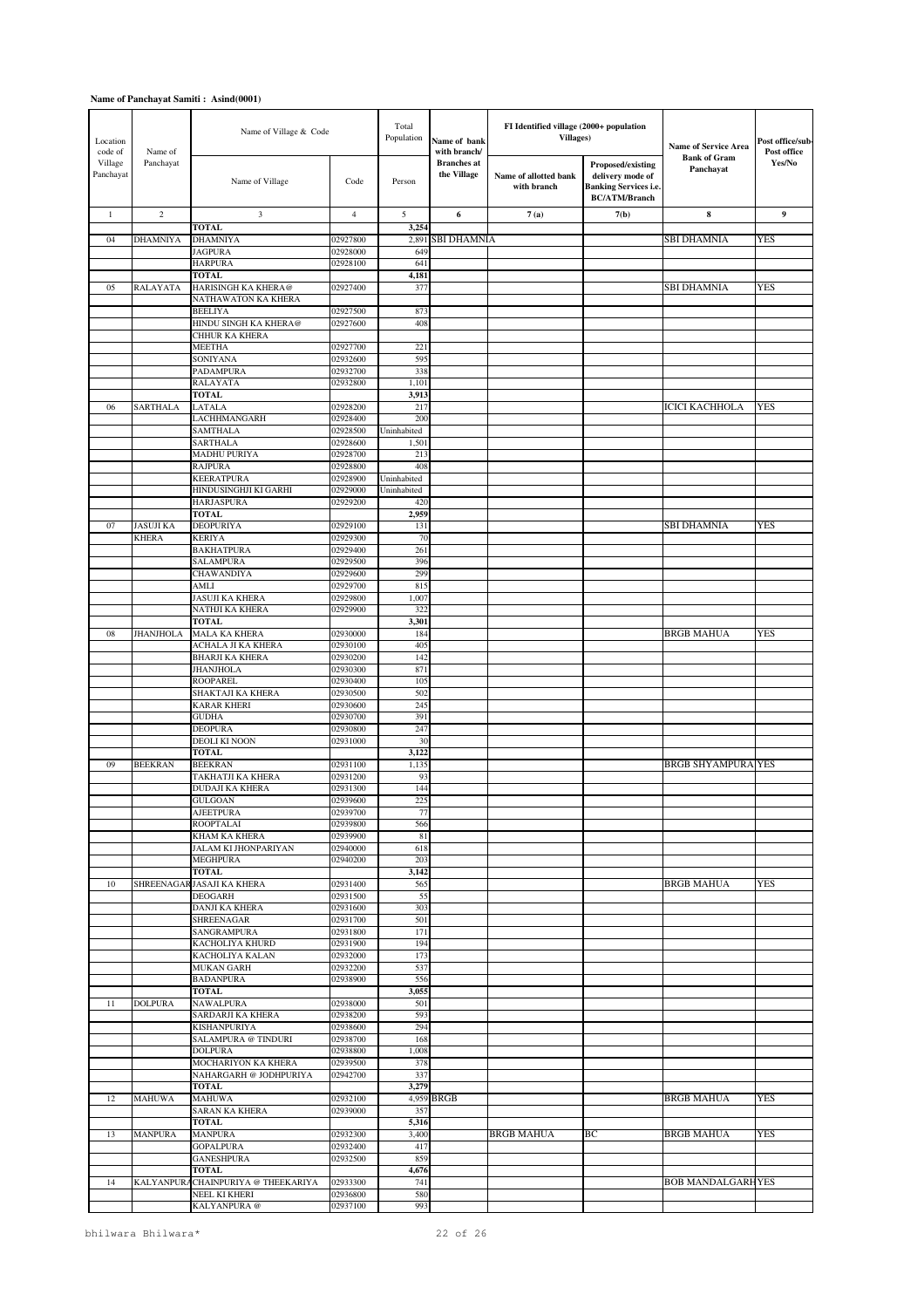**Name of Panchayat Samiti : Asind(0001)**

| Location code of Village Panchayat | Name of Panchayat | Name of Village & Code | | Total Population | Name of bank with branch/ Branches at the Village | FI Identified village (2000+ population Villages) | | Name of Service Area Bank of Gram Panchayat | Post office/sub-Post office Yes/No |
|---|---|---|---|---|---|---|---|---|---|
| | | Name of Village | Code | Person | | Name of allotted bank with branch | Proposed/existing delivery mode of Banking Services i.e. BC/ATM/Branch | | |
| 1 | 2 | 3 | 4 | 5 | 6 | 7 (a) | 7(b) | 8 | 9 |
| | | TOTAL | | 3,254 | | | | | |
| 04 | DHAMNIYA | DHAMNIYA | 02927800 | 2,891 | SBI DHAMNIA | | | SBI DHAMNIA | YES |
| | | JAGPURA | 02928000 | 649 | | | | | |
| | | HARPURA | 02928100 | 641 | | | | | |
| | | TOTAL | | 4,181 | | | | | |
| 05 | RALAYATA | HARISINGH KA KHERA@ NATHAWATON KA KHERA | 02927400 | 377 | | | | SBI DHAMNIA | YES |
| | | BEELIYA | 02927500 | 873 | | | | | |
| | | HINDU SINGH KA KHERA@ CHHUR KA KHERA | 02927600 | 408 | | | | | |
| | | MEETHA | 02927700 | 221 | | | | | |
| | | SONIYANA | 02932600 | 595 | | | | | |
| | | PADAMPURA | 02932700 | 338 | | | | | |
| | | RALAYATA | 02932800 | 1,101 | | | | | |
| | | TOTAL | | 3,913 | | | | | |
| 06 | SARTHALA | LATALA | 02928200 | 217 | | | | ICICI KACHHOLA | YES |
| | | LACHHMANGARH | 02928400 | 200 | | | | | |
| | | SAMTHALA | 02928500 | Uninhabited | | | | | |
| | | SARTHALA | 02928600 | 1,501 | | | | | |
| | | MADHU PURIYA | 02928700 | 213 | | | | | |
| | | RAJPURA | 02928800 | 408 | | | | | |
| | | KEERATPURA | 02928900 | Uninhabited | | | | | |
| | | HINDUSINGHJI KI GARHI | 02929000 | Uninhabited | | | | | |
| | | HARJASPURA | 02929200 | 420 | | | | | |
| | | TOTAL | | 2,959 | | | | | |
| 07 | JASUJI KA KHERA | DEOPURIYA | 02929100 | 131 | | | | SBI DHAMNIA | YES |
| | | KERIYA | 02929300 | 70 | | | | | |
| | | BAKHATPURA | 02929400 | 261 | | | | | |
| | | SALAMPURA | 02929500 | 396 | | | | | |
| | | CHAWANDIYA | 02929600 | 299 | | | | | |
| | | AMLI | 02929700 | 815 | | | | | |
| | | JASUJI KA KHERA | 02929800 | 1,007 | | | | | |
| | | NATHJI KA KHERA | 02929900 | 322 | | | | | |
| | | TOTAL | | 3,301 | | | | | |
| 08 | JHANJHOLA | MALA KA KHERA | 02930000 | 184 | | | | BRGB MAHUA | YES |
| | | ACHALA JI KA KHERA | 02930100 | 405 | | | | | |
| | | BHARJI KA KHERA | 02930200 | 142 | | | | | |
| | | JHANJHOLA | 02930300 | 871 | | | | | |
| | | ROOPAREL | 02930400 | 105 | | | | | |
| | | SHAKTAJI KA KHERA | 02930500 | 502 | | | | | |
| | | KARAR KHERI | 02930600 | 245 | | | | | |
| | | GUDHA | 02930700 | 391 | | | | | |
| | | DEOPURA | 02930800 | 247 | | | | | |
| | | DEOLI KI NOON | 02931000 | 30 | | | | | |
| | | TOTAL | | 3,122 | | | | | |
| 09 | BEEKRAN | BEEKRAN | 02931100 | 1,135 | | | | BRGB SHYAMPURA | YES |
| | | TAKHATJI KA KHERA | 02931200 | 93 | | | | | |
| | | DUDAJI KA KHERA | 02931300 | 144 | | | | | |
| | | GULGOAN | 02939600 | 225 | | | | | |
| | | AJEETPURA | 02939700 | 77 | | | | | |
| | | ROOPTALAI | 02939800 | 566 | | | | | |
| | | KHAM KA KHERA | 02939900 | 81 | | | | | |
| | | JALAM KI JHONPARIYAN | 02940000 | 618 | | | | | |
| | | MEGHPURA | 02940200 | 203 | | | | | |
| | | TOTAL | | 3,142 | | | | | |
| 10 | SHREENAGAR | JASAJI KA KHERA | 02931400 | 565 | | | | BRGB MAHUA | YES |
| | | DEOGARH | 02931500 | 55 | | | | | |
| | | DANJI KA KHERA | 02931600 | 303 | | | | | |
| | | SHREENAGAR | 02931700 | 501 | | | | | |
| | | SANGRAMPURA | 02931800 | 171 | | | | | |
| | | KACHOLIYA KHURD | 02931900 | 194 | | | | | |
| | | KACHOLIYA KALAN | 02932000 | 173 | | | | | |
| | | MUKAN GARH | 02932200 | 537 | | | | | |
| | | BADANPURA | 02938900 | 556 | | | | | |
| | | TOTAL | | 3,055 | | | | | |
| 11 | DOLPURA | NAWALPURA | 02938000 | 501 | | | | | |
| | | SARDARJI KA KHERA | 02938200 | 593 | | | | | |
| | | KISHANPURIYA | 02938600 | 294 | | | | | |
| | | SALAMPURA @ TINDURI | 02938700 | 168 | | | | | |
| | | DOLPURA | 02938800 | 1,008 | | | | | |
| | | MOCHARIYON KA KHERA | 02939500 | 378 | | | | | |
| | | NAHARGARH @ JODHPURIYA | 02942700 | 337 | | | | | |
| | | TOTAL | | 3,279 | | | | | |
| 12 | MAHUWA | MAHUWA | 02932100 | 4,959 | BRGB | | | BRGB MAHUA | YES |
| | | SARAN KA KHERA | 02939000 | 357 | | | | | |
| | | TOTAL | | 5,316 | | | | | |
| 13 | MANPURA | MANPURA | 02932300 | 3,400 | | BRGB MAHUA | BC | BRGB MAHUA | YES |
| | | GOPALPURA | 02932400 | 417 | | | | | |
| | | GANESHPURA | 02932500 | 859 | | | | | |
| | | TOTAL | | 4,676 | | | | | |
| 14 | KALYANPURA | CHAINPURIYA @ THEEKARIYA | 02933300 | 741 | | | | BOB MANDALGARH | YES |
| | | NEEL KI KHERI | 02936800 | 580 | | | | | |
| | | KALYANPURA @ | 02937100 | 993 | | | | | |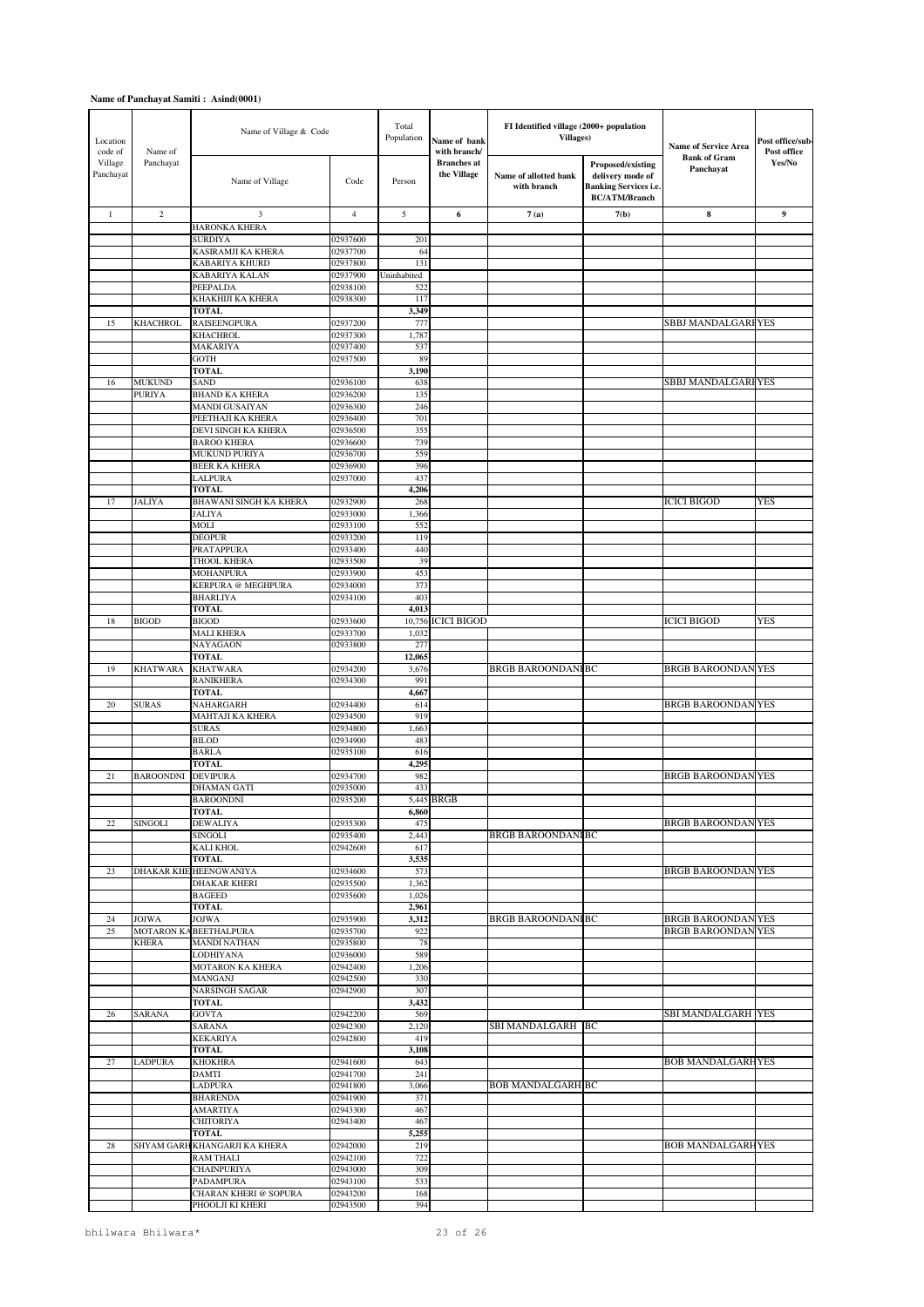**Name of Panchayat Samiti : Asind(0001)**

| Location code of Village Panchayat | Name of Panchayat | Name of Village & Code | | Total Population | Name of bank with branch/ Branches at the Village | FI Identified village (2000+ population Villages) | | Name of Service Area Bank of Gram Panchayat | Post office/sub-Post office Yes/No |
|---|---|---|---|---|---|---|---|---|---|
| | | Name of Village | Code | Person | | Name of allotted bank with branch | Proposed/existing delivery mode of Banking Services i.e. BC/ATM/Branch | | |
| 1 | 2 | 3 | 4 | 5 | 6 | 7 (a) | 7(b) | 8 | 9 |
| | | HARONKA KHERA | | | | | | | |
| | | SURDIYA | 02937600 | 201 | | | | | |
| | | KASIRAMJI KA KHERA | 02937700 | 64 | | | | | |
| | | KABARIYA KHURD | 02937800 | 131 | | | | | |
| | | KABARIYA KALAN | 02937900 | Uninhabited | | | | | |
| | | PEEPALDA | 02938100 | 522 | | | | | |
| | | KHAKHIJI KA KHERA | 02938300 | 117 | | | | | |
| | | TOTAL | | 3,349 | | | | | |
| 15 | KHACHROL | RAISEENGPURA | 02937200 | 777 | | | | SBBJ MANDALGARH | YES |
| | | KHACHROL | 02937300 | 1,787 | | | | | |
| | | MAKARIYA | 02937400 | 537 | | | | | |
| | | GOTH | 02937500 | 89 | | | | | |
| | | TOTAL | | 3,190 | | | | | |
| 16 | MUKUND PURIYA | SAND | 02936100 | 638 | | | | SBBJ MANDALGARH | YES |
| | | BHAND KA KHERA | 02936200 | 135 | | | | | |
| | | MANDI GUSAIYAN | 02936300 | 246 | | | | | |
| | | PEETHAJI KA KHERA | 02936400 | 701 | | | | | |
| | | DEVI SINGH KA KHERA | 02936500 | 355 | | | | | |
| | | BAROO KHERA | 02936600 | 739 | | | | | |
| | | MUKUND PURIYA | 02936700 | 559 | | | | | |
| | | BEER KA KHERA | 02936900 | 396 | | | | | |
| | | LALPURA | 02937000 | 437 | | | | | |
| | | TOTAL | | 4,206 | | | | | |
| 17 | JALIYA | BHAWANI SINGH KA KHERA | 02932900 | 268 | | | | ICICI BIGOD | YES |
| | | JALIYA | 02933000 | 1,366 | | | | | |
| | | MOLI | 02933100 | 552 | | | | | |
| | | DEOPUR | 02933200 | 119 | | | | | |
| | | PRATAPPURA | 02933400 | 440 | | | | | |
| | | THOOL KHERA | 02933500 | 39 | | | | | |
| | | MOHANPURA | 02933900 | 453 | | | | | |
| | | KERPURA @ MEGHPURA | 02934000 | 373 | | | | | |
| | | BHARLIYA | 02934100 | 403 | | | | | |
| | | TOTAL | | 4,013 | | | | | |
| 18 | BIGOD | BIGOD | 02933600 | 10,756 | ICICI BIGOD | | | ICICI BIGOD | YES |
| | | MALI KHERA | 02933700 | 1,032 | | | | | |
| | | NAYAGAON | 02933800 | 277 | | | | | |
| | | TOTAL | | 12,065 | | | | | |
| 19 | KHATWARA | KHATWARA | 02934200 | 3,676 | | BRGB BAROONDANI | BC | BRGB BAROONDANI | YES |
| | | RANIKHERA | 02934300 | 991 | | | | | |
| | | TOTAL | | 4,667 | | | | | |
| 20 | SURAS | NAHARGARH | 02934400 | 614 | | | | BRGB BAROONDANI | YES |
| | | MAHTAJI KA KHERA | 02934500 | 919 | | | | | |
| | | SURAS | 02934800 | 1,663 | | | | | |
| | | BILOD | 02934900 | 483 | | | | | |
| | | BARLA | 02935100 | 616 | | | | | |
| | | TOTAL | | 4,295 | | | | | |
| 21 | BAROONDNI | DEVIPURA | 02934700 | 982 | | | | BRGB BAROONDANI | YES |
| | | DHAMAN GATI | 02935000 | 433 | | | | | |
| | | BAROONDNI | 02935200 | 5,445 | BRGB | | | | |
| | | TOTAL | | 6,860 | | | | | |
| 22 | SINGOLI | DEWALIYA | 02935300 | 475 | | | | BRGB BAROONDANI | YES |
| | | SINGOLI | 02935400 | 2,443 | | BRGB BAROONDANI | BC | | |
| | | KALI KHOL | 02942600 | 617 | | | | | |
| | | TOTAL | | 3,535 | | | | | |
| 23 | DHAKAR KHERI | HEENGWANIYA | 02934600 | 573 | | | | BRGB BAROONDANI | YES |
| | | DHAKAR KHERI | 02935500 | 1,362 | | | | | |
| | | BAGEED | 02935600 | 1,026 | | | | | |
| | | TOTAL | | 2,961 | | | | | |
| 24 | JOJWA | JOJWA | 02935900 | 3,312 | | BRGB BAROONDANI | BC | BRGB BAROONDANI | YES |
| 25 | MOTARON KA KHERA | BEETHALPURA | 02935700 | 922 | | | | BRGB BAROONDANI | YES |
| | | MANDI NATHAN | 02935800 | 78 | | | | | |
| | | LODHIYANA | 02936000 | 589 | | | | | |
| | | MOTARON KA KHERA | 02942400 | 1,206 | | | | | |
| | | MANGANJ | 02942500 | 330 | | | | | |
| | | NARSINGH SAGAR | 02942900 | 307 | | | | | |
| | | TOTAL | | 3,432 | | | | | |
| 26 | SARANA | GOVTA | 02942200 | 569 | | | | SBI MANDALGARH | YES |
| | | SARANA | 02942300 | 2,120 | | SBI MANDALGARH | BC | | |
| | | KEKARIYA | 02942800 | 419 | | | | | |
| | | TOTAL | | 3,108 | | | | | |
| 27 | LADPURA | KHOKHRA | 02941600 | 643 | | | | BOB MANDALGARH | YES |
| | | DAMTI | 02941700 | 241 | | | | | |
| | | LADPURA | 02941800 | 3,066 | | BOB MANDALGARH | BC | | |
| | | BHARENDA | 02941900 | 371 | | | | | |
| | | AMARTIYA | 02943300 | 467 | | | | | |
| | | CHITORIYA | 02943400 | 467 | | | | | |
| | | TOTAL | | 5,255 | | | | | |
| 28 | SHYAM GARH | KHANGARJI KA KHERA | 02942000 | 219 | | | | BOB MANDALGARH | YES |
| | | RAM THALI | 02942100 | 722 | | | | | |
| | | CHAINPURIYA | 02943000 | 309 | | | | | |
| | | PADAMPURA | 02943100 | 533 | | | | | |
| | | CHARAN KHERI @ SOPURA | 02943200 | 168 | | | | | |
| | | PHOOLJI KI KHERI | 02943500 | 394 | | | | | |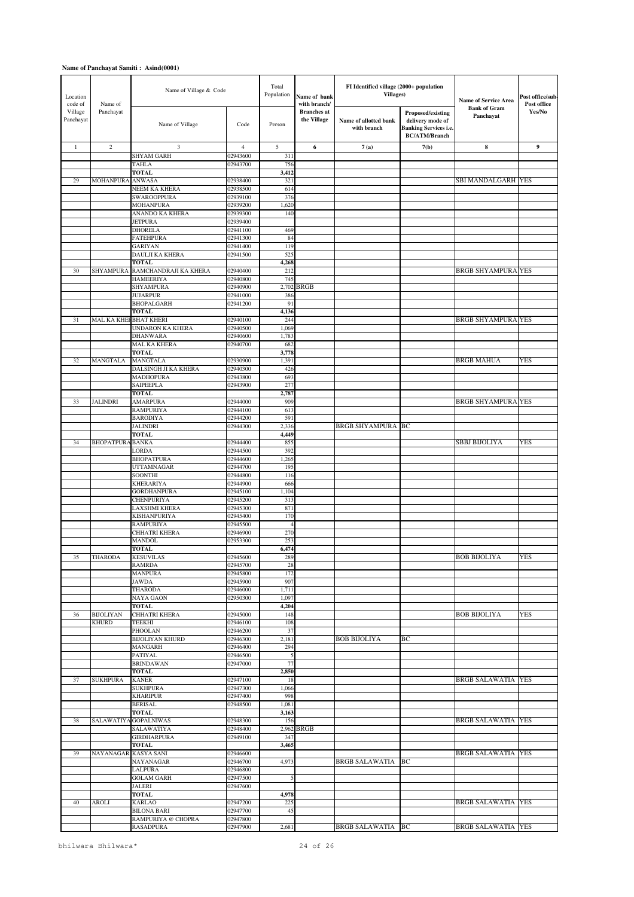**Name of Panchayat Samiti : Asind(0001)**

| Location code of Village Panchayat | Name of Panchayat | Name of Village & Code | | Total Population | Name of bank with branch/ Branches at the Village | FI Identified village (2000+ population Villages) | | Name of Service Area Bank of Gram Panchayat | Post office/sub-Post office Yes/No |
|---|---|---|---|---|---|---|---|---|---|
| | | Name of Village | Code | Person | | Name of allotted bank with branch | Proposed/existing delivery mode of Banking Services i.e. BC/ATM/Branch | | |
| 1 | 2 | 3 | 4 | 5 | 6 | 7 (a) | 7(b) | 8 | 9 |
| | | SHYAM GARH | 02943600 | 311 | | | | | |
| | | TAHLA | 02943700 | 756 | | | | | |
| | | **TOTAL** | | **3,412** | | | | | |
| 29 | MOHANPURA | ANWASA | 02938400 | 321 | | | | SBI MANDALGARH | YES |
| | | NEEM KA KHERA | 02938500 | 614 | | | | | |
| | | SWAROOPPURA | 02939100 | 376 | | | | | |
| | | MOHANPURA | 02939200 | 1,620 | | | | | |
| | | ANANDO KA KHERA | 02939300 | 140 | | | | | |
| | | JETPURA | 02939400 | | | | | | |
| | | DHORELA | 02941100 | 469 | | | | | |
| | | FATEHPURA | 02941300 | 84 | | | | | |
| | | GARIYAN | 02941400 | 119 | | | | | |
| | | DAULJI KA KHERA | 02941500 | 525 | | | | | |
| | | **TOTAL** | | **4,268** | | | | | |
| 30 | SHYAMPURA | RAMCHANDRAJI KA KHERA | 02940400 | 212 | | | | BRGB SHYAMPURA | YES |
| | | HAMEERIYA | 02940800 | 745 | | | | | |
| | | SHYAMPURA | 02940900 | 2,702 | BRGB | | | | |
| | | JUJARPUR | 02941000 | 386 | | | | | |
| | | BHOPALGARH | 02941200 | 91 | | | | | |
| | | **TOTAL** | | **4,136** | | | | | |
| 31 | MAL KA KHERA | BHAT KHERI | 02940100 | 244 | | | | BRGB SHYAMPURA | YES |
| | | UNDARON KA KHERA | 02940500 | 1,069 | | | | | |
| | | DHANWARA | 02940600 | 1,783 | | | | | |
| | | MAL KA KHERA | 02940700 | 682 | | | | | |
| | | **TOTAL** | | **3,778** | | | | | |
| 32 | MANGTALA | MANGTALA | 02930900 | 1,391 | | | | BRGB MAHUA | YES |
| | | DALSINGH JI KA KHERA | 02940300 | 426 | | | | | |
| | | MADHOPURA | 02943800 | 693 | | | | | |
| | | SAIPEEPLA | 02943900 | 277 | | | | | |
| | | **TOTAL** | | **2,787** | | | | | |
| 33 | JALINDRI | AMARPURA | 02944000 | 909 | | | | BRGB SHYAMPURA | YES |
| | | RAMPURIYA | 02944100 | 613 | | | | | |
| | | BARODIYA | 02944200 | 591 | | | | | |
| | | JALINDRI | 02944300 | 2,336 | | BRGB SHYAMPURA | BC | | |
| | | **TOTAL** | | **4,449** | | | | | |
| 34 | BHOPATPURA | BANKA | 02944400 | 855 | | | | SBBJ BIJOLIYA | YES |
| | | LORDA | 02944500 | 392 | | | | | |
| | | BHOPATPURA | 02944600 | 1,265 | | | | | |
| | | UTTAMNAGAR | 02944700 | 195 | | | | | |
| | | SOONTHI | 02944800 | 116 | | | | | |
| | | KHERARIYA | 02944900 | 666 | | | | | |
| | | GORDHANPURA | 02945100 | 1,104 | | | | | |
| | | CHENPURIYA | 02945200 | 313 | | | | | |
| | | LAXSHMI KHERA | 02945300 | 871 | | | | | |
| | | KISHANPURIYA | 02945400 | 170 | | | | | |
| | | RAMPURIYA | 02945500 | 4 | | | | | |
| | | CHHATRI KHERA | 02946900 | 270 | | | | | |
| | | MANDOL | 02953300 | 253 | | | | | |
| | | **TOTAL** | | **6,474** | | | | | |
| 35 | THARODA | KESUVILAS | 02945600 | 289 | | | | BOB BIJOLIYA | YES |
| | | RAMRDA | 02945700 | 28 | | | | | |
| | | MANPURA | 02945800 | 172 | | | | | |
| | | JAWDA | 02945900 | 907 | | | | | |
| | | THARODA | 02946000 | 1,711 | | | | | |
| | | NAYA GAON | 02950300 | 1,097 | | | | | |
| | | **TOTAL** | | **4,204** | | | | | |
| 36 | BIJOLIYAN KHURD | CHHATRI KHERA | 02945000 | 148 | | | | BOB BIJOLIYA | YES |
| | | TEEKHI | 02946100 | 108 | | | | | |
| | | PHOOLAN | 02946200 | 37 | | | | | |
| | | BIJOLIYAN KHURD | 02946300 | 2,181 | | BOB BIJOLIYA | BC | | |
| | | MANGARH | 02946400 | 294 | | | | | |
| | | PATIYAL | 02946500 | 5 | | | | | |
| | | BRINDAWAN | 02947000 | 77 | | | | | |
| | | **TOTAL** | | **2,850** | | | | | |
| 37 | SUKHPURA | KANER | 02947100 | 18 | | | | BRGB SALAWATIA | YES |
| | | SUKHPURA | 02947300 | 1,066 | | | | | |
| | | KHARIPUR | 02947400 | 998 | | | | | |
| | | BERISAL | 02948500 | 1,081 | | | | | |
| | | **TOTAL** | | **3,163** | | | | | |
| 38 | SALAWATIYA | GOPALNIWAS | 02948300 | 156 | | | | BRGB SALAWATIA | YES |
| | | SALAWATIYA | 02948400 | 2,962 | BRGB | | | | |
| | | GIRDHARPURA | 02949100 | 347 | | | | | |
| | | **TOTAL** | | **3,465** | | | | | |
| 39 | NAYANAGAR | KASYA SANI | 02946600 | | | | | BRGB SALAWATIA | YES |
| | | NAYANAGAR | 02946700 | 4,973 | | BRGB SALAWATIA | BC | | |
| | | LALPURA | 02946800 | | | | | | |
| | | GOLAM GARH | 02947500 | 5 | | | | | |
| | | JALERI | 02947600 | | | | | | |
| | | **TOTAL** | | **4,978** | | | | | |
| 40 | AROLI | KARLAO | 02947200 | 225 | | | | BRGB SALAWATIA | YES |
| | | BILONA BARI | 02947700 | 45 | | | | | |
| | | RAMPURIYA @ CHOPRA | 02947800 | | | | | | |
| | | RASADPURA | 02947900 | 2,681 | | BRGB SALAWATIA | BC | BRGB SALAWATIA | YES |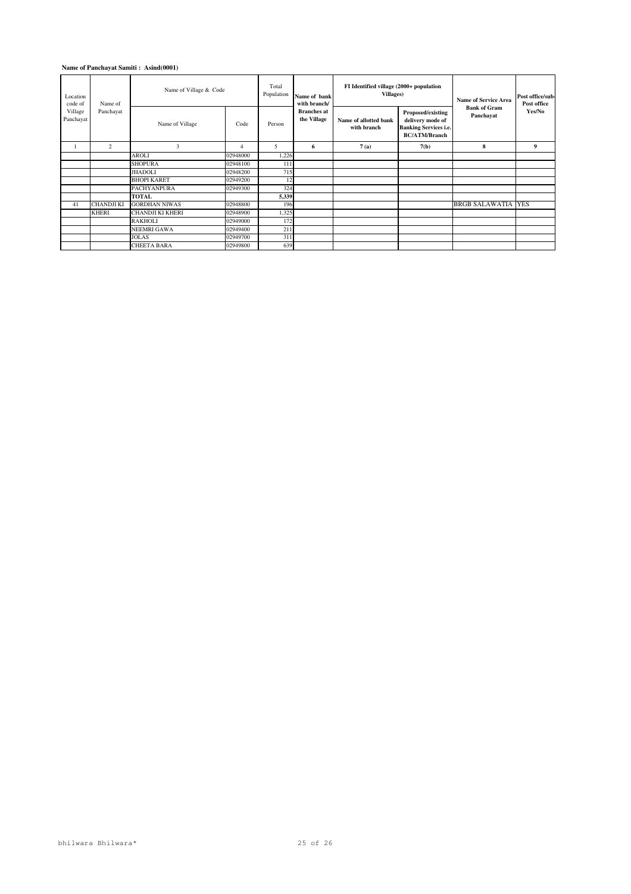**Name of Panchayat Samiti : Asind(0001)**

| Location code of Village Panchayat | Name of Panchayat | Name of Village & Code | | Total Population | Name of bank with branch/ Branches at the Village | FI Identified village (2000+ population Villages) | | Name of Service Area Bank of Gram Panchayat | Post office/sub-Post office Yes/No |
|---|---|---|---|---|---|---|---|---|---|
| | | Name of Village | Code | Person | | Name of allotted bank with branch | Proposed/existing delivery mode of Banking Services i.e. BC/ATM/Branch | | |
| 1 | 2 | 3 | 4 | 5 | 6 | 7 (a) | 7(b) | 8 | 9 |
| | | AROLI | 02948000 | 1,226 | | | | | |
| | | SHOPURA | 02948100 | 111 | | | | | |
| | | JHADOLI | 02948200 | 715 | | | | | |
| | | BHOPI KARET | 02949200 | 12 | | | | | |
| | | PACHYANPURA | 02949300 | 324 | | | | | |
| | | **TOTAL** | | **5,339** | | | | | |
| 41 | CHANDJI KI KHERI | GORDHAN NIWAS | 02948800 | 196 | | | | BRGB SALAWATIA | YES |
| | | CHANDJI KI KHERI | 02948900 | 1,325 | | | | | |
| | | RAKHOLI | 02949000 | 172 | | | | | |
| | | NEEMRI GAWA | 02949400 | 211 | | | | | |
| | | JOLAS | 02949700 | 311 | | | | | |
| | | CHEETA BARA | 02949800 | 639 | | | | | |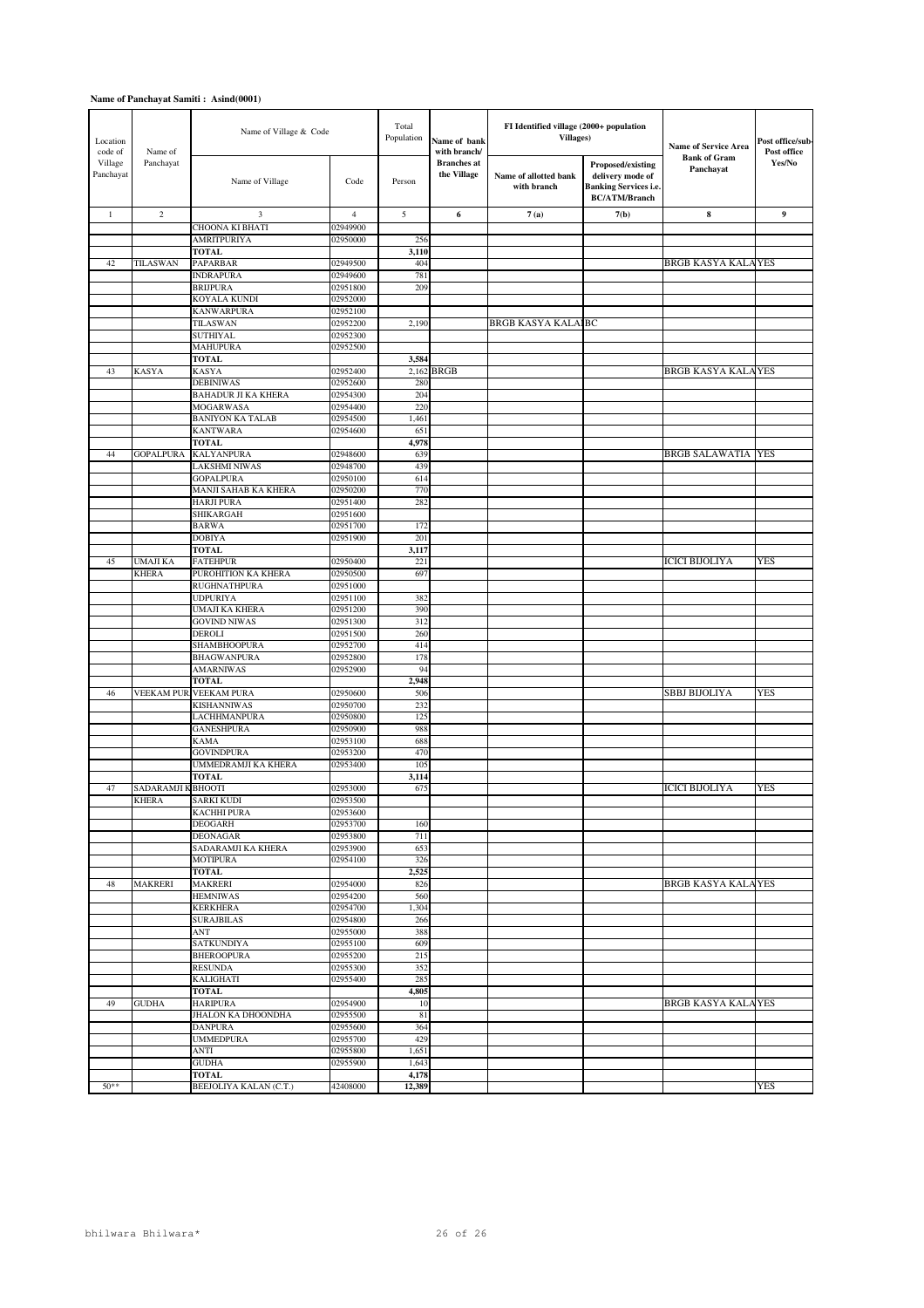**Name of Panchayat Samiti : Asind(0001)**

| Location code of Village Panchayat | Name of Panchayat | Name of Village & Code | | Total Population | Name of bank with branch/ Branches at the Village | FI Identified village (2000+ population Villages) | | Name of Service Area Bank of Gram Panchayat | Post office/sub-Post office Yes/No |
|---|---|---|---|---|---|---|---|---|---|
| | | Name of Village | Code | Person | | Name of allotted bank with branch | Proposed/existing delivery mode of Banking Services i.e. BC/ATM/Branch | | |
| 1 | 2 | 3 | 4 | 5 | 6 | 7 (a) | 7(b) | 8 | 9 |
| | | CHOONA KI BHATI | 02949900 | | | | | | |
| | | AMRITPURIYA | 02950000 | 256 | | | | | |
| | | **TOTAL** | | **3,110** | | | | | |
| 42 | TILASWAN | PAPARBAR | 02949500 | 404 | | | | BRGB KASYA KALA | YES |
| | | INDRAPURA | 02949600 | 781 | | | | | |
| | | BRIJPURA | 02951800 | 209 | | | | | |
| | | KOYALA KUNDI | 02952000 | | | | | | |
| | | KANWARPURA | 02952100 | | | | | | |
| | | TILASWAN | 02952200 | 2,190 | | BRGB KASYA KALA | BC | | |
| | | SUTHIYAL | 02952300 | | | | | | |
| | | MAHUPURA | 02952500 | | | | | | |
| | | **TOTAL** | | **3,584** | | | | | |
| 43 | KASYA | KASYA | 02952400 | 2,162 | BRGB | | | BRGB KASYA KALA | YES |
| | | DEBINIWAS | 02952600 | 280 | | | | | |
| | | BAHADUR JI KA KHERA | 02954300 | 204 | | | | | |
| | | MOGARWASA | 02954400 | 220 | | | | | |
| | | BANIYON KA TALAB | 02954500 | 1,461 | | | | | |
| | | KANTWARA | 02954600 | 651 | | | | | |
| | | **TOTAL** | | **4,978** | | | | | |
| 44 | GOPALPURA | KALYANPURA | 02948600 | 639 | | | | BRGB SALAWATIA | YES |
| | | LAKSHMI NIWAS | 02948700 | 439 | | | | | |
| | | GOPALPURA | 02950100 | 614 | | | | | |
| | | MANJI SAHAB KA KHERA | 02950200 | 770 | | | | | |
| | | HARJI PURA | 02951400 | 282 | | | | | |
| | | SHIKARGAH | 02951600 | | | | | | |
| | | BARWA | 02951700 | 172 | | | | | |
| | | DOBIYA | 02951900 | 201 | | | | | |
| | | **TOTAL** | | **3,117** | | | | | |
| 45 | UMAJI KA KHERA | FATEHPUR | 02950400 | 221 | | | | ICICI BIJOLIYA | YES |
| | | PUROHITION KA KHERA | 02950500 | 697 | | | | | |
| | | RUGHNATHPURA | 02951000 | | | | | | |
| | | UDPURIYA | 02951100 | 382 | | | | | |
| | | UMAJI KA KHERA | 02951200 | 390 | | | | | |
| | | GOVIND NIWAS | 02951300 | 312 | | | | | |
| | | DEROLI | 02951500 | 260 | | | | | |
| | | SHAMBHOOPURA | 02952700 | 414 | | | | | |
| | | BHAGWANPURA | 02952800 | 178 | | | | | |
| | | AMARNIWAS | 02952900 | 94 | | | | | |
| | | **TOTAL** | | **2,948** | | | | | |
| 46 | VEEKAM PUR | VEEKAM PURA | 02950600 | 506 | | | | SBBJ BIJOLIYA | YES |
| | | KISHANNIWAS | 02950700 | 232 | | | | | |
| | | LACHHMANPURA | 02950800 | 125 | | | | | |
| | | GANESHPURA | 02950900 | 988 | | | | | |
| | | KAMA | 02953100 | 688 | | | | | |
| | | GOVINDPURA | 02953200 | 470 | | | | | |
| | | UMMEDRAMJI KA KHERA | 02953400 | 105 | | | | | |
| | | **TOTAL** | | **3,114** | | | | | |
| 47 | SADARAMJI KA KHERA | BHOOTI | 02953000 | 675 | | | | ICICI BIJOLIYA | YES |
| | | SARKI KUDI | 02953500 | | | | | | |
| | | KACHHI PURA | 02953600 | | | | | | |
| | | DEOGARH | 02953700 | 160 | | | | | |
| | | DEONAGAR | 02953800 | 711 | | | | | |
| | | SADARAMJI KA KHERA | 02953900 | 653 | | | | | |
| | | MOTIPURA | 02954100 | 326 | | | | | |
| | | **TOTAL** | | **2,525** | | | | | |
| 48 | MAKRERI | MAKRERI | 02954000 | 826 | | | | BRGB KASYA KALA | YES |
| | | HEMNIWAS | 02954200 | 560 | | | | | |
| | | KERKHERA | 02954700 | 1,304 | | | | | |
| | | SURAJBILAS | 02954800 | 266 | | | | | |
| | | ANT | 02955000 | 388 | | | | | |
| | | SATKUNDIYA | 02955100 | 609 | | | | | |
| | | BHEROOPURA | 02955200 | 215 | | | | | |
| | | RESUNDA | 02955300 | 352 | | | | | |
| | | KALIGHATI | 02955400 | 285 | | | | | |
| | | **TOTAL** | | **4,805** | | | | | |
| 49 | GUDHA | HARIPURA | 02954900 | 10 | | | | BRGB KASYA KALA | YES |
| | | JHALON KA DHOONDHA | 02955500 | 81 | | | | | |
| | | DANPURA | 02955600 | 364 | | | | | |
| | | UMMEDPURA | 02955700 | 429 | | | | | |
| | | ANTI | 02955800 | 1,651 | | | | | |
| | | GUDHA | 02955900 | 1,643 | | | | | |
| | | **TOTAL** | | **4,178** | | | | | |
| 50** | | BEEJOLIYA KALAN (C.T.) | 42408000 | 12,389 | | | | | YES |